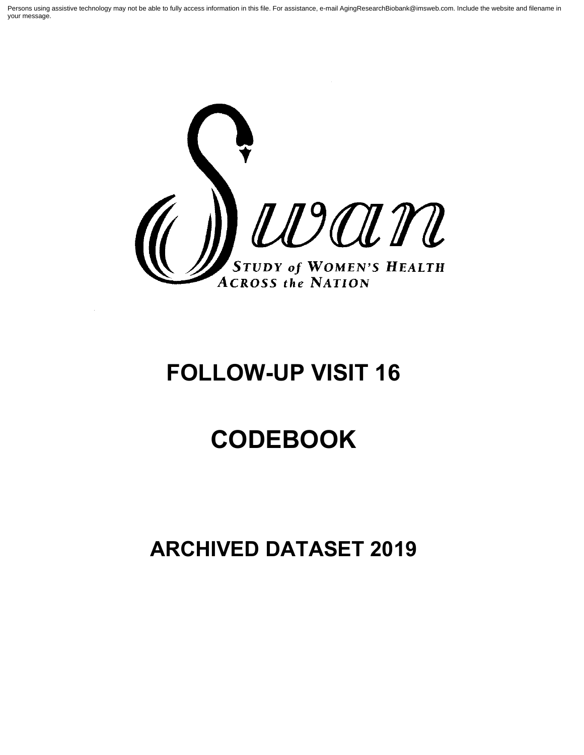Persons using assistive technology may not be able to fully access information in this file. For assistance, e-mail AgingResearchBiobank@imsweb.com. Include the website and filename in your message.

Swan

STUDY of WOMEN'S HEALTH ACROSS the NATION

# FOLLOW-UP VISIT 16

# CODEBOOK

# ARCHIVED DATASET 2019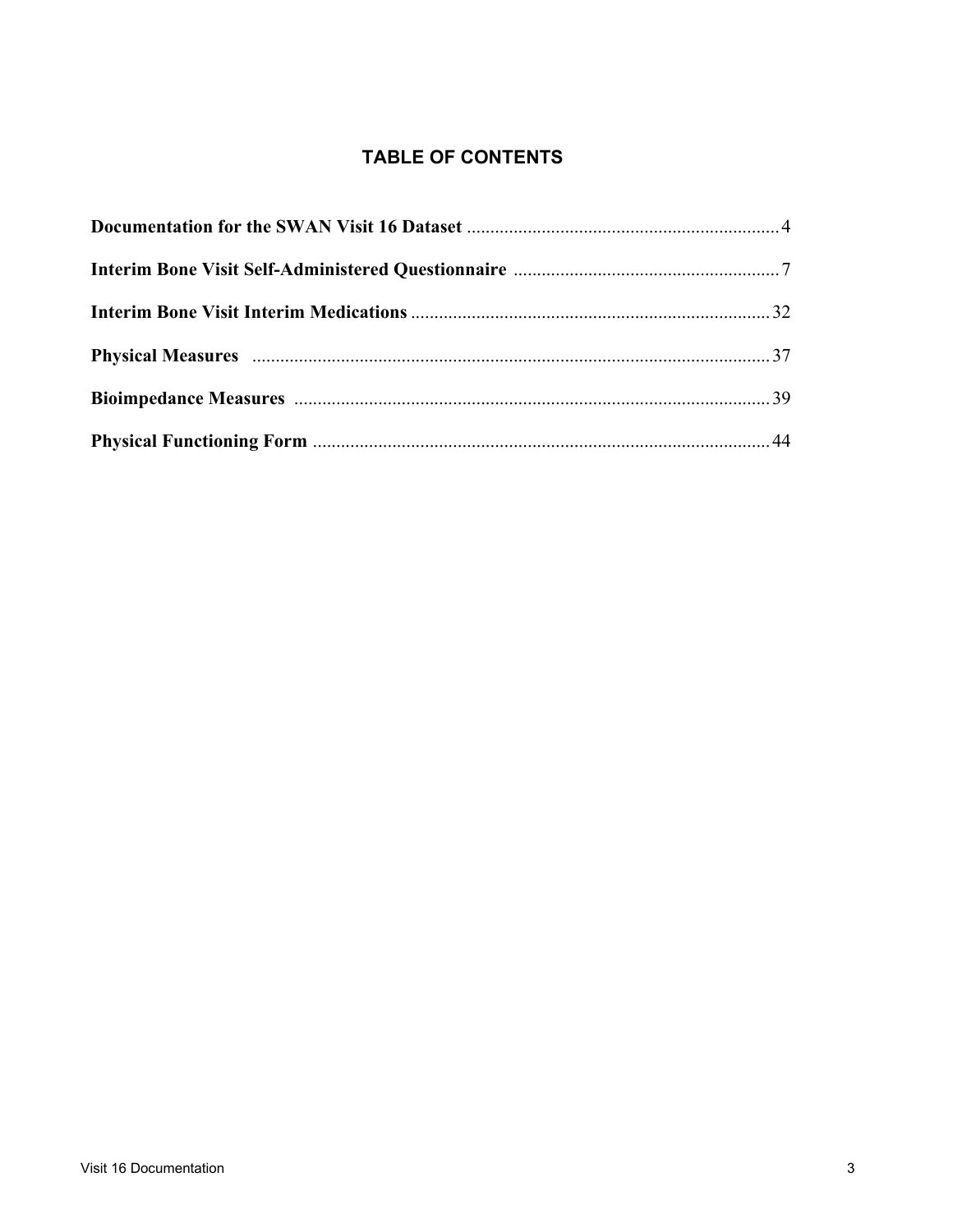## TABLE OF CONTENTS

**Documentation for the SWAN Visit 16 Dataset** .................................................................... 4

**Interim Bone Visit Self-Administered Questionnaire** ......................................................... 7

**Interim Bone Visit Interim Medications** ............................................................................ 32

**Physical Measures** ............................................................................................................. 37

**Bioimpedance Measures** ..................................................................................................... 39

**Physical Functioning Form** ................................................................................................. 44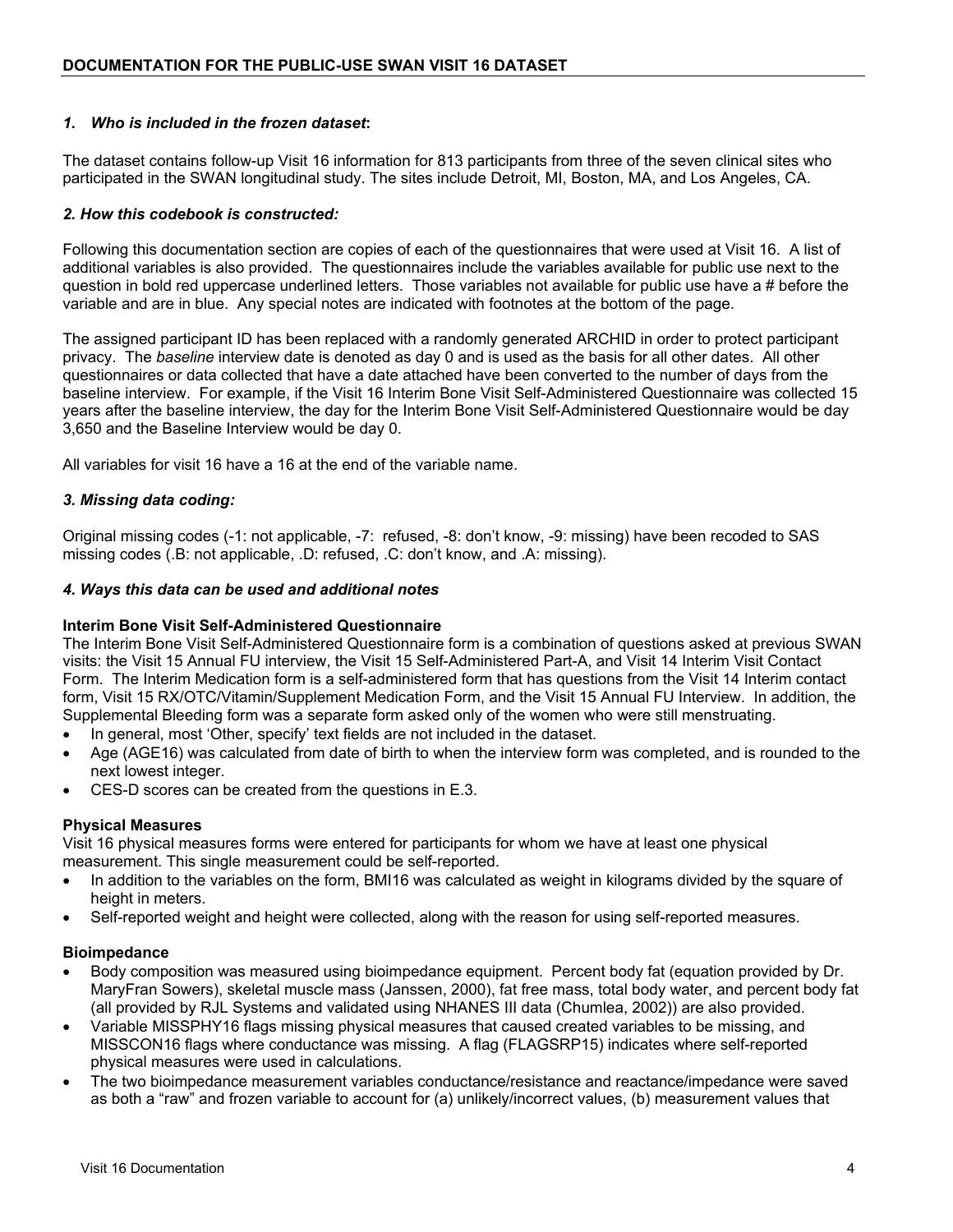## DOCUMENTATION FOR THE PUBLIC-USE SWAN VISIT 16 DATASET

### *1. Who is included in the frozen dataset*:

The dataset contains follow-up Visit 16 information for 813 participants from three of the seven clinical sites who participated in the SWAN longitudinal study. The sites include Detroit, MI, Boston, MA, and Los Angeles, CA.

### *2. How this codebook is constructed:*

Following this documentation section are copies of each of the questionnaires that were used at Visit 16. A list of additional variables is also provided. The questionnaires include the variables available for public use next to the question in bold red uppercase underlined letters. Those variables not available for public use have a # before the variable and are in blue. Any special notes are indicated with footnotes at the bottom of the page.

The assigned participant ID has been replaced with a randomly generated ARCHID in order to protect participant privacy. The *baseline* interview date is denoted as day 0 and is used as the basis for all other dates. All other questionnaires or data collected that have a date attached have been converted to the number of days from the baseline interview. For example, if the Visit 16 Interim Bone Visit Self-Administered Questionnaire was collected 15 years after the baseline interview, the day for the Interim Bone Visit Self-Administered Questionnaire would be day 3,650 and the Baseline Interview would be day 0.

All variables for visit 16 have a 16 at the end of the variable name.

### *3. Missing data coding:*

Original missing codes (-1: not applicable, -7: refused, -8: don't know, -9: missing) have been recoded to SAS missing codes (.B: not applicable, .D: refused, .C: don't know, and .A: missing).

### *4. Ways this data can be used and additional notes*

**Interim Bone Visit Self-Administered Questionnaire**

The Interim Bone Visit Self-Administered Questionnaire form is a combination of questions asked at previous SWAN visits: the Visit 15 Annual FU interview, the Visit 15 Self-Administered Part-A, and Visit 14 Interim Visit Contact Form. The Interim Medication form is a self-administered form that has questions from the Visit 14 Interim contact form, Visit 15 RX/OTC/Vitamin/Supplement Medication Form, and the Visit 15 Annual FU Interview. In addition, the Supplemental Bleeding form was a separate form asked only of the women who were still menstruating.

- In general, most 'Other, specify' text fields are not included in the dataset.
- Age (AGE16) was calculated from date of birth to when the interview form was completed, and is rounded to the next lowest integer.
- CES-D scores can be created from the questions in E.3.

**Physical Measures**

Visit 16 physical measures forms were entered for participants for whom we have at least one physical measurement. This single measurement could be self-reported.

- In addition to the variables on the form, BMI16 was calculated as weight in kilograms divided by the square of height in meters.
- Self-reported weight and height were collected, along with the reason for using self-reported measures.

**Bioimpedance**

- Body composition was measured using bioimpedance equipment. Percent body fat (equation provided by Dr. MaryFran Sowers), skeletal muscle mass (Janssen, 2000), fat free mass, total body water, and percent body fat (all provided by RJL Systems and validated using NHANES III data (Chumlea, 2002)) are also provided.
- Variable MISSPHY16 flags missing physical measures that caused created variables to be missing, and MISSCON16 flags where conductance was missing. A flag (FLAGSRP15) indicates where self-reported physical measures were used in calculations.
- The two bioimpedance measurement variables conductance/resistance and reactance/impedance were saved as both a "raw" and frozen variable to account for (a) unlikely/incorrect values, (b) measurement values that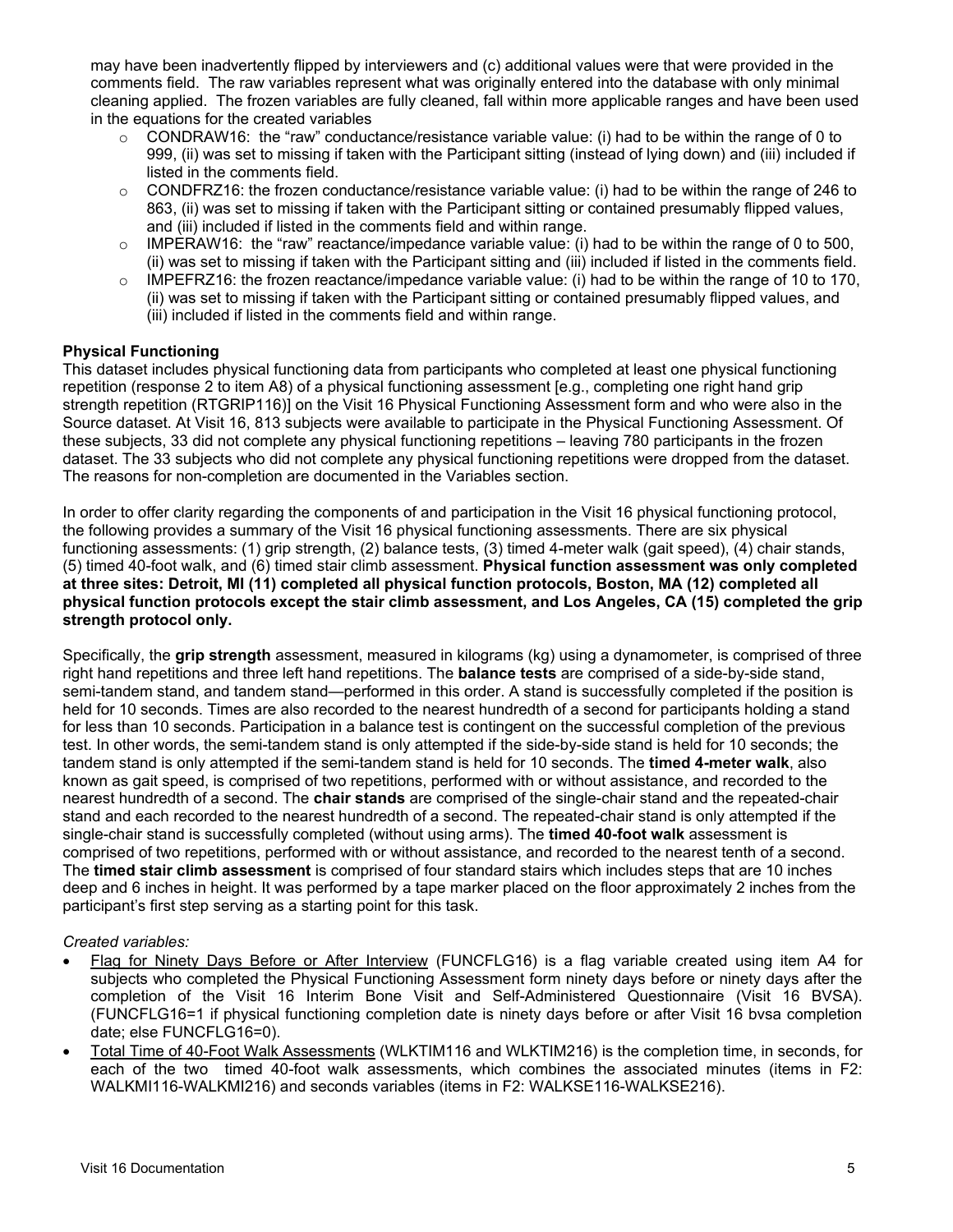may have been inadvertently flipped by interviewers and (c) additional values were that were provided in the comments field. The raw variables represent what was originally entered into the database with only minimal cleaning applied. The frozen variables are fully cleaned, fall within more applicable ranges and have been used in the equations for the created variables

- CONDRAW16: the "raw" conductance/resistance variable value: (i) had to be within the range of 0 to 999, (ii) was set to missing if taken with the Participant sitting (instead of lying down) and (iii) included if listed in the comments field.
- CONDFRZ16: the frozen conductance/resistance variable value: (i) had to be within the range of 246 to 863, (ii) was set to missing if taken with the Participant sitting or contained presumably flipped values, and (iii) included if listed in the comments field and within range.
- IMPERAW16: the "raw" reactance/impedance variable value: (i) had to be within the range of 0 to 500, (ii) was set to missing if taken with the Participant sitting and (iii) included if listed in the comments field.
- IMPEFRZ16: the frozen reactance/impedance variable value: (i) had to be within the range of 10 to 170, (ii) was set to missing if taken with the Participant sitting or contained presumably flipped values, and (iii) included if listed in the comments field and within range.

**Physical Functioning**

This dataset includes physical functioning data from participants who completed at least one physical functioning repetition (response 2 to item A8) of a physical functioning assessment [e.g., completing one right hand grip strength repetition (RTGRIP116)] on the Visit 16 Physical Functioning Assessment form and who were also in the Source dataset. At Visit 16, 813 subjects were available to participate in the Physical Functioning Assessment. Of these subjects, 33 did not complete any physical functioning repetitions – leaving 780 participants in the frozen dataset. The 33 subjects who did not complete any physical functioning repetitions were dropped from the dataset. The reasons for non-completion are documented in the Variables section.

In order to offer clarity regarding the components of and participation in the Visit 16 physical functioning protocol, the following provides a summary of the Visit 16 physical functioning assessments. There are six physical functioning assessments: (1) grip strength, (2) balance tests, (3) timed 4-meter walk (gait speed), (4) chair stands, (5) timed 40-foot walk, and (6) timed stair climb assessment. **Physical function assessment was only completed at three sites: Detroit, MI (11) completed all physical function protocols, Boston, MA (12) completed all physical function protocols except the stair climb assessment, and Los Angeles, CA (15) completed the grip strength protocol only.**

Specifically, the **grip strength** assessment, measured in kilograms (kg) using a dynamometer, is comprised of three right hand repetitions and three left hand repetitions. The **balance tests** are comprised of a side-by-side stand, semi-tandem stand, and tandem stand—performed in this order. A stand is successfully completed if the position is held for 10 seconds. Times are also recorded to the nearest hundredth of a second for participants holding a stand for less than 10 seconds. Participation in a balance test is contingent on the successful completion of the previous test. In other words, the semi-tandem stand is only attempted if the side-by-side stand is held for 10 seconds; the tandem stand is only attempted if the semi-tandem stand is held for 10 seconds. The **timed 4-meter walk**, also known as gait speed, is comprised of two repetitions, performed with or without assistance, and recorded to the nearest hundredth of a second. The **chair stands** are comprised of the single-chair stand and the repeated-chair stand and each recorded to the nearest hundredth of a second. The repeated-chair stand is only attempted if the single-chair stand is successfully completed (without using arms). The **timed 40-foot walk** assessment is comprised of two repetitions, performed with or without assistance, and recorded to the nearest tenth of a second. The **timed stair climb assessment** is comprised of four standard stairs which includes steps that are 10 inches deep and 6 inches in height. It was performed by a tape marker placed on the floor approximately 2 inches from the participant's first step serving as a starting point for this task.

*Created variables:*

- Flag for Ninety Days Before or After Interview (FUNCFLG16) is a flag variable created using item A4 for subjects who completed the Physical Functioning Assessment form ninety days before or ninety days after the completion of the Visit 16 Interim Bone Visit and Self-Administered Questionnaire (Visit 16 BVSA). (FUNCFLG16=1 if physical functioning completion date is ninety days before or after Visit 16 bvsa completion date; else FUNCFLG16=0).
- Total Time of 40-Foot Walk Assessments (WLKTIM116 and WLKTIM216) is the completion time, in seconds, for each of the two timed 40-foot walk assessments, which combines the associated minutes (items in F2: WALKMI116-WALKMI216) and seconds variables (items in F2: WALKSE116-WALKSE216).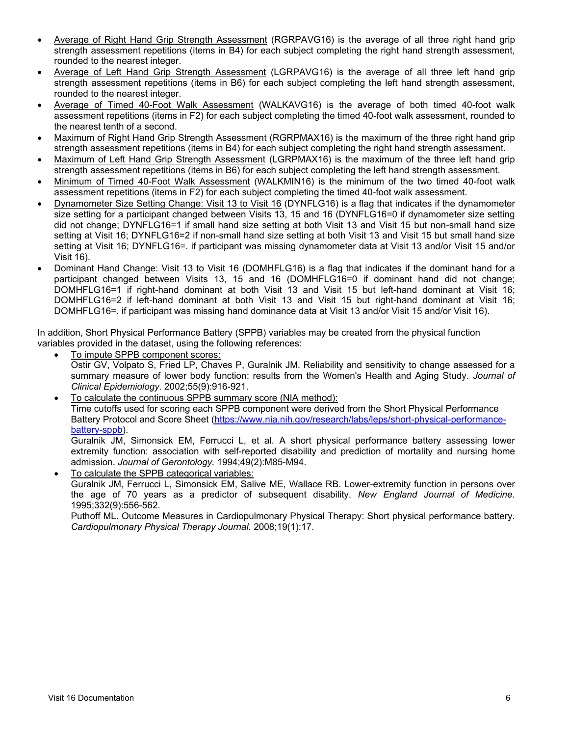- Average of Right Hand Grip Strength Assessment (RGRPAVG16) is the average of all three right hand grip strength assessment repetitions (items in B4) for each subject completing the right hand strength assessment, rounded to the nearest integer.
- Average of Left Hand Grip Strength Assessment (LGRPAVG16) is the average of all three left hand grip strength assessment repetitions (items in B6) for each subject completing the left hand strength assessment, rounded to the nearest integer.
- Average of Timed 40-Foot Walk Assessment (WALKAVG16) is the average of both timed 40-foot walk assessment repetitions (items in F2) for each subject completing the timed 40-foot walk assessment, rounded to the nearest tenth of a second.
- Maximum of Right Hand Grip Strength Assessment (RGRPMAX16) is the maximum of the three right hand grip strength assessment repetitions (items in B4) for each subject completing the right hand strength assessment.
- Maximum of Left Hand Grip Strength Assessment (LGRPMAX16) is the maximum of the three left hand grip strength assessment repetitions (items in B6) for each subject completing the left hand strength assessment.
- Minimum of Timed 40-Foot Walk Assessment (WALKMIN16) is the minimum of the two timed 40-foot walk assessment repetitions (items in F2) for each subject completing the timed 40-foot walk assessment.
- Dynamometer Size Setting Change: Visit 13 to Visit 16 (DYNFLG16) is a flag that indicates if the dynamometer size setting for a participant changed between Visits 13, 15 and 16 (DYNFLG16=0 if dynamometer size setting did not change; DYNFLG16=1 if small hand size setting at both Visit 13 and Visit 15 but non-small hand size setting at Visit 16; DYNFLG16=2 if non-small hand size setting at both Visit 13 and Visit 15 but small hand size setting at Visit 16; DYNFLG16=. if participant was missing dynamometer data at Visit 13 and/or Visit 15 and/or Visit 16).
- Dominant Hand Change: Visit 13 to Visit 16 (DOMHFLG16) is a flag that indicates if the dominant hand for a participant changed between Visits 13, 15 and 16 (DOMHFLG16=0 if dominant hand did not change; DOMHFLG16=1 if right-hand dominant at both Visit 13 and Visit 15 but left-hand dominant at Visit 16; DOMHFLG16=2 if left-hand dominant at both Visit 13 and Visit 15 but right-hand dominant at Visit 16; DOMHFLG16=. if participant was missing hand dominance data at Visit 13 and/or Visit 15 and/or Visit 16).

In addition, Short Physical Performance Battery (SPPB) variables may be created from the physical function variables provided in the dataset, using the following references:

- To impute SPPB component scores:
  Ostir GV, Volpato S, Fried LP, Chaves P, Guralnik JM. Reliability and sensitivity to change assessed for a summary measure of lower body function: results from the Women's Health and Aging Study. *Journal of Clinical Epidemiology.* 2002;55(9):916-921.
- To calculate the continuous SPPB summary score (NIA method):
  Time cutoffs used for scoring each SPPB component were derived from the Short Physical Performance Battery Protocol and Score Sheet (https://www.nia.nih.gov/research/labs/leps/short-physical-performance-battery-sppb).
  Guralnik JM, Simonsick EM, Ferrucci L, et al. A short physical performance battery assessing lower extremity function: association with self-reported disability and prediction of mortality and nursing home admission. *Journal of Gerontology.* 1994;49(2):M85-M94.
- To calculate the SPPB categorical variables:
  Guralnik JM, Ferrucci L, Simonsick EM, Salive ME, Wallace RB. Lower-extremity function in persons over the age of 70 years as a predictor of subsequent disability. *New England Journal of Medicine.* 1995;332(9):556-562.
  Puthoff ML. Outcome Measures in Cardiopulmonary Physical Therapy: Short physical performance battery. *Cardiopulmonary Physical Therapy Journal.* 2008;19(1):17.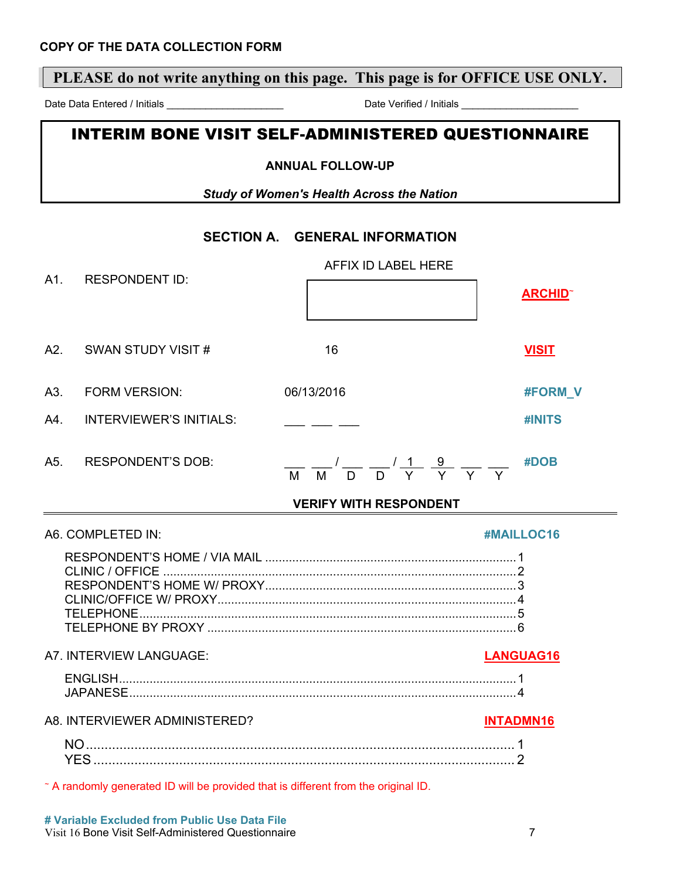**COPY OF THE DATA COLLECTION FORM**

**PLEASE do not write anything on this page. This page is for OFFICE USE ONLY.**

Date Data Entered / Initials ____________________ Date Verified / Initials ____________________

# INTERIM BONE VISIT SELF-ADMINISTERED QUESTIONNAIRE

**ANNUAL FOLLOW-UP**

***Study of Women's Health Across the Nation***

## SECTION A. GENERAL INFORMATION

| | | | |
|---|---|---|---|
| A1. | RESPONDENT ID: | AFFIX ID LABEL HERE [ ] | **ARCHID**~ |
| A2. | SWAN STUDY VISIT # | 16 | **VISIT** |
| A3. | FORM VERSION: | 06/13/2016 | **#FORM_V** |
| A4. | INTERVIEWER'S INITIALS: | ___ ___ ___ | **#INITS** |
| A5. | RESPONDENT'S DOB: | ___ ___ / ___ ___ / 1 9 ___ ___ (M M D D Y Y Y Y) | **#DOB** |

**VERIFY WITH RESPONDENT**

A6. COMPLETED IN: **#MAILLOC16**

- RESPONDENT'S HOME / VIA MAIL ........ 1
- CLINIC / OFFICE ........ 2
- RESPONDENT'S HOME W/ PROXY ........ 3
- CLINIC/OFFICE W/ PROXY ........ 4
- TELEPHONE ........ 5
- TELEPHONE BY PROXY ........ 6

A7. INTERVIEW LANGUAGE: **LANGUAG16**

- ENGLISH ........ 1
- JAPANESE ........ 4

A8. INTERVIEWER ADMINISTERED? **INTADMN16**

- NO ........ 1
- YES ........ 2

~ A randomly generated ID will be provided that is different from the original ID.

**# Variable Excluded from Public Use Data File**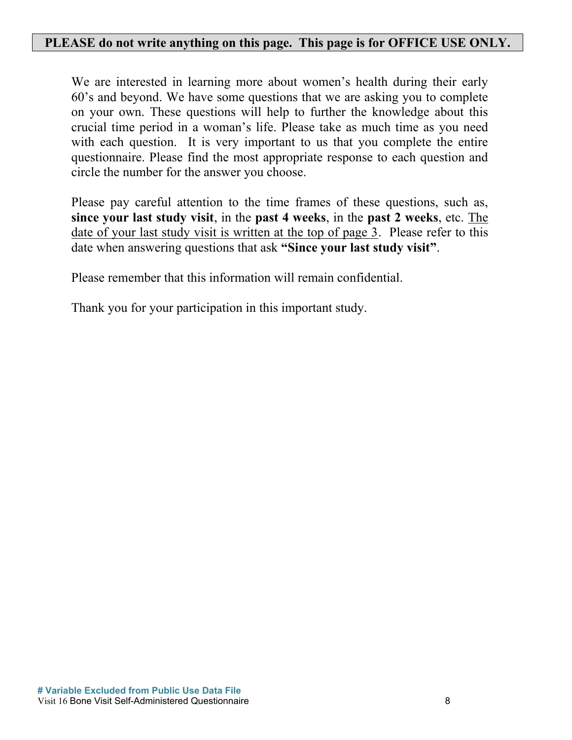**PLEASE do not write anything on this page. This page is for OFFICE USE ONLY.**

We are interested in learning more about women's health during their early 60's and beyond. We have some questions that we are asking you to complete on your own. These questions will help to further the knowledge about this crucial time period in a woman's life. Please take as much time as you need with each question. It is very important to us that you complete the entire questionnaire. Please find the most appropriate response to each question and circle the number for the answer you choose.

Please pay careful attention to the time frames of these questions, such as, **since your last study visit**, in the **past 4 weeks**, in the **past 2 weeks**, etc. <u>The date of your last study visit is written at the top of page 3</u>. Please refer to this date when answering questions that ask **"Since your last study visit"**.

Please remember that this information will remain confidential.

Thank you for your participation in this important study.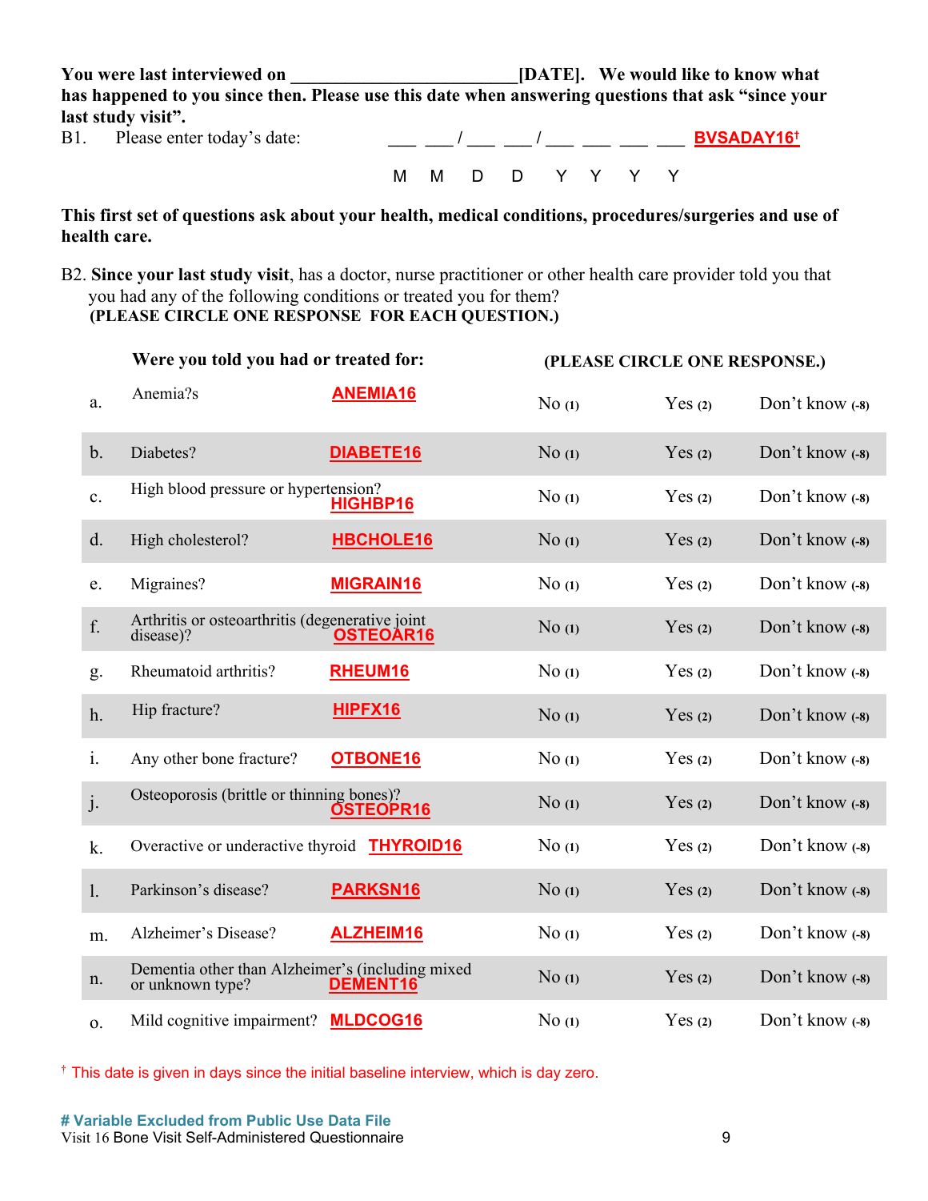**You were last interviewed on \_\_\_\_\_\_\_\_\_\_\_\_\_\_\_\_\_\_\_\_\_\_\_\_\_[DATE]. We would like to know what has happened to you since then. Please use this date when answering questions that ask "since your last study visit".**

B1. Please enter today's date: \_\_\_ \_\_\_ / \_\_\_ \_\_\_ / \_\_\_ \_\_\_ \_\_\_ \_\_\_ **BVSADAY16†**

M M D D Y Y Y Y

**This first set of questions ask about your health, medical conditions, procedures/surgeries and use of health care.**

B2. **Since your last study visit**, has a doctor, nurse practitioner or other health care provider told you that you had any of the following conditions or treated you for them?
**(PLEASE CIRCLE ONE RESPONSE FOR EACH QUESTION.)**

| | **Were you told you had or treated for:** | | **(PLEASE CIRCLE ONE RESPONSE.)** | | |
|---|---|---|---|---|---|
| a. | Anemia? | **ANEMIA16** | No (1) | Yes (2) | Don't know (-8) |
| b. | Diabetes? | **DIABETE16** | No (1) | Yes (2) | Don't know (-8) |
| c. | High blood pressure or hypertension? | **HIGHBP16** | No (1) | Yes (2) | Don't know (-8) |
| d. | High cholesterol? | **HBCHOLE16** | No (1) | Yes (2) | Don't know (-8) |
| e. | Migraines? | **MIGRAIN16** | No (1) | Yes (2) | Don't know (-8) |
| f. | Arthritis or osteoarthritis (degenerative joint disease)? | **OSTEOAR16** | No (1) | Yes (2) | Don't know (-8) |
| g. | Rheumatoid arthritis? | **RHEUM16** | No (1) | Yes (2) | Don't know (-8) |
| h. | Hip fracture? | **HIPFX16** | No (1) | Yes (2) | Don't know (-8) |
| i. | Any other bone fracture? | **OTBONE16** | No (1) | Yes (2) | Don't know (-8) |
| j. | Osteoporosis (brittle or thinning bones)? | **OSTEOPR16** | No (1) | Yes (2) | Don't know (-8) |
| k. | Overactive or underactive thyroid | **THYROID16** | No (1) | Yes (2) | Don't know (-8) |
| l. | Parkinson's disease? | **PARKSN16** | No (1) | Yes (2) | Don't know (-8) |
| m. | Alzheimer's Disease? | **ALZHEIM16** | No (1) | Yes (2) | Don't know (-8) |
| n. | Dementia other than Alzheimer's (including mixed or unknown type? | **DEMENT16** | No (1) | Yes (2) | Don't know (-8) |
| o. | Mild cognitive impairment? | **MLDCOG16** | No (1) | Yes (2) | Don't know (-8) |

† This date is given in days since the initial baseline interview, which is day zero.

**# Variable Excluded from Public Use Data File**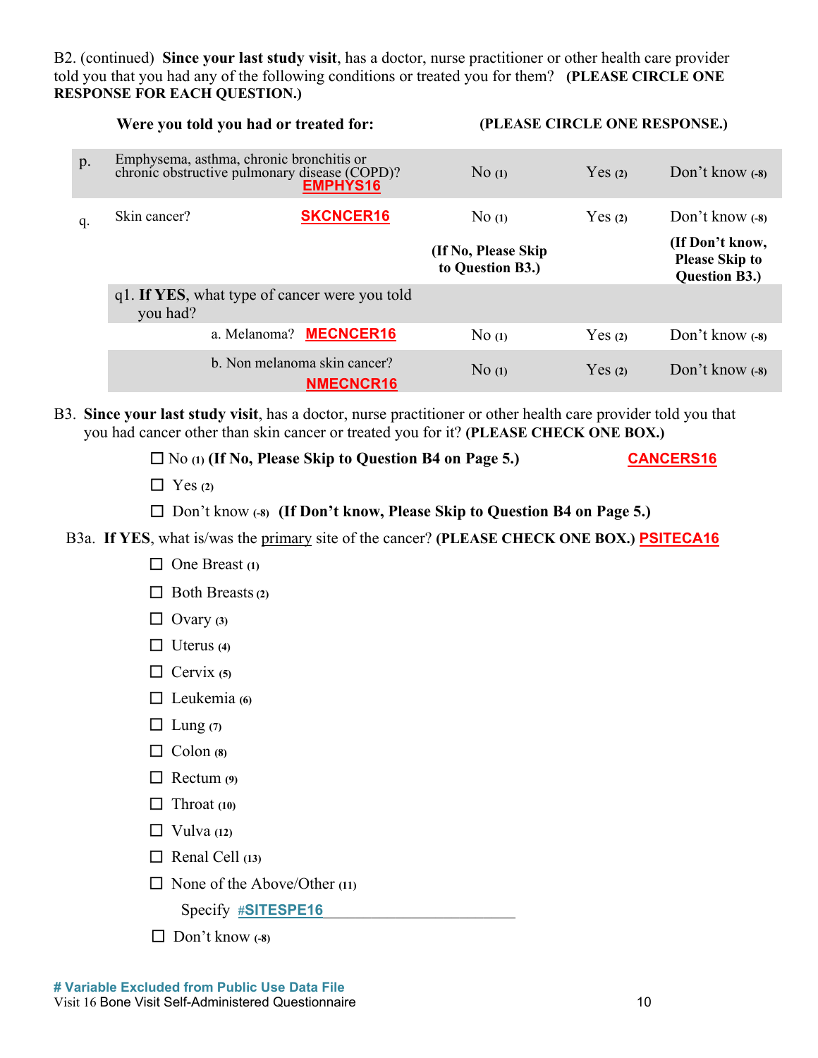B2. (continued) **Since your last study visit**, has a doctor, nurse practitioner or other health care provider told you that you had any of the following conditions or treated you for them? **(PLEASE CIRCLE ONE RESPONSE FOR EACH QUESTION.)**

| | **Were you told you had or treated for:** | **(PLEASE CIRCLE ONE RESPONSE.)** | | |
|---|---|---|---|---|
| p. | Emphysema, asthma, chronic bronchitis or chronic obstructive pulmonary disease (COPD)? **EMPHYS16** | No (1) | Yes (2) | Don't know (-8) |
| q. | Skin cancer? **SKCNCER16** | No (1) **(If No, Please Skip to Question B3.)** | Yes (2) | Don't know (-8) **(If Don't know, Please Skip to Question B3.)** |
| | q1. **If YES**, what type of cancer were you told you had? | | | |
| | a. Melanoma? **MECNCER16** | No (1) | Yes (2) | Don't know (-8) |
| | b. Non melanoma skin cancer? **NMECNCR16** | No (1) | Yes (2) | Don't know (-8) |

B3. **Since your last study visit**, has a doctor, nurse practitioner or other health care provider told you that you had cancer other than skin cancer or treated you for it? **(PLEASE CHECK ONE BOX.)**

**CANCERS16**

- ☐ No (1) **(If No, Please Skip to Question B4 on Page 5.)**
- ☐ Yes (2)
- ☐ Don't know (-8) **(If Don't know, Please Skip to Question B4 on Page 5.)**

B3a. **If YES**, what is/was the primary site of the cancer? **(PLEASE CHECK ONE BOX.)** **PSITECA16**

- ☐ One Breast (1)
- ☐ Both Breasts (2)
- ☐ Ovary (3)
- ☐ Uterus (4)
- ☐ Cervix (5)
- ☐ Leukemia (6)
- ☐ Lung (7)
- ☐ Colon (8)
- ☐ Rectum (9)
- ☐ Throat (10)
- ☐ Vulva (12)
- ☐ Renal Cell (13)
- ☐ None of the Above/Other (11)

  Specify **#SITESPE16**\_\_\_\_\_\_\_\_\_\_\_\_\_\_\_\_\_\_\_\_
- ☐ Don't know (-8)

**# Variable Excluded from Public Use Data File**

Visit 16 Bone Visit Self-Administered Questionnaire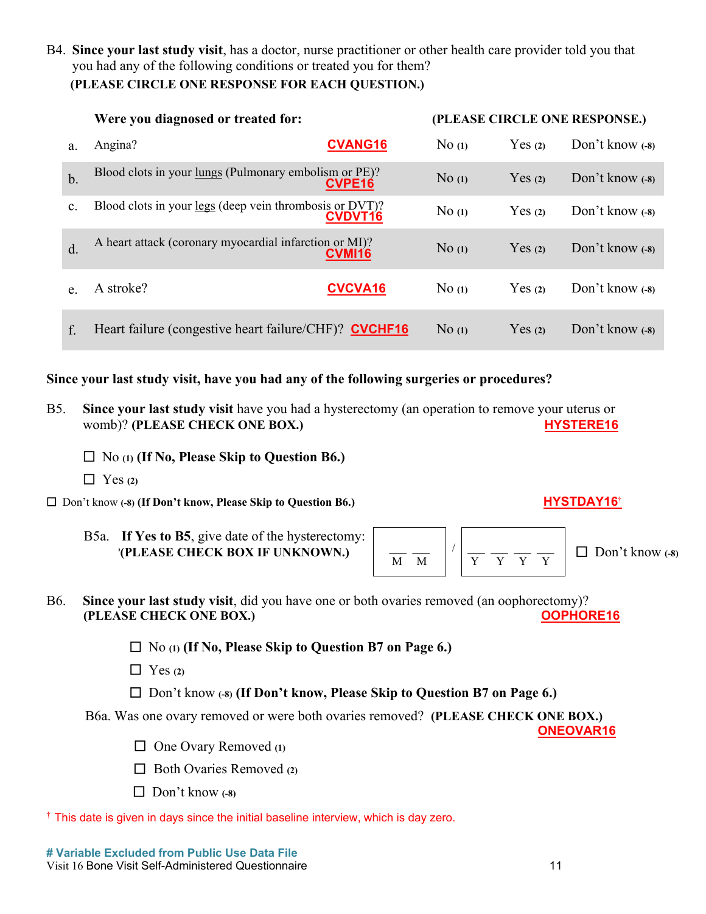B4. **Since your last study visit**, has a doctor, nurse practitioner or other health care provider told you that you had any of the following conditions or treated you for them?
**(PLEASE CIRCLE ONE RESPONSE FOR EACH QUESTION.)**

| | **Were you diagnosed or treated for:** | | **(PLEASE CIRCLE ONE RESPONSE.)** | | |
|---|---|---|---|---|---|
| a. | Angina? | CVANG16 | No (1) | Yes (2) | Don't know (-8) |
| b. | Blood clots in your lungs (Pulmonary embolism or PE)? | CVPE16 | No (1) | Yes (2) | Don't know (-8) |
| c. | Blood clots in your legs (deep vein thrombosis or DVT)? | CVDVT16 | No (1) | Yes (2) | Don't know (-8) |
| d. | A heart attack (coronary myocardial infarction or MI)? | CVMI16 | No (1) | Yes (2) | Don't know (-8) |
| e. | A stroke? | CVCVA16 | No (1) | Yes (2) | Don't know (-8) |
| f. | Heart failure (congestive heart failure/CHF)? | CVCHF16 | No (1) | Yes (2) | Don't know (-8) |

**Since your last study visit, have you had any of the following surgeries or procedures?**

B5. **Since your last study visit** have you had a hysterectomy (an operation to remove your uterus or womb)? **(PLEASE CHECK ONE BOX.)** HYSTERE16

☐ No (1) **(If No, Please Skip to Question B6.)**

☐ Yes (2)

☐ Don't know (-8) **(If Don't know, Please Skip to Question B6.)** HYSTDAY16†

B5a. **If Yes to B5**, give date of the hysterectomy: **(PLEASE CHECK BOX IF UNKNOWN.)**

__ __ (M M) / __ __ __ __ (Y Y Y Y) ☐ Don't know (-8)

B6. **Since your last study visit**, did you have one or both ovaries removed (an oophorectomy)? **(PLEASE CHECK ONE BOX.)** OOPHORE16

☐ No (1) **(If No, Please Skip to Question B7 on Page 6.)**

☐ Yes (2)

☐ Don't know (-8) **(If Don't know, Please Skip to Question B7 on Page 6.)**

B6a. Was one ovary removed or were both ovaries removed? **(PLEASE CHECK ONE BOX.)** ONEOVAR16

☐ One Ovary Removed (1)

☐ Both Ovaries Removed (2)

☐ Don't know (-8)

† This date is given in days since the initial baseline interview, which is day zero.

**# Variable Excluded from Public Use Data File**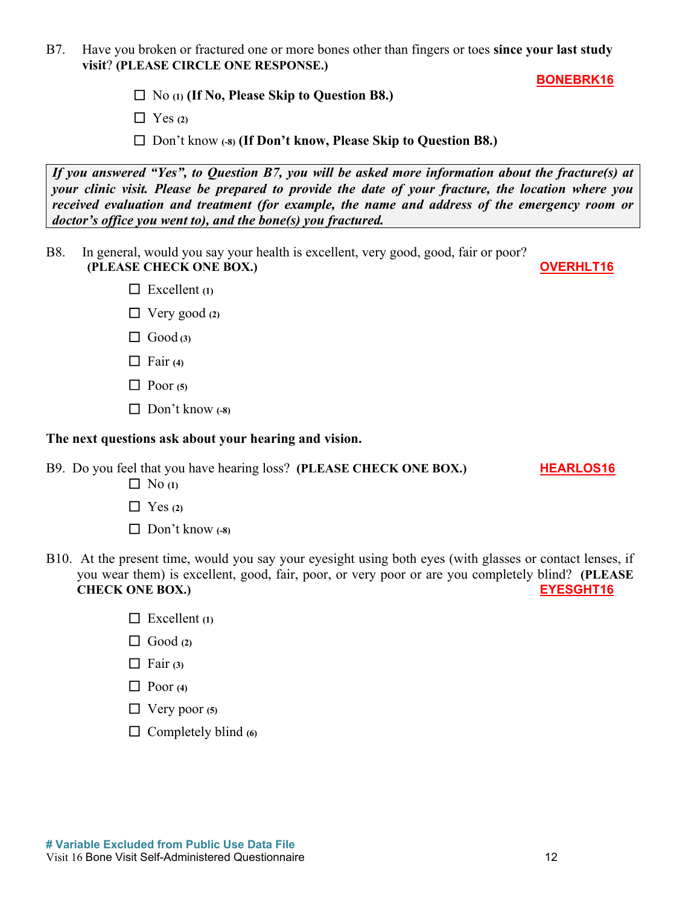B7. Have you broken or fractured one or more bones other than fingers or toes **since your last study visit**? **(PLEASE CIRCLE ONE RESPONSE.)**

**BONEBRK16**

- ☐ No **(1)** **(If No, Please Skip to Question B8.)**
- ☐ Yes **(2)**
- ☐ Don't know **(-8)** **(If Don't know, Please Skip to Question B8.)**

> ***If you answered "Yes", to Question B7, you will be asked more information about the fracture(s) at your clinic visit. Please be prepared to provide the date of your fracture, the location where you received evaluation and treatment (for example, the name and address of the emergency room or doctor's office you went to), and the bone(s) you fractured.***

B8. In general, would you say your health is excellent, very good, good, fair or poor? **(PLEASE CHECK ONE BOX.)**

**OVERHLT16**

- ☐ Excellent **(1)**
- ☐ Very good **(2)**
- ☐ Good **(3)**
- ☐ Fair **(4)**
- ☐ Poor **(5)**
- ☐ Don't know **(-8)**

**The next questions ask about your hearing and vision.**

B9. Do you feel that you have hearing loss? **(PLEASE CHECK ONE BOX.)**

**HEARLOS16**

- ☐ No **(1)**
- ☐ Yes **(2)**
- ☐ Don't know **(-8)**

B10. At the present time, would you say your eyesight using both eyes (with glasses or contact lenses, if you wear them) is excellent, good, fair, poor, or very poor or are you completely blind? **(PLEASE CHECK ONE BOX.)**

**EYESGHT16**

- ☐ Excellent **(1)**
- ☐ Good **(2)**
- ☐ Fair **(3)**
- ☐ Poor **(4)**
- ☐ Very poor **(5)**
- ☐ Completely blind **(6)**

**# Variable Excluded from Public Use Data File**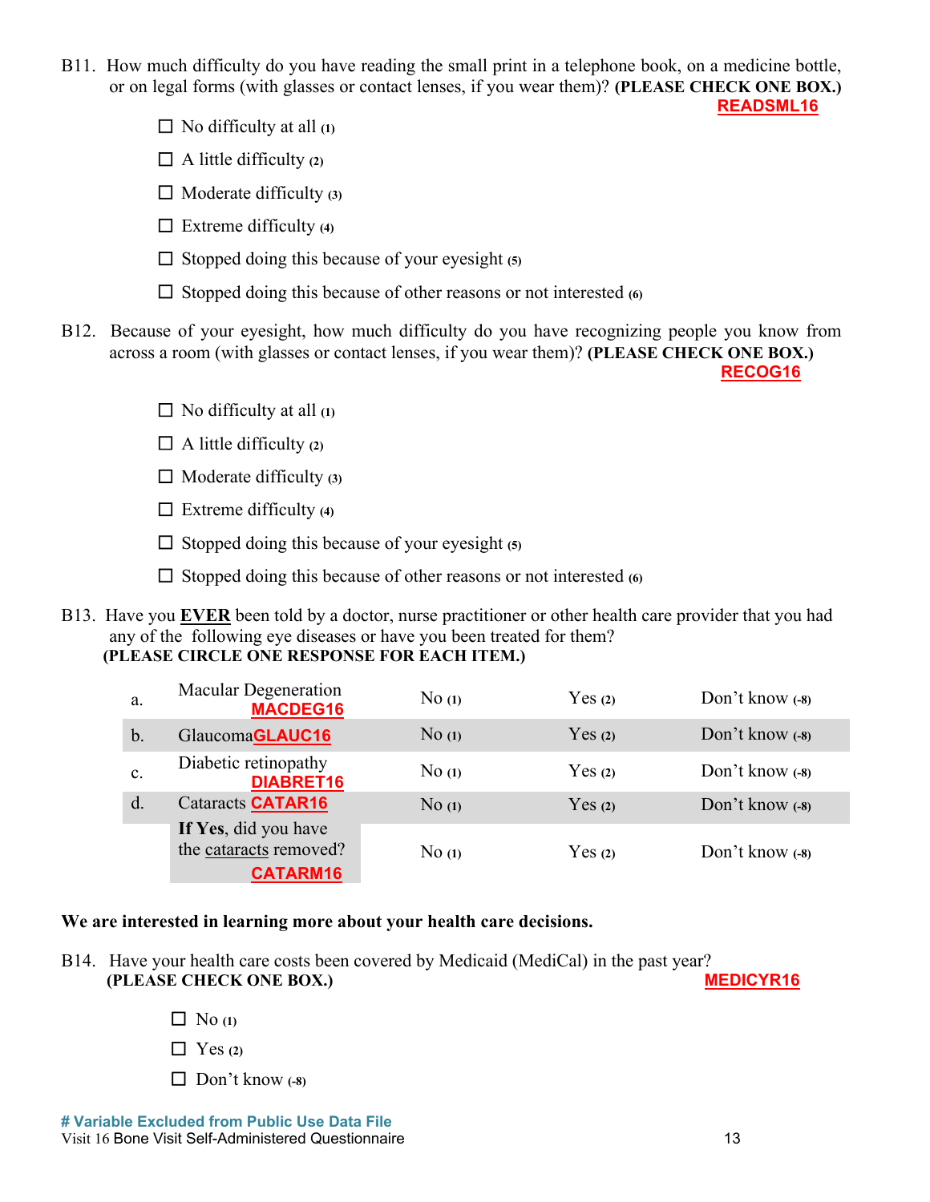B11. How much difficulty do you have reading the small print in a telephone book, on a medicine bottle, or on legal forms (with glasses or contact lenses, if you wear them)? **(PLEASE CHECK ONE BOX.)**

**READSML16**

- ☐ No difficulty at all (1)
- ☐ A little difficulty (2)
- ☐ Moderate difficulty (3)
- ☐ Extreme difficulty (4)
- ☐ Stopped doing this because of your eyesight (5)
- ☐ Stopped doing this because of other reasons or not interested (6)

B12. Because of your eyesight, how much difficulty do you have recognizing people you know from across a room (with glasses or contact lenses, if you wear them)? **(PLEASE CHECK ONE BOX.)**

**RECOG16**

- ☐ No difficulty at all (1)
- ☐ A little difficulty (2)
- ☐ Moderate difficulty (3)
- ☐ Extreme difficulty (4)
- ☐ Stopped doing this because of your eyesight (5)
- ☐ Stopped doing this because of other reasons or not interested (6)

B13. Have you **EVER** been told by a doctor, nurse practitioner or other health care provider that you had any of the following eye diseases or have you been treated for them? **(PLEASE CIRCLE ONE RESPONSE FOR EACH ITEM.)**

| | | | | |
|---|---|---|---|---|
| a. | Macular Degeneration **MACDEG16** | No (1) | Yes (2) | Don't know (-8) |
| b. | Glaucoma **GLAUC16** | No (1) | Yes (2) | Don't know (-8) |
| c. | Diabetic retinopathy **DIABRET16** | No (1) | Yes (2) | Don't know (-8) |
| d. | Cataracts **CATAR16** | No (1) | Yes (2) | Don't know (-8) |
| | **If Yes**, did you have the cataracts removed? **CATARM16** | No (1) | Yes (2) | Don't know (-8) |

**We are interested in learning more about your health care decisions.**

B14. Have your health care costs been covered by Medicaid (MediCal) in the past year? **(PLEASE CHECK ONE BOX.)** **MEDICYR16**

- ☐ No (1)
- ☐ Yes (2)
- ☐ Don't know (-8)

**# Variable Excluded from Public Use Data File**

Visit 16 Bone Visit Self-Administered Questionnaire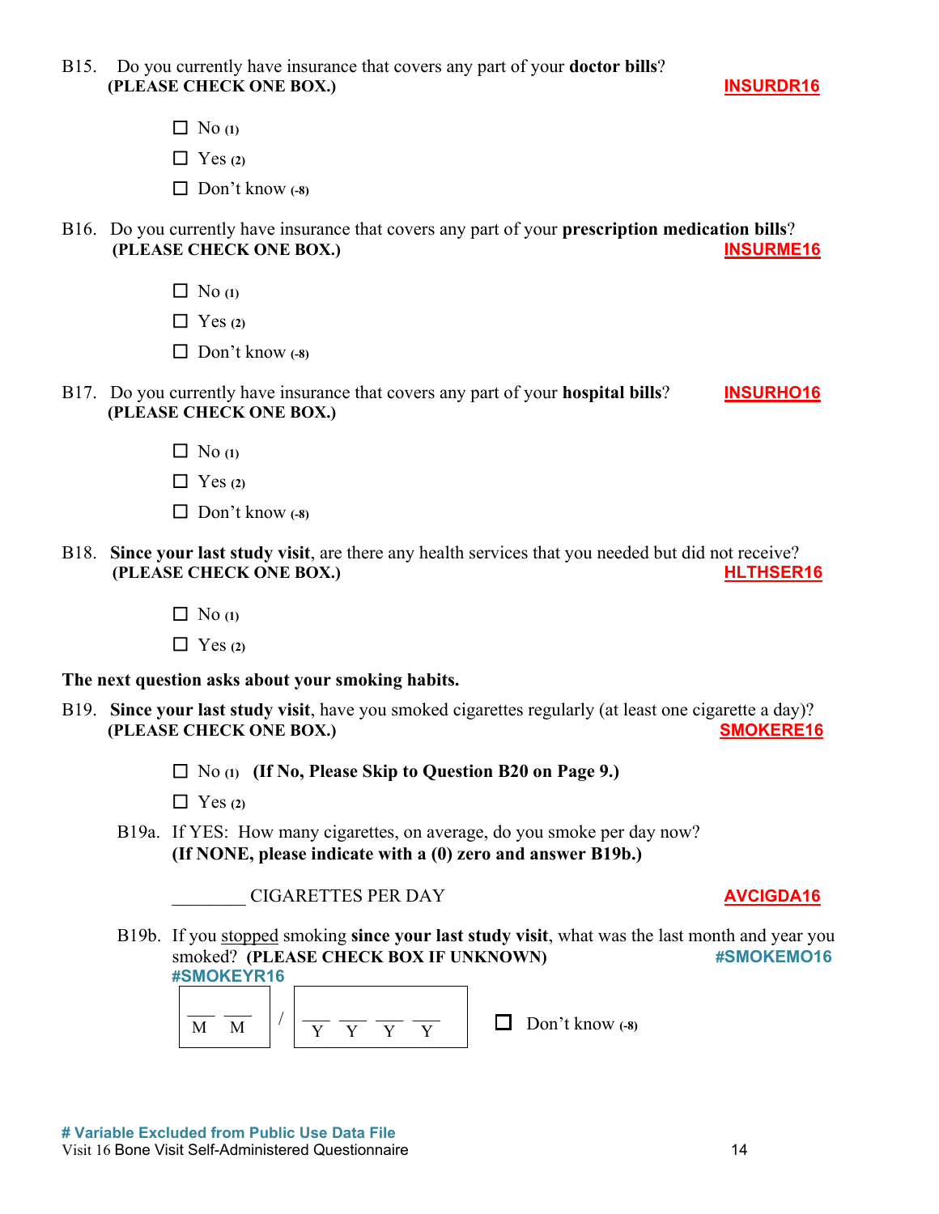B15. Do you currently have insurance that covers any part of your **doctor bills**?
**(PLEASE CHECK ONE BOX.)** **INSURDR16**

- ☐ No **(1)**
- ☐ Yes **(2)**
- ☐ Don't know **(-8)**

B16. Do you currently have insurance that covers any part of your **prescription medication bills**?
**(PLEASE CHECK ONE BOX.)** **INSURME16**

- ☐ No **(1)**
- ☐ Yes **(2)**
- ☐ Don't know **(-8)**

B17. Do you currently have insurance that covers any part of your **hospital bills**? **INSURHO16**
**(PLEASE CHECK ONE BOX.)**

- ☐ No **(1)**
- ☐ Yes **(2)**
- ☐ Don't know **(-8)**

B18. **Since your last study visit**, are there any health services that you needed but did not receive?
**(PLEASE CHECK ONE BOX.)** **HLTHSER16**

- ☐ No **(1)**
- ☐ Yes **(2)**

**The next question asks about your smoking habits.**

B19. **Since your last study visit**, have you smoked cigarettes regularly (at least one cigarette a day)?
**(PLEASE CHECK ONE BOX.)** **SMOKERE16**

- ☐ No **(1)** **(If No, Please Skip to Question B20 on Page 9.)**
- ☐ Yes **(2)**

B19a. If YES: How many cigarettes, on average, do you smoke per day now?
**(If NONE, please indicate with a (0) zero and answer B19b.)**

________ CIGARETTES PER DAY **AVCIGDA16**

B19b. If you stopped smoking **since your last study visit**, what was the last month and year you smoked? **(PLEASE CHECK BOX IF UNKNOWN)** **#SMOKEMO16**
**#SMOKEYR16**

__ __ / __ __ __ __
M M / Y Y Y Y

☐ Don't know **(-8)**

**# Variable Excluded from Public Use Data File**
Visit 16 Bone Visit Self-Administered Questionnaire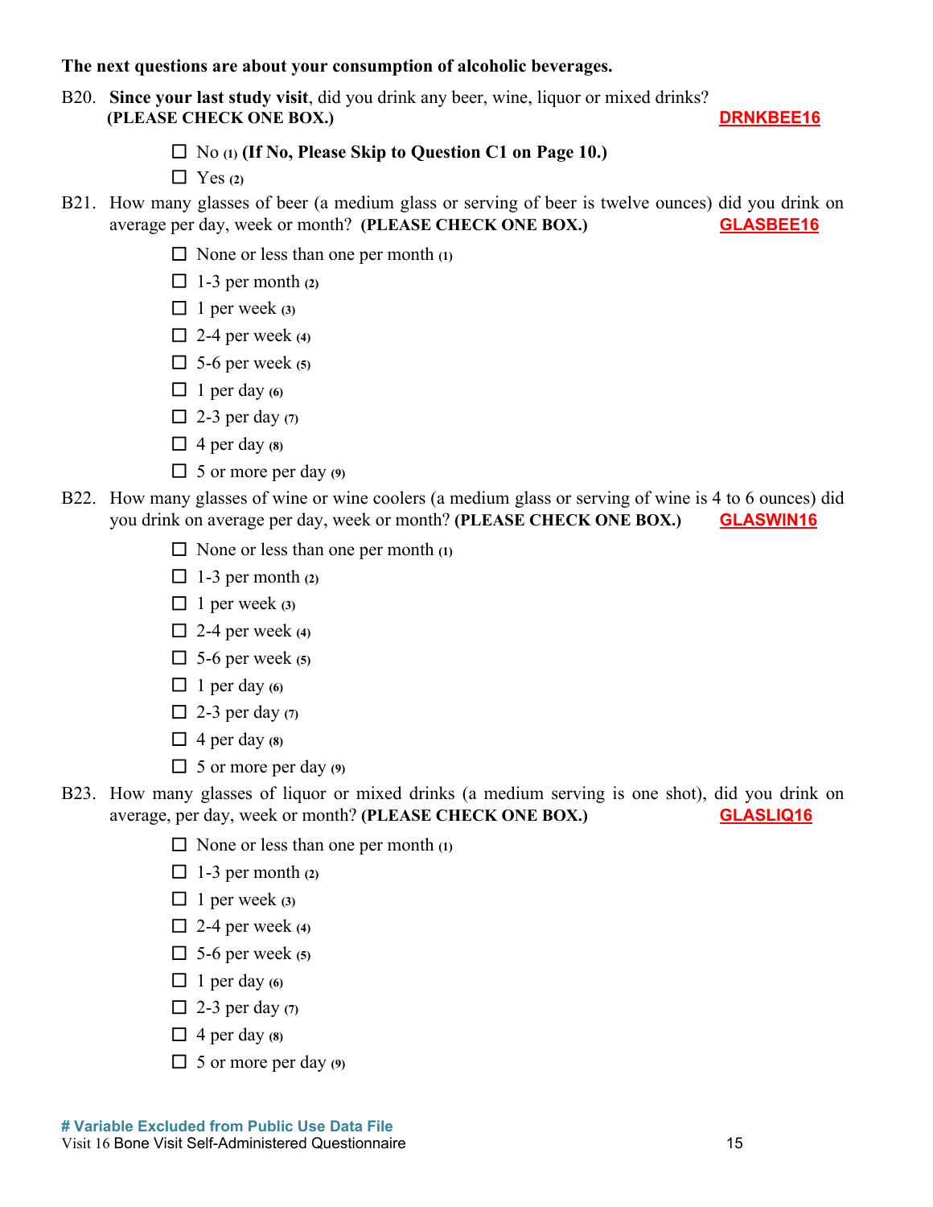**The next questions are about your consumption of alcoholic beverages.**

B20. **Since your last study visit**, did you drink any beer, wine, liquor or mixed drinks? **(PLEASE CHECK ONE BOX.)** DRNKBEE16

- ☐ No (1) **(If No, Please Skip to Question C1 on Page 10.)**
- ☐ Yes (2)

B21. How many glasses of beer (a medium glass or serving of beer is twelve ounces) did you drink on average per day, week or month? **(PLEASE CHECK ONE BOX.)** GLASBEE16

- ☐ None or less than one per month (1)
- ☐ 1-3 per month (2)
- ☐ 1 per week (3)
- ☐ 2-4 per week (4)
- ☐ 5-6 per week (5)
- ☐ 1 per day (6)
- ☐ 2-3 per day (7)
- ☐ 4 per day (8)
- ☐ 5 or more per day (9)

B22. How many glasses of wine or wine coolers (a medium glass or serving of wine is 4 to 6 ounces) did you drink on average per day, week or month? **(PLEASE CHECK ONE BOX.)** GLASWIN16

- ☐ None or less than one per month (1)
- ☐ 1-3 per month (2)
- ☐ 1 per week (3)
- ☐ 2-4 per week (4)
- ☐ 5-6 per week (5)
- ☐ 1 per day (6)
- ☐ 2-3 per day (7)
- ☐ 4 per day (8)
- ☐ 5 or more per day (9)

B23. How many glasses of liquor or mixed drinks (a medium serving is one shot), did you drink on average, per day, week or month? **(PLEASE CHECK ONE BOX.)** GLASLIQ16

- ☐ None or less than one per month (1)
- ☐ 1-3 per month (2)
- ☐ 1 per week (3)
- ☐ 2-4 per week (4)
- ☐ 5-6 per week (5)
- ☐ 1 per day (6)
- ☐ 2-3 per day (7)
- ☐ 4 per day (8)
- ☐ 5 or more per day (9)

**# Variable Excluded from Public Use Data File**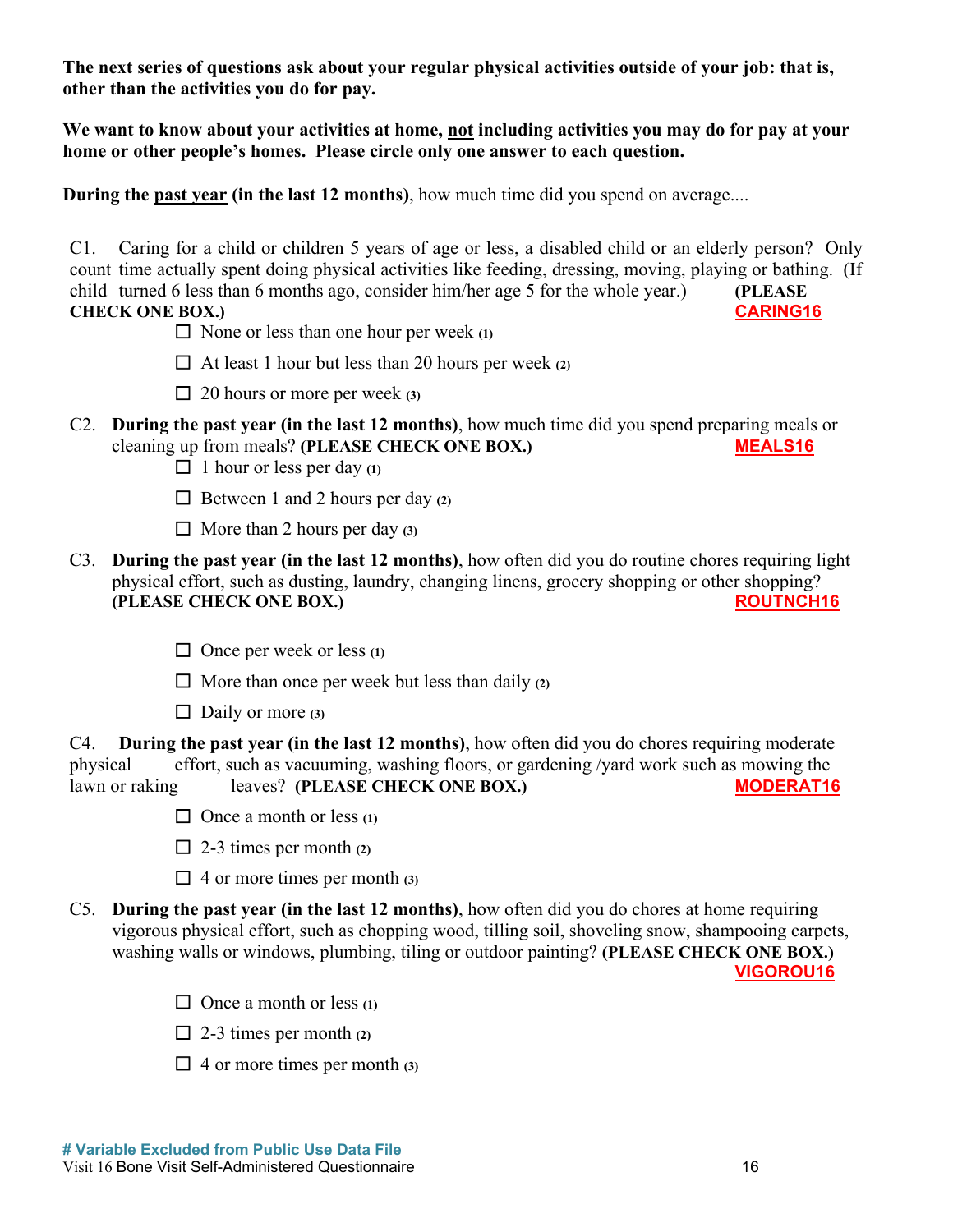**The next series of questions ask about your regular physical activities outside of your job: that is, other than the activities you do for pay.**

**We want to know about your activities at home, not including activities you may do for pay at your home or other people's homes. Please circle only one answer to each question.**

**During the past year (in the last 12 months)**, how much time did you spend on average....

C1. Caring for a child or children 5 years of age or less, a disabled child or an elderly person? Only count time actually spent doing physical activities like feeding, dressing, moving, playing or bathing. (If child turned 6 less than 6 months ago, consider him/her age 5 for the whole year.) **(PLEASE CHECK ONE BOX.)** CARING16

- ☐ None or less than one hour per week (1)
- ☐ At least 1 hour but less than 20 hours per week (2)
- ☐ 20 hours or more per week (3)

C2. **During the past year (in the last 12 months)**, how much time did you spend preparing meals or cleaning up from meals? **(PLEASE CHECK ONE BOX.)** MEALS16

- ☐ 1 hour or less per day (1)
- ☐ Between 1 and 2 hours per day (2)
- ☐ More than 2 hours per day (3)

C3. **During the past year (in the last 12 months)**, how often did you do routine chores requiring light physical effort, such as dusting, laundry, changing linens, grocery shopping or other shopping? **(PLEASE CHECK ONE BOX.)** ROUTNCH16

- ☐ Once per week or less (1)
- ☐ More than once per week but less than daily (2)
- ☐ Daily or more (3)

C4. **During the past year (in the last 12 months)**, how often did you do chores requiring moderate physical effort, such as vacuuming, washing floors, or gardening /yard work such as mowing the lawn or raking leaves? **(PLEASE CHECK ONE BOX.)** MODERAT16

- ☐ Once a month or less (1)
- ☐ 2-3 times per month (2)
- ☐ 4 or more times per month (3)

C5. **During the past year (in the last 12 months)**, how often did you do chores at home requiring vigorous physical effort, such as chopping wood, tilling soil, shoveling snow, shampooing carpets, washing walls or windows, plumbing, tiling or outdoor painting? **(PLEASE CHECK ONE BOX.)** VIGOROU16

- ☐ Once a month or less (1)
- ☐ 2-3 times per month (2)
- ☐ 4 or more times per month (3)

# Variable Excluded from Public Use Data File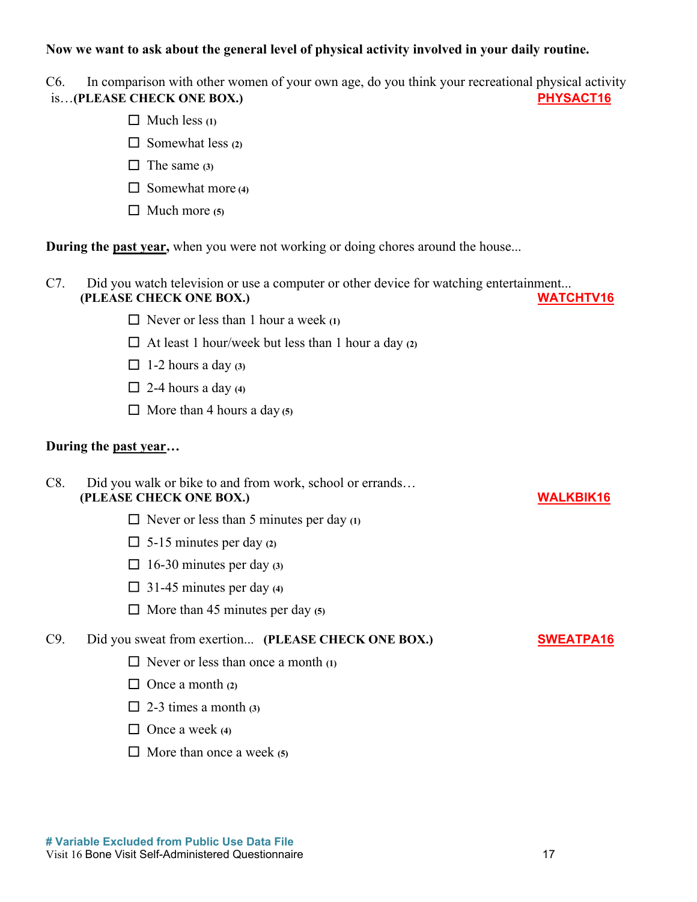**Now we want to ask about the general level of physical activity involved in your daily routine.**

C6. In comparison with other women of your own age, do you think your recreational physical activity is…**(PLEASE CHECK ONE BOX.)** **PHYSACT16**

- ☐ Much less **(1)**
- ☐ Somewhat less **(2)**
- ☐ The same **(3)**
- ☐ Somewhat more **(4)**
- ☐ Much more **(5)**

**During the past year,** when you were not working or doing chores around the house...

C7. Did you watch television or use a computer or other device for watching entertainment... **(PLEASE CHECK ONE BOX.)** **WATCHTV16**

- ☐ Never or less than 1 hour a week **(1)**
- ☐ At least 1 hour/week but less than 1 hour a day **(2)**
- ☐ 1-2 hours a day **(3)**
- ☐ 2-4 hours a day **(4)**
- ☐ More than 4 hours a day **(5)**

**During the past year…**

C8. Did you walk or bike to and from work, school or errands… **(PLEASE CHECK ONE BOX.)** **WALKBIK16**

- ☐ Never or less than 5 minutes per day **(1)**
- ☐ 5-15 minutes per day **(2)**
- ☐ 16-30 minutes per day **(3)**
- ☐ 31-45 minutes per day **(4)**
- ☐ More than 45 minutes per day **(5)**

C9. Did you sweat from exertion... **(PLEASE CHECK ONE BOX.)** **SWEATPA16**

- ☐ Never or less than once a month **(1)**
- ☐ Once a month **(2)**
- ☐ 2-3 times a month **(3)**
- ☐ Once a week **(4)**
- ☐ More than once a week **(5)**

**# Variable Excluded from Public Use Data File**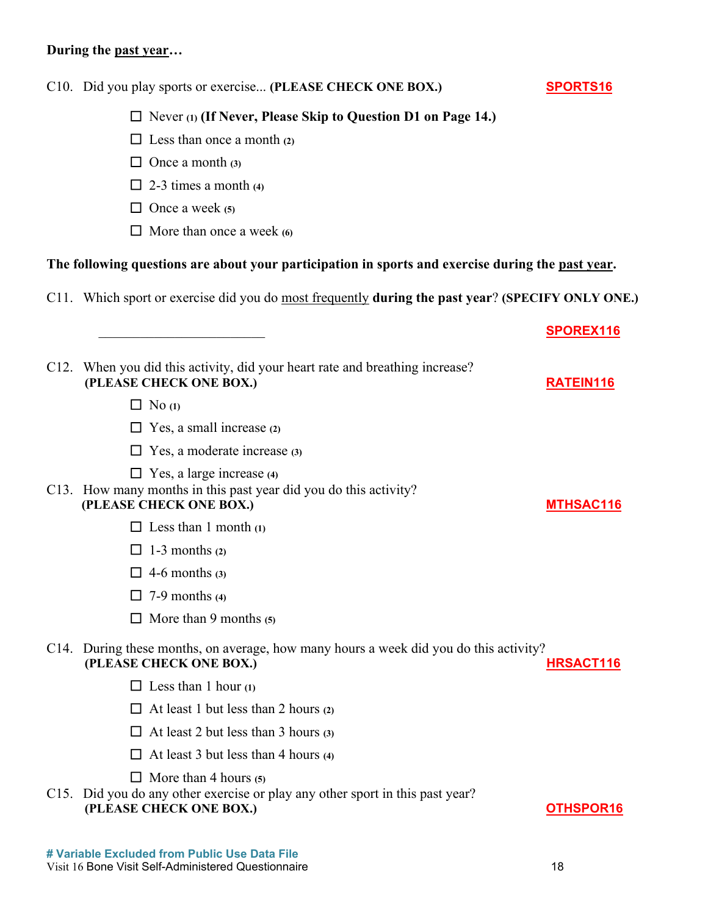**During the past year…**

C10. Did you play sports or exercise... **(PLEASE CHECK ONE BOX.)** **SPORTS16**

- ☐ Never **(1)** **(If Never, Please Skip to Question D1 on Page 14.)**
- ☐ Less than once a month **(2)**
- ☐ Once a month **(3)**
- ☐ 2-3 times a month **(4)**
- ☐ Once a week **(5)**
- ☐ More than once a week **(6)**

**The following questions are about your participation in sports and exercise during the past year.**

C11. Which sport or exercise did you do most frequently **during the past year**? **(SPECIFY ONLY ONE.)**

\_\_\_\_\_\_\_\_\_\_\_\_\_\_\_\_\_\_\_\_\_\_\_\_\_\_ **SPOREX116**

C12. When you did this activity, did your heart rate and breathing increase? **(PLEASE CHECK ONE BOX.)** **RATEIN116**

- ☐ No **(1)**
- ☐ Yes, a small increase **(2)**
- ☐ Yes, a moderate increase **(3)**
- ☐ Yes, a large increase **(4)**

C13. How many months in this past year did you do this activity? **(PLEASE CHECK ONE BOX.)** **MTHSAC116**

- ☐ Less than 1 month **(1)**
- ☐ 1-3 months **(2)**
- ☐ 4-6 months **(3)**
- ☐ 7-9 months **(4)**
- ☐ More than 9 months **(5)**

C14. During these months, on average, how many hours a week did you do this activity? **(PLEASE CHECK ONE BOX.)** **HRSACT116**

- ☐ Less than 1 hour **(1)**
- ☐ At least 1 but less than 2 hours **(2)**
- ☐ At least 2 but less than 3 hours **(3)**
- ☐ At least 3 but less than 4 hours **(4)**
- ☐ More than 4 hours **(5)**

C15. Did you do any other exercise or play any other sport in this past year? **(PLEASE CHECK ONE BOX.)** **OTHSPOR16**

**# Variable Excluded from Public Use Data File**

Visit 16 Bone Visit Self-Administered Questionnaire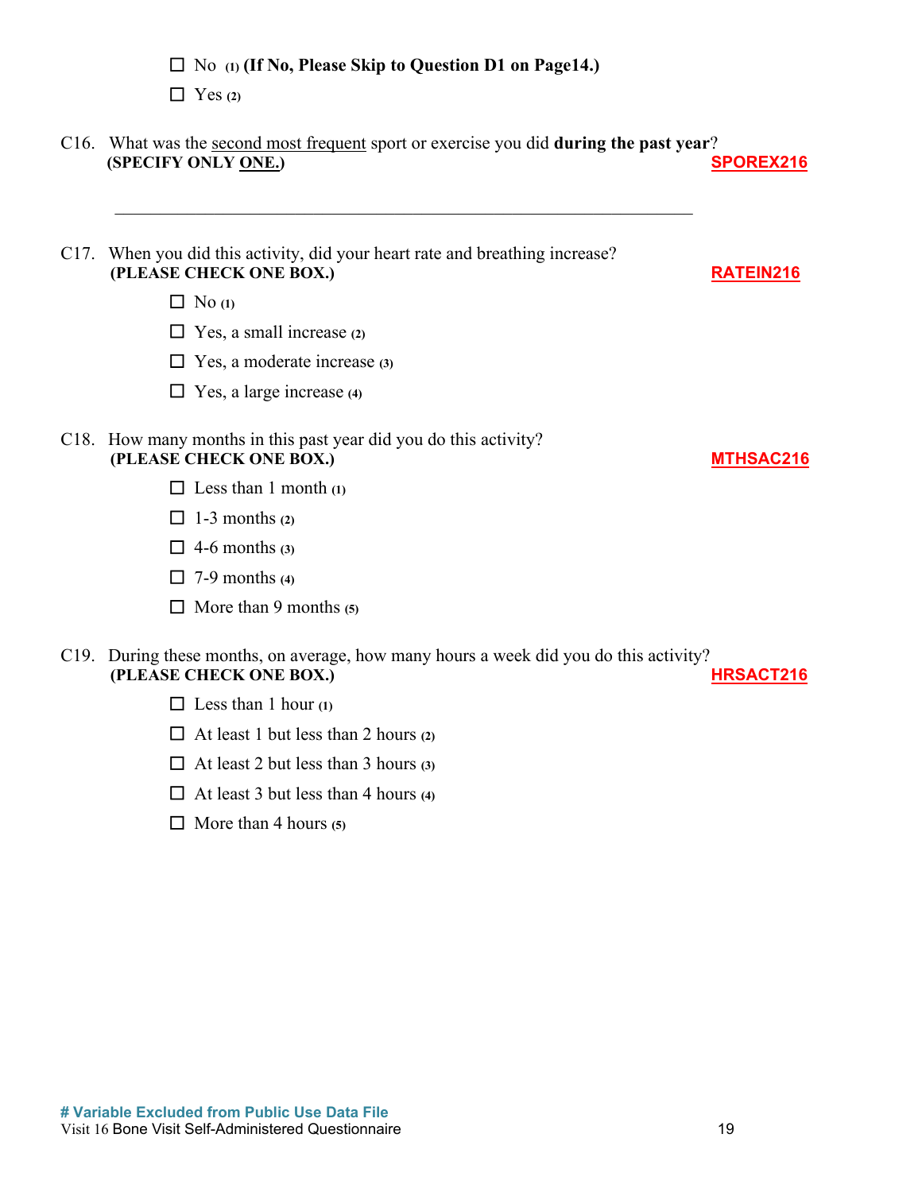☐ No (1) **(If No, Please Skip to Question D1 on Page14.)**

☐ Yes (2)

C16. What was the second most frequent sport or exercise you did **during the past year**? **(SPECIFY ONLY ONE.)** **SPOREX216**

\_\_\_\_\_\_\_\_\_\_\_\_\_\_\_\_\_\_\_\_\_\_\_\_\_\_\_\_\_\_\_\_\_\_\_\_\_\_\_\_\_\_\_\_\_\_\_\_\_\_\_\_\_\_\_\_\_\_\_\_

C17. When you did this activity, did your heart rate and breathing increase? **(PLEASE CHECK ONE BOX.)** **RATEIN216**

☐ No (1)

☐ Yes, a small increase (2)

☐ Yes, a moderate increase (3)

☐ Yes, a large increase (4)

C18. How many months in this past year did you do this activity? **(PLEASE CHECK ONE BOX.)** **MTHSAC216**

☐ Less than 1 month (1)

☐ 1-3 months (2)

☐ 4-6 months (3)

☐ 7-9 months (4)

☐ More than 9 months (5)

C19. During these months, on average, how many hours a week did you do this activity? **(PLEASE CHECK ONE BOX.)** **HRSACT216**

☐ Less than 1 hour (1)

☐ At least 1 but less than 2 hours (2)

☐ At least 2 but less than 3 hours (3)

☐ At least 3 but less than 4 hours (4)

☐ More than 4 hours (5)

**# Variable Excluded from Public Use Data File**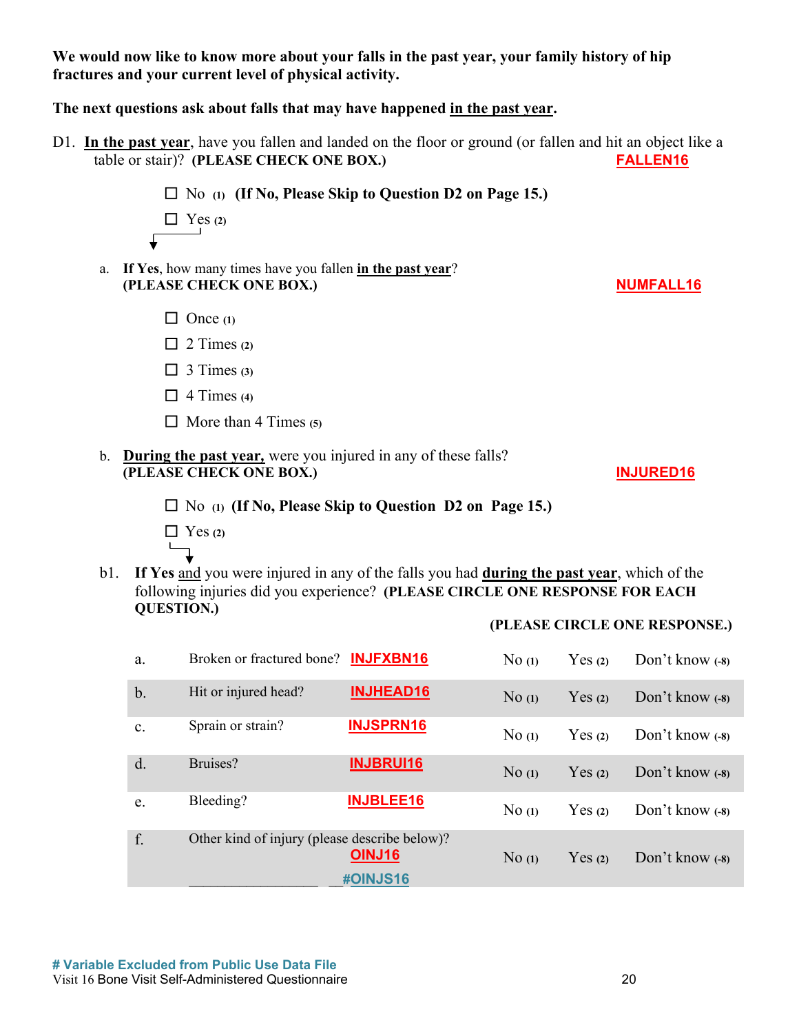**We would now like to know more about your falls in the past year, your family history of hip fractures and your current level of physical activity.**

**The next questions ask about falls that may have happened in the past year.**

D1. **In the past year**, have you fallen and landed on the floor or ground (or fallen and hit an object like a table or stair)? **(PLEASE CHECK ONE BOX.)** FALLEN16

- ☐ No (1) **(If No, Please Skip to Question D2 on Page 15.)**
- ☐ Yes (2)

a. **If Yes**, how many times have you fallen **in the past year**? **(PLEASE CHECK ONE BOX.)** NUMFALL16

- ☐ Once (1)
- ☐ 2 Times (2)
- ☐ 3 Times (3)
- ☐ 4 Times (4)
- ☐ More than 4 Times (5)

b. **During the past year,** were you injured in any of these falls? **(PLEASE CHECK ONE BOX.)** INJURED16

- ☐ No (1) **(If No, Please Skip to Question D2 on Page 15.)**
- ☐ Yes (2)

b1. **If Yes** and you were injured in any of the falls you had **during the past year**, which of the following injuries did you experience? **(PLEASE CIRCLE ONE RESPONSE FOR EACH QUESTION.)**

**(PLEASE CIRCLE ONE RESPONSE.)**

| | | | | | |
|---|---|---|---|---|---|
| a. | Broken or fractured bone? INJFXBN16 | No (1) | Yes (2) | Don't know (-8) |
| b. | Hit or injured head? INJHEAD16 | No (1) | Yes (2) | Don't know (-8) |
| c. | Sprain or strain? INJSPRN16 | No (1) | Yes (2) | Don't know (-8) |
| d. | Bruises? INJBRUI16 | No (1) | Yes (2) | Don't know (-8) |
| e. | Bleeding? INJBLEE16 | No (1) | Yes (2) | Don't know (-8) |
| f. | Other kind of injury (please describe below)? OINJ16 ________________ #OINJS16 | No (1) | Yes (2) | Don't know (-8) |

# Variable Excluded from Public Use Data File

Visit 16 Bone Visit Self-Administered Questionnaire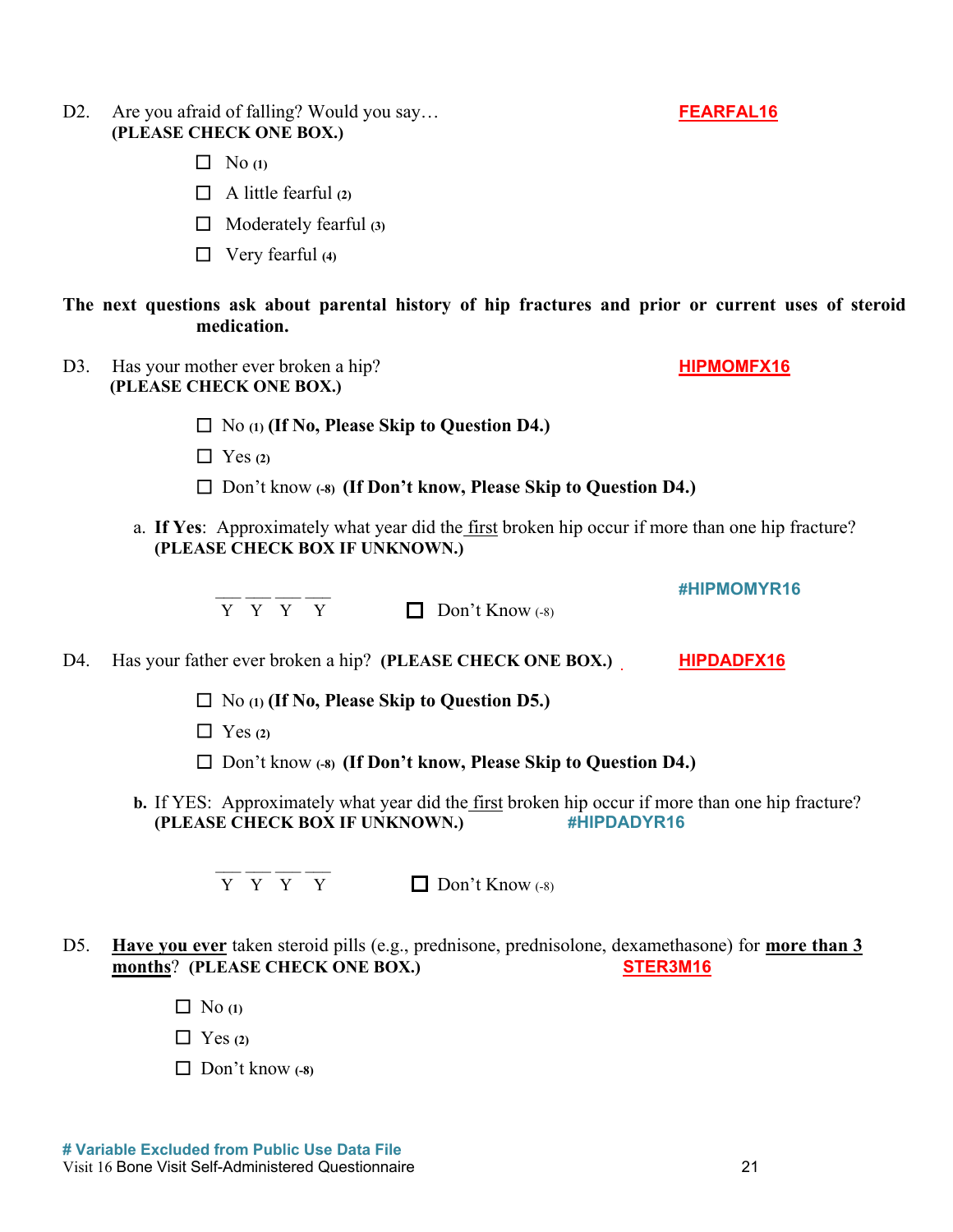D2. Are you afraid of falling? Would you say… **FEARFAL16**
**(PLEASE CHECK ONE BOX.)**

- ☐ No **(1)**
- ☐ A little fearful **(2)**
- ☐ Moderately fearful **(3)**
- ☐ Very fearful **(4)**

**The next questions ask about parental history of hip fractures and prior or current uses of steroid medication.**

D3. Has your mother ever broken a hip? **HIPMOMFX16**
**(PLEASE CHECK ONE BOX.)**

- ☐ No **(1)** **(If No, Please Skip to Question D4.)**
- ☐ Yes **(2)**
- ☐ Don't know **(-8)** **(If Don't know, Please Skip to Question D4.)**

a. **If Yes**: Approximately what year did the first broken hip occur if more than one hip fracture? **(PLEASE CHECK BOX IF UNKNOWN.)**

**#HIPMOMYR16**

\_\_\_ \_\_\_ \_\_\_ \_\_\_
Y Y Y Y ☐ Don't Know (-8)

D4. Has your father ever broken a hip? **(PLEASE CHECK ONE BOX.)** **HIPDADFX16**

- ☐ No **(1)** **(If No, Please Skip to Question D5.)**
- ☐ Yes **(2)**
- ☐ Don't know **(-8)** **(If Don't know, Please Skip to Question D4.)**

**b.** If YES: Approximately what year did the first broken hip occur if more than one hip fracture? **(PLEASE CHECK BOX IF UNKNOWN.)** **#HIPDADYR16**

\_\_\_ \_\_\_ \_\_\_ \_\_\_
Y Y Y Y ☐ Don't Know (-8)

D5. **Have you ever** taken steroid pills (e.g., prednisone, prednisolone, dexamethasone) for **more than 3 months**? **(PLEASE CHECK ONE BOX.)** **STER3M16**

- ☐ No **(1)**
- ☐ Yes **(2)**
- ☐ Don't know **(-8)**

**# Variable Excluded from Public Use Data File**
Visit 16 Bone Visit Self-Administered Questionnaire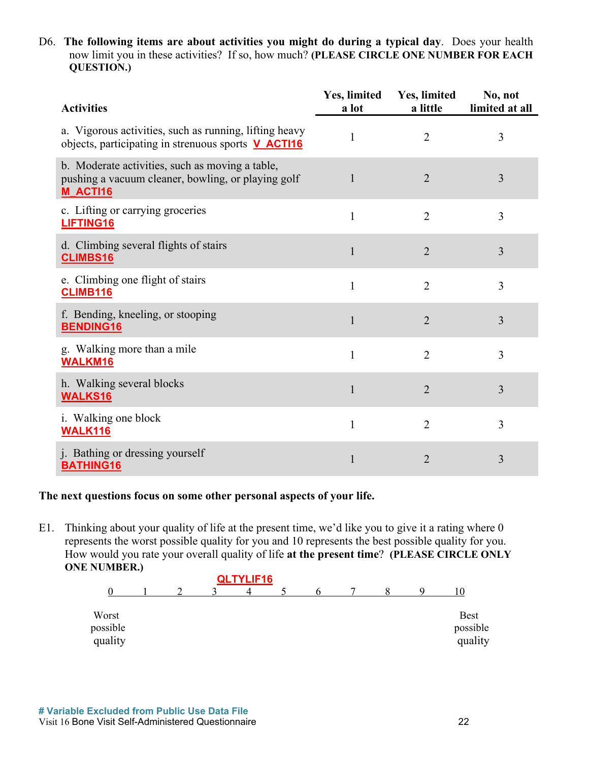D6. **The following items are about activities you might do during a typical day**. Does your health now limit you in these activities? If so, how much? **(PLEASE CIRCLE ONE NUMBER FOR EACH QUESTION.)**

| Activities | Yes, limited a lot | Yes, limited a little | No, not limited at all |
|---|---|---|---|
| a. Vigorous activities, such as running, lifting heavy objects, participating in strenuous sports V_ACTI16 | 1 | 2 | 3 |
| b. Moderate activities, such as moving a table, pushing a vacuum cleaner, bowling, or playing golf M_ACTI16 | 1 | 2 | 3 |
| c. Lifting or carrying groceries LIFTING16 | 1 | 2 | 3 |
| d. Climbing several flights of stairs CLIMBS16 | 1 | 2 | 3 |
| e. Climbing one flight of stairs CLIMB116 | 1 | 2 | 3 |
| f. Bending, kneeling, or stooping BENDING16 | 1 | 2 | 3 |
| g. Walking more than a mile WALKM16 | 1 | 2 | 3 |
| h. Walking several blocks WALKS16 | 1 | 2 | 3 |
| i. Walking one block WALK116 | 1 | 2 | 3 |
| j. Bathing or dressing yourself BATHING16 | 1 | 2 | 3 |

**The next questions focus on some other personal aspects of your life.**

E1. Thinking about your quality of life at the present time, we'd like you to give it a rating where 0 represents the worst possible quality for you and 10 represents the best possible quality for you. How would you rate your overall quality of life **at the present time**? **(PLEASE CIRCLE ONLY ONE NUMBER.)**

QLTYLIF16

0 &nbsp; 1 &nbsp; 2 &nbsp; 3 &nbsp; 4 &nbsp; 5 &nbsp; 6 &nbsp; 7 &nbsp; 8 &nbsp; 9 &nbsp; 10

Worst possible quality &nbsp;&nbsp;&nbsp;&nbsp; Best possible quality

# Variable Excluded from Public Use Data File

Visit 16 Bone Visit Self-Administered Questionnaire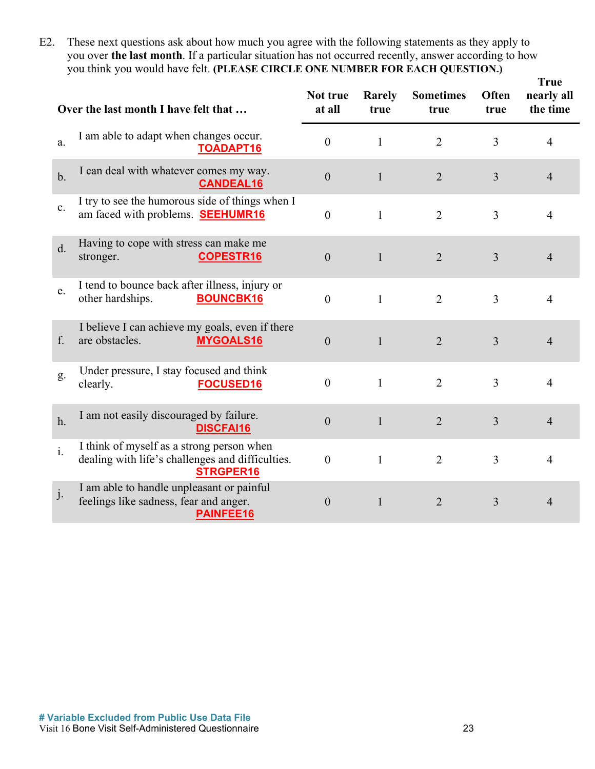E2. These next questions ask about how much you agree with the following statements as they apply to you over **the last month**. If a particular situation has not occurred recently, answer according to how you think you would have felt. **(PLEASE CIRCLE ONE NUMBER FOR EACH QUESTION.)**

| **Over the last month I have felt that …** | **Not true at all** | **Rarely true** | **Sometimes true** | **Often true** | **True nearly all the time** |
|---|---|---|---|---|---|
| a. I am able to adapt when changes occur. TOADAPT16 | 0 | 1 | 2 | 3 | 4 |
| b. I can deal with whatever comes my way. CANDEAL16 | 0 | 1 | 2 | 3 | 4 |
| c. I try to see the humorous side of things when I am faced with problems. SEEHUMR16 | 0 | 1 | 2 | 3 | 4 |
| d. Having to cope with stress can make me stronger. COPESTR16 | 0 | 1 | 2 | 3 | 4 |
| e. I tend to bounce back after illness, injury or other hardships. BOUNCBK16 | 0 | 1 | 2 | 3 | 4 |
| f. I believe I can achieve my goals, even if there are obstacles. MYGOALS16 | 0 | 1 | 2 | 3 | 4 |
| g. Under pressure, I stay focused and think clearly. FOCUSED16 | 0 | 1 | 2 | 3 | 4 |
| h. I am not easily discouraged by failure. DISCFAI16 | 0 | 1 | 2 | 3 | 4 |
| i. I think of myself as a strong person when dealing with life's challenges and difficulties. STRGPER16 | 0 | 1 | 2 | 3 | 4 |
| j. I am able to handle unpleasant or painful feelings like sadness, fear and anger. PAINFEE16 | 0 | 1 | 2 | 3 | 4 |

**# Variable Excluded from Public Use Data File**

Visit 16 Bone Visit Self-Administered Questionnaire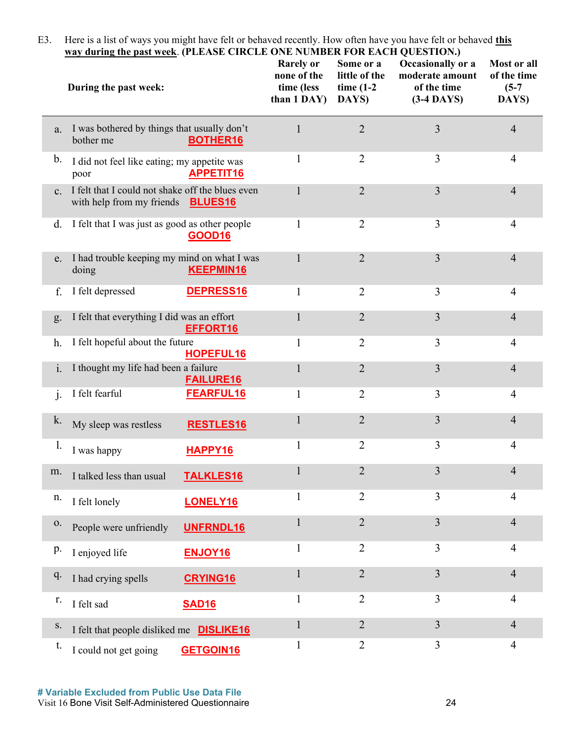E3. Here is a list of ways you might have felt or behaved recently. How often have you have felt or behaved **this way during the past week**. **(PLEASE CIRCLE ONE NUMBER FOR EACH QUESTION.)**

| During the past week: | Rarely or none of the time (less than 1 DAY) | Some or a little of the time (1-2 DAYS) | Occasionally or a moderate amount of the time (3-4 DAYS) | Most or all of the time (5-7 DAYS) |
|---|---|---|---|---|
| a. I was bothered by things that usually don't bother me **BOTHER16** | 1 | 2 | 3 | 4 |
| b. I did not feel like eating; my appetite was poor **APPETIT16** | 1 | 2 | 3 | 4 |
| c. I felt that I could not shake off the blues even with help from my friends **BLUES16** | 1 | 2 | 3 | 4 |
| d. I felt that I was just as good as other people **GOOD16** | 1 | 2 | 3 | 4 |
| e. I had trouble keeping my mind on what I was doing **KEEPMIN16** | 1 | 2 | 3 | 4 |
| f. I felt depressed **DEPRESS16** | 1 | 2 | 3 | 4 |
| g. I felt that everything I did was an effort **EFFORT16** | 1 | 2 | 3 | 4 |
| h. I felt hopeful about the future **HOPEFUL16** | 1 | 2 | 3 | 4 |
| i. I thought my life had been a failure **FAILURE16** | 1 | 2 | 3 | 4 |
| j. I felt fearful **FEARFUL16** | 1 | 2 | 3 | 4 |
| k. My sleep was restless **RESTLES16** | 1 | 2 | 3 | 4 |
| l. I was happy **HAPPY16** | 1 | 2 | 3 | 4 |
| m. I talked less than usual **TALKLES16** | 1 | 2 | 3 | 4 |
| n. I felt lonely **LONELY16** | 1 | 2 | 3 | 4 |
| o. People were unfriendly **UNFRNDL16** | 1 | 2 | 3 | 4 |
| p. I enjoyed life **ENJOY16** | 1 | 2 | 3 | 4 |
| q. I had crying spells **CRYING16** | 1 | 2 | 3 | 4 |
| r. I felt sad **SAD16** | 1 | 2 | 3 | 4 |
| s. I felt that people disliked me **DISLIKE16** | 1 | 2 | 3 | 4 |
| t. I could not get going **GETGOIN16** | 1 | 2 | 3 | 4 |

**# Variable Excluded from Public Use Data File**

Visit 16 Bone Visit Self-Administered Questionnaire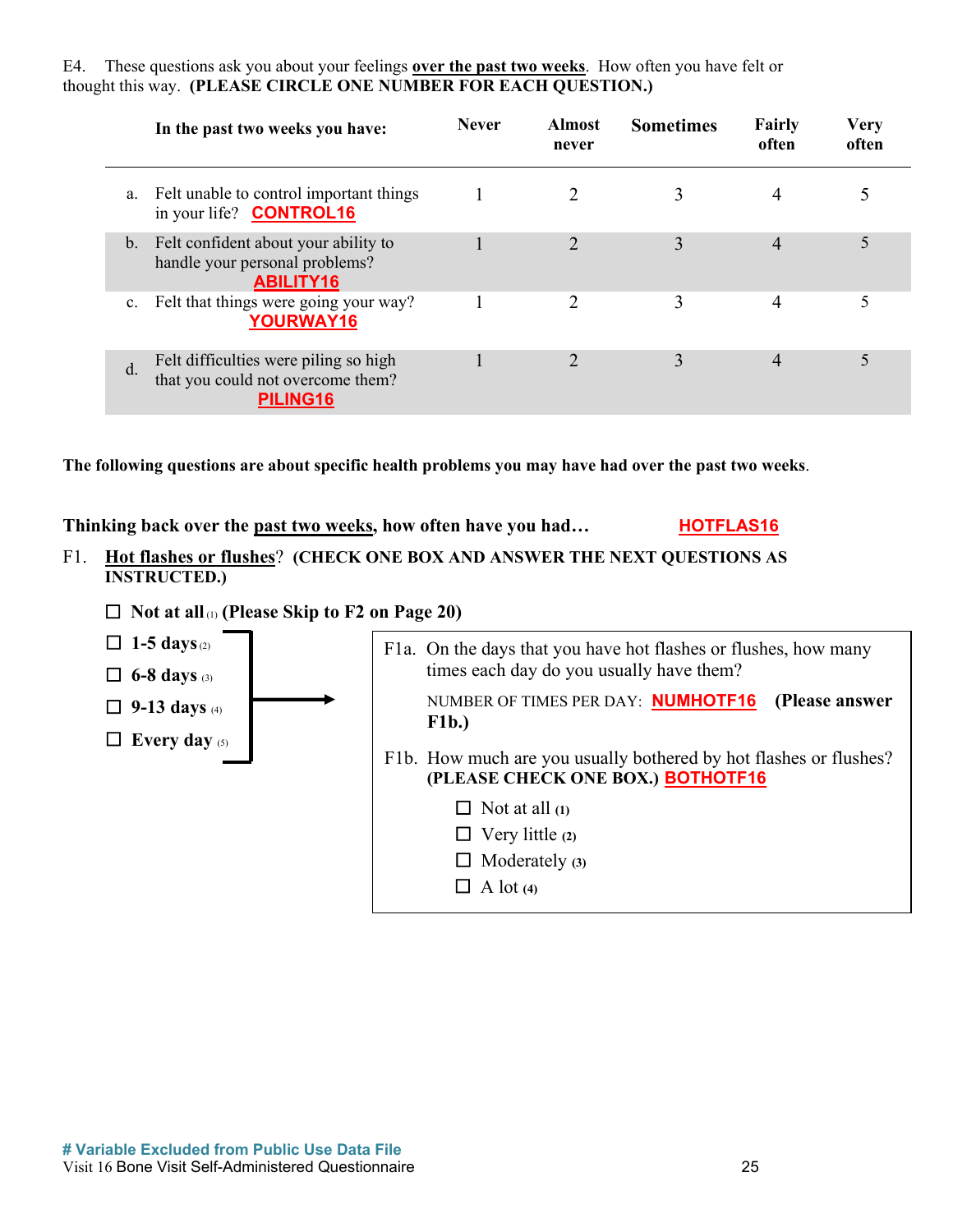E4. These questions ask you about your feelings **over the past two weeks**. How often you have felt or thought this way. **(PLEASE CIRCLE ONE NUMBER FOR EACH QUESTION.)**

| **In the past two weeks you have:** | **Never** | **Almost never** | **Sometimes** | **Fairly often** | **Very often** |
|---|---|---|---|---|---|
| a. Felt unable to control important things in your life? **CONTROL16** | 1 | 2 | 3 | 4 | 5 |
| b. Felt confident about your ability to handle your personal problems? **ABILITY16** | 1 | 2 | 3 | 4 | 5 |
| c. Felt that things were going your way? **YOURWAY16** | 1 | 2 | 3 | 4 | 5 |
| d. Felt difficulties were piling so high that you could not overcome them? **PILING16** | 1 | 2 | 3 | 4 | 5 |

**The following questions are about specific health problems you may have had over the past two weeks**.

**Thinking back over the past two weeks, how often have you had…** **HOTFLAS16**

F1. **Hot flashes or flushes? (CHECK ONE BOX AND ANSWER THE NEXT QUESTIONS AS INSTRUCTED.)**

- ☐ **Not at all** (1) **(Please Skip to F2 on Page 20)**
- ☐ **1-5 days** (2)
- ☐ **6-8 days** (3)
- ☐ **9-13 days** (4)
- ☐ **Every day** (5)

→ F1a. On the days that you have hot flashes or flushes, how many times each day do you usually have them?

NUMBER OF TIMES PER DAY: **NUMHOTF16** **(Please answer F1b.)**

F1b. How much are you usually bothered by hot flashes or flushes? **(PLEASE CHECK ONE BOX.)** **BOTHOTF16**

- ☐ Not at all **(1)**
- ☐ Very little **(2)**
- ☐ Moderately **(3)**
- ☐ A lot **(4)**

**# Variable Excluded from Public Use Data File**

Visit 16 Bone Visit Self-Administered Questionnaire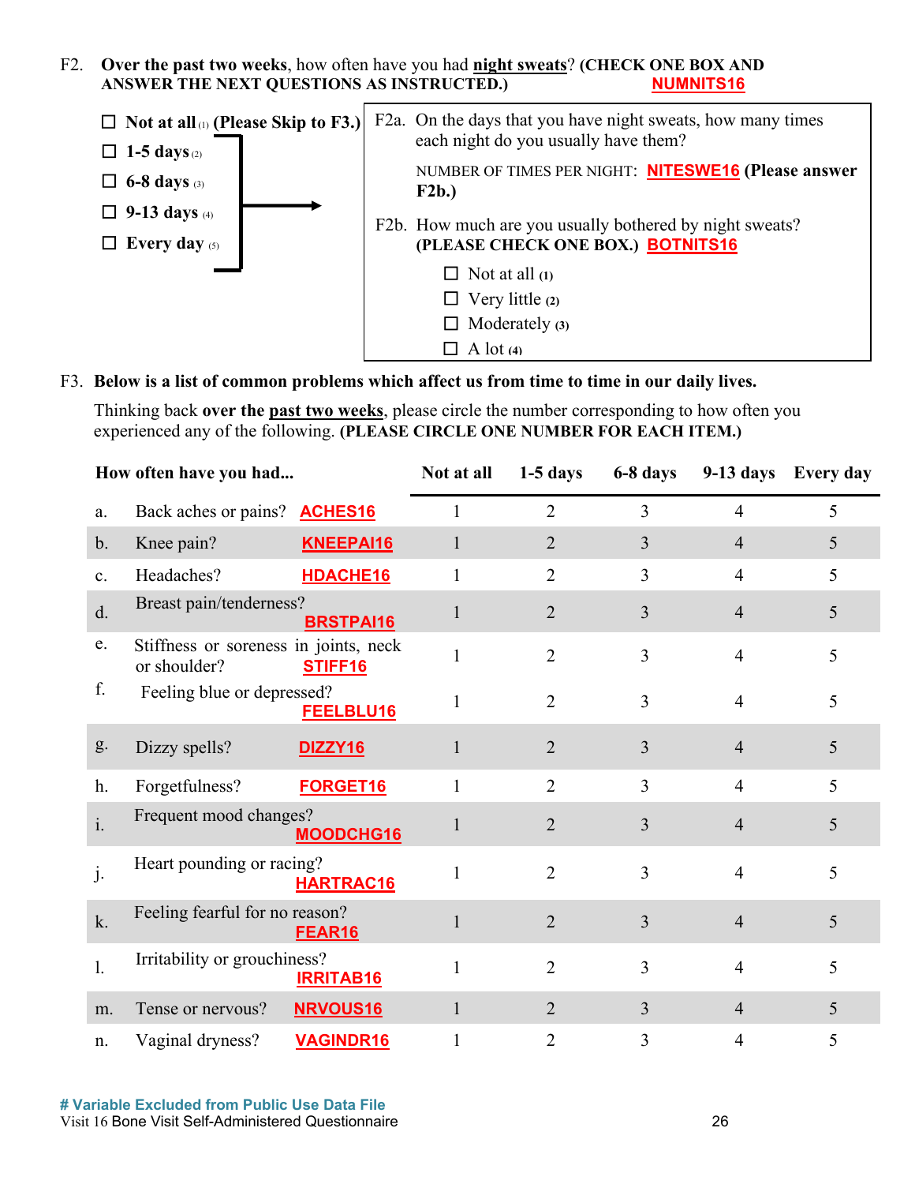F2. **Over the past two weeks**, how often have you had **night sweats**? **(CHECK ONE BOX AND ANSWER THE NEXT QUESTIONS AS INSTRUCTED.)** NUMNITS16

- ☐ **Not at all** (1) **(Please Skip to F3.)**
- ☐ **1-5 days** (2)
- ☐ **6-8 days** (3)
- ☐ **9-13 days** (4)
- ☐ **Every day** (5)

→ F2a. On the days that you have night sweats, how many times each night do you usually have them?

NUMBER OF TIMES PER NIGHT: NITESWE16 **(Please answer F2b.)**

F2b. How much are you usually bothered by night sweats? **(PLEASE CHECK ONE BOX.)** BOTNITS16

- ☐ Not at all **(1)**
- ☐ Very little **(2)**
- ☐ Moderately **(3)**
- ☐ A lot **(4)**

F3. **Below is a list of common problems which affect us from time to time in our daily lives.**

Thinking back **over the past two weeks**, please circle the number corresponding to how often you experienced any of the following. **(PLEASE CIRCLE ONE NUMBER FOR EACH ITEM.)**

| **How often have you had...** | **Not at all** | **1-5 days** | **6-8 days** | **9-13 days** | **Every day** |
|---|---|---|---|---|---|
| a. Back aches or pains? ACHES16 | 1 | 2 | 3 | 4 | 5 |
| b. Knee pain? KNEEPAI16 | 1 | 2 | 3 | 4 | 5 |
| c. Headaches? HDACHE16 | 1 | 2 | 3 | 4 | 5 |
| d. Breast pain/tenderness? BRSTPAI16 | 1 | 2 | 3 | 4 | 5 |
| e. Stiffness or soreness in joints, neck or shoulder? STIFF16 | 1 | 2 | 3 | 4 | 5 |
| f. Feeling blue or depressed? FEELBLU16 | 1 | 2 | 3 | 4 | 5 |
| g. Dizzy spells? DIZZY16 | 1 | 2 | 3 | 4 | 5 |
| h. Forgetfulness? FORGET16 | 1 | 2 | 3 | 4 | 5 |
| i. Frequent mood changes? MOODCHG16 | 1 | 2 | 3 | 4 | 5 |
| j. Heart pounding or racing? HARTRAC16 | 1 | 2 | 3 | 4 | 5 |
| k. Feeling fearful for no reason? FEAR16 | 1 | 2 | 3 | 4 | 5 |
| l. Irritability or grouchiness? IRRITAB16 | 1 | 2 | 3 | 4 | 5 |
| m. Tense or nervous? NRVOUS16 | 1 | 2 | 3 | 4 | 5 |
| n. Vaginal dryness? VAGINDR16 | 1 | 2 | 3 | 4 | 5 |

# Variable Excluded from Public Use Data File

Visit 16 Bone Visit Self-Administered Questionnaire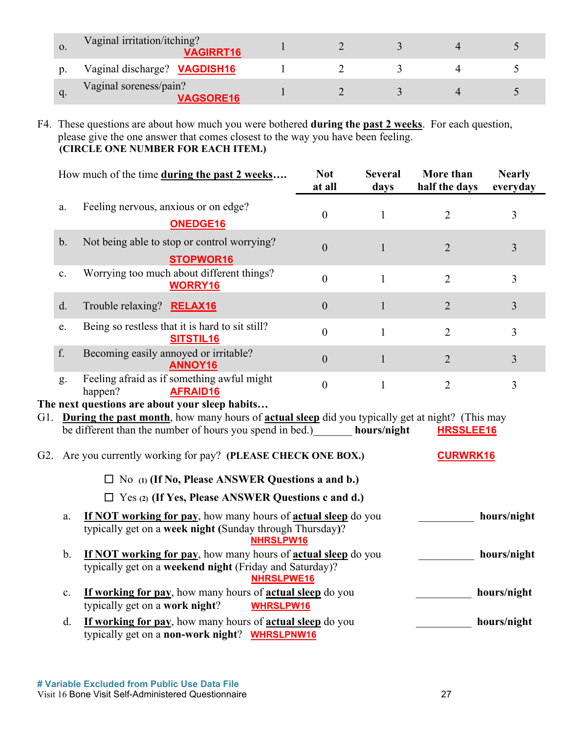| | | | | | | |
|---|---|---|---|---|---|---|
| o. | Vaginal irritation/itching? **VAGIRRT16** | 1 | 2 | 3 | 4 | 5 |
| p. | Vaginal discharge? **VAGDISH16** | 1 | 2 | 3 | 4 | 5 |
| q. | Vaginal soreness/pain? **VAGSORE16** | 1 | 2 | 3 | 4 | 5 |

F4. These questions are about how much you were bothered **during the past 2 weeks**. For each question, please give the one answer that comes closest to the way you have been feeling. **(CIRCLE ONE NUMBER FOR EACH ITEM.)**

| How much of the time **during the past 2 weeks….** | | Not at all | Several days | More than half the days | Nearly everyday |
|---|---|---|---|---|---|
| a. | Feeling nervous, anxious or on edge? **ONEDGE16** | 0 | 1 | 2 | 3 |
| b. | Not being able to stop or control worrying? **STOPWOR16** | 0 | 1 | 2 | 3 |
| c. | Worrying too much about different things? **WORRY16** | 0 | 1 | 2 | 3 |
| d. | Trouble relaxing? **RELAX16** | 0 | 1 | 2 | 3 |
| e. | Being so restless that it is hard to sit still? **SITSTIL16** | 0 | 1 | 2 | 3 |
| f. | Becoming easily annoyed or irritable? **ANNOY16** | 0 | 1 | 2 | 3 |
| g. | Feeling afraid as if something awful might happen? **AFRAID16** | 0 | 1 | 2 | 3 |

**The next questions are about your sleep habits…**

G1. **During the past month**, how many hours of **actual sleep** did you typically get at night? (This may be different than the number of hours you spend in bed.)_______ **hours/night** **HRSSLEE16**

G2. Are you currently working for pay? **(PLEASE CHECK ONE BOX.)** **CURWRK16**

- ☐ No (1) **(If No, Please ANSWER Questions a and b.)**
- ☐ Yes (2) **(If Yes, Please ANSWER Questions c and d.)**

a. **If NOT working for pay**, how many hours of **actual sleep** do you typically get on a **week night** (Sunday through Thursday)? **NHRSLPW16** __________ **hours/night**

b. **If NOT working for pay**, how many hours of **actual sleep** do you typically get on a **weekend night** (Friday and Saturday)? **NHRSLPWE16** __________ **hours/night**

c. **If working for pay**, how many hours of **actual sleep** do you typically get on a **work night**? **WHRSLPW16** __________ **hours/night**

d. **If working for pay**, how many hours of **actual sleep** do you typically get on a **non-work night**? **WHRSLPNW16** __________ **hours/night**

**# Variable Excluded from Public Use Data File**

Visit 16 Bone Visit Self-Administered Questionnaire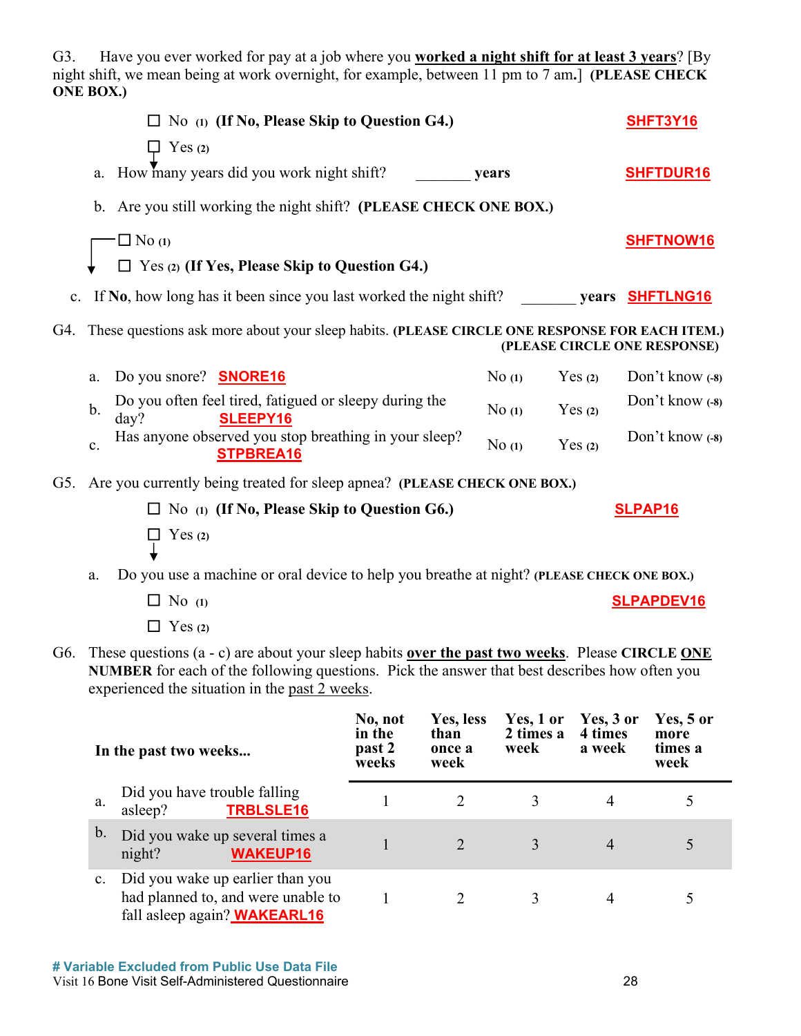G3. Have you ever worked for pay at a job where you **worked a night shift for at least 3 years**? [By night shift, we mean being at work overnight, for example, between 11 pm to 7 am.] **(PLEASE CHECK ONE BOX.)**

☐ No (1) **(If No, Please Skip to Question G4.)** **SHFT3Y16**

☐ Yes (2)

a. How many years did you work night shift? _______ **years** **SHFTDUR16**

b. Are you still working the night shift? **(PLEASE CHECK ONE BOX.)**

☐ No (1) **SHFTNOW16**

☐ Yes (2) **(If Yes, Please Skip to Question G4.)**

c. If **No**, how long has it been since you last worked the night shift? _______ **years** **SHFTLNG16**

G4. These questions ask more about your sleep habits. **(PLEASE CIRCLE ONE RESPONSE FOR EACH ITEM.)**

| | | **(PLEASE CIRCLE ONE RESPONSE)** | | |
|---|---|---|---|---|
| a. | Do you snore? **SNORE16** | No (1) | Yes (2) | Don't know (-8) |
| b. | Do you often feel tired, fatigued or sleepy during the day? **SLEEPY16** | No (1) | Yes (2) | Don't know (-8) |
| c. | Has anyone observed you stop breathing in your sleep? **STPBREA16** | No (1) | Yes (2) | Don't know (-8) |

G5. Are you currently being treated for sleep apnea? **(PLEASE CHECK ONE BOX.)**

☐ No (1) **(If No, Please Skip to Question G6.)** **SLPAP16**

☐ Yes (2)

a. Do you use a machine or oral device to help you breathe at night? **(PLEASE CHECK ONE BOX.)**

☐ No (1) **SLPAPDEV16**

☐ Yes (2)

G6. These questions (a - c) are about your sleep habits **over the past two weeks**. Please **CIRCLE ONE NUMBER** for each of the following questions. Pick the answer that best describes how often you experienced the situation in the past 2 weeks.

| **In the past two weeks...** | **No, not in the past 2 weeks** | **Yes, less than once a week** | **Yes, 1 or 2 times a week** | **Yes, 3 or 4 times a week** | **Yes, 5 or more times a week** |
|---|---|---|---|---|---|
| a. Did you have trouble falling asleep? **TRBLSLE16** | 1 | 2 | 3 | 4 | 5 |
| b. Did you wake up several times a night? **WAKEUP16** | 1 | 2 | 3 | 4 | 5 |
| c. Did you wake up earlier than you had planned to, and were unable to fall asleep again? **WAKEARL16** | 1 | 2 | 3 | 4 | 5 |

**# Variable Excluded from Public Use Data File**

Visit 16 Bone Visit Self-Administered Questionnaire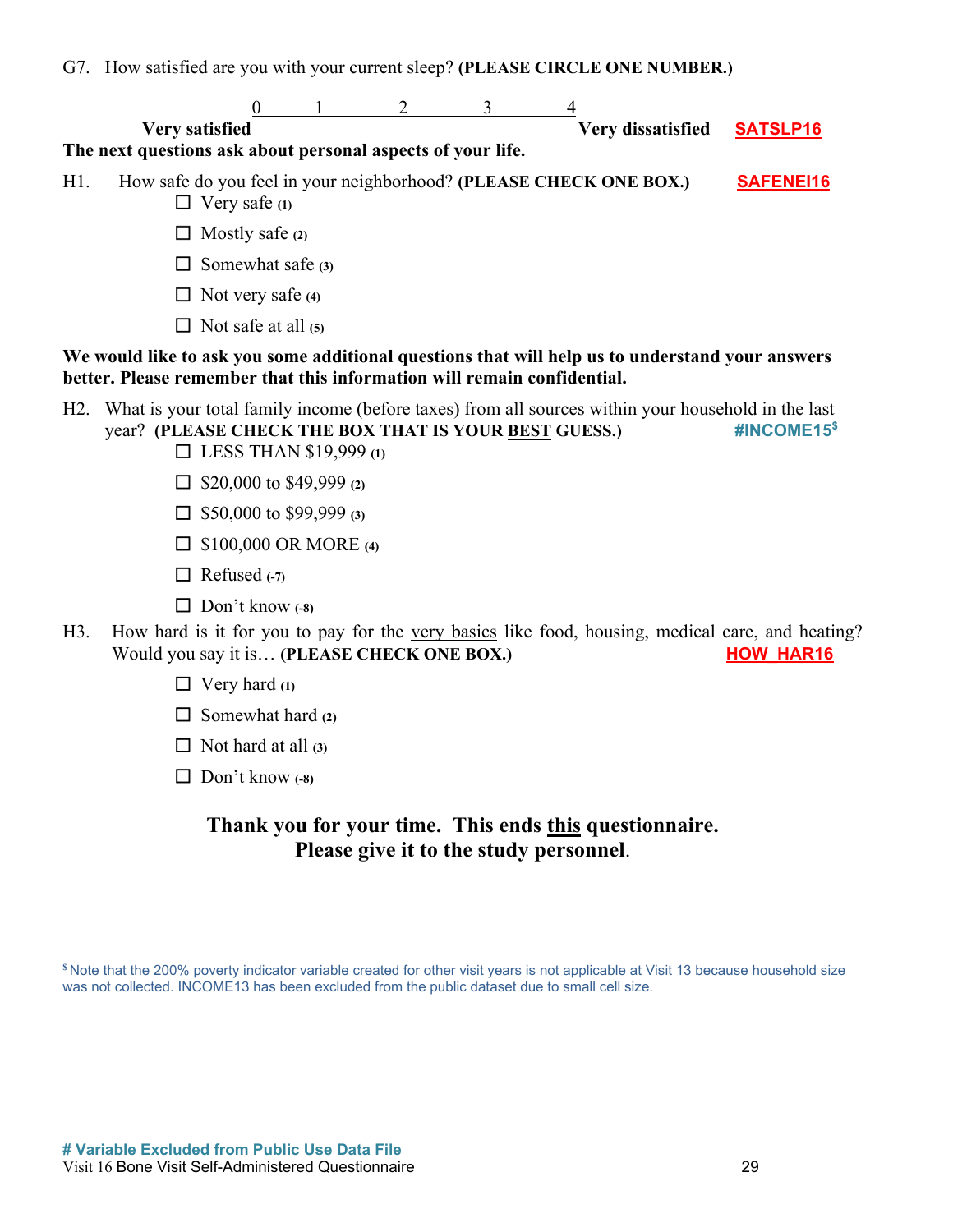G7. How satisfied are you with your current sleep? **(PLEASE CIRCLE ONE NUMBER.)**

| Very satisfied | 0 | 1 | 2 | 3 | 4 | Very dissatisfied | SATSLP16 |
|---|---|---|---|---|---|---|---|

**The next questions ask about personal aspects of your life.**

H1. How safe do you feel in your neighborhood? **(PLEASE CHECK ONE BOX.)** SAFENEI16

- ☐ Very safe (1)
- ☐ Mostly safe (2)
- ☐ Somewhat safe (3)
- ☐ Not very safe (4)
- ☐ Not safe at all (5)

**We would like to ask you some additional questions that will help us to understand your answers better. Please remember that this information will remain confidential.**

H2. What is your total family income (before taxes) from all sources within your household in the last year? **(PLEASE CHECK THE BOX THAT IS YOUR BEST GUESS.)** #INCOME15[$]

- ☐ LESS THAN $19,999 (1)
- ☐ $20,000 to $49,999 (2)
- ☐ $50,000 to $99,999 (3)
- ☐ $100,000 OR MORE (4)
- ☐ Refused (-7)
- ☐ Don't know (-8)

H3. How hard is it for you to pay for the very basics like food, housing, medical care, and heating? Would you say it is… **(PLEASE CHECK ONE BOX.)** HOW_HAR16

- ☐ Very hard (1)
- ☐ Somewhat hard (2)
- ☐ Not hard at all (3)
- ☐ Don't know (-8)

**Thank you for your time. This ends this questionnaire.**
**Please give it to the study personnel.**

[$] Note that the 200% poverty indicator variable created for other visit years is not applicable at Visit 13 because household size was not collected. INCOME13 has been excluded from the public dataset due to small cell size.

**# Variable Excluded from Public Use Data File**

Visit 16 Bone Visit Self-Administered Questionnaire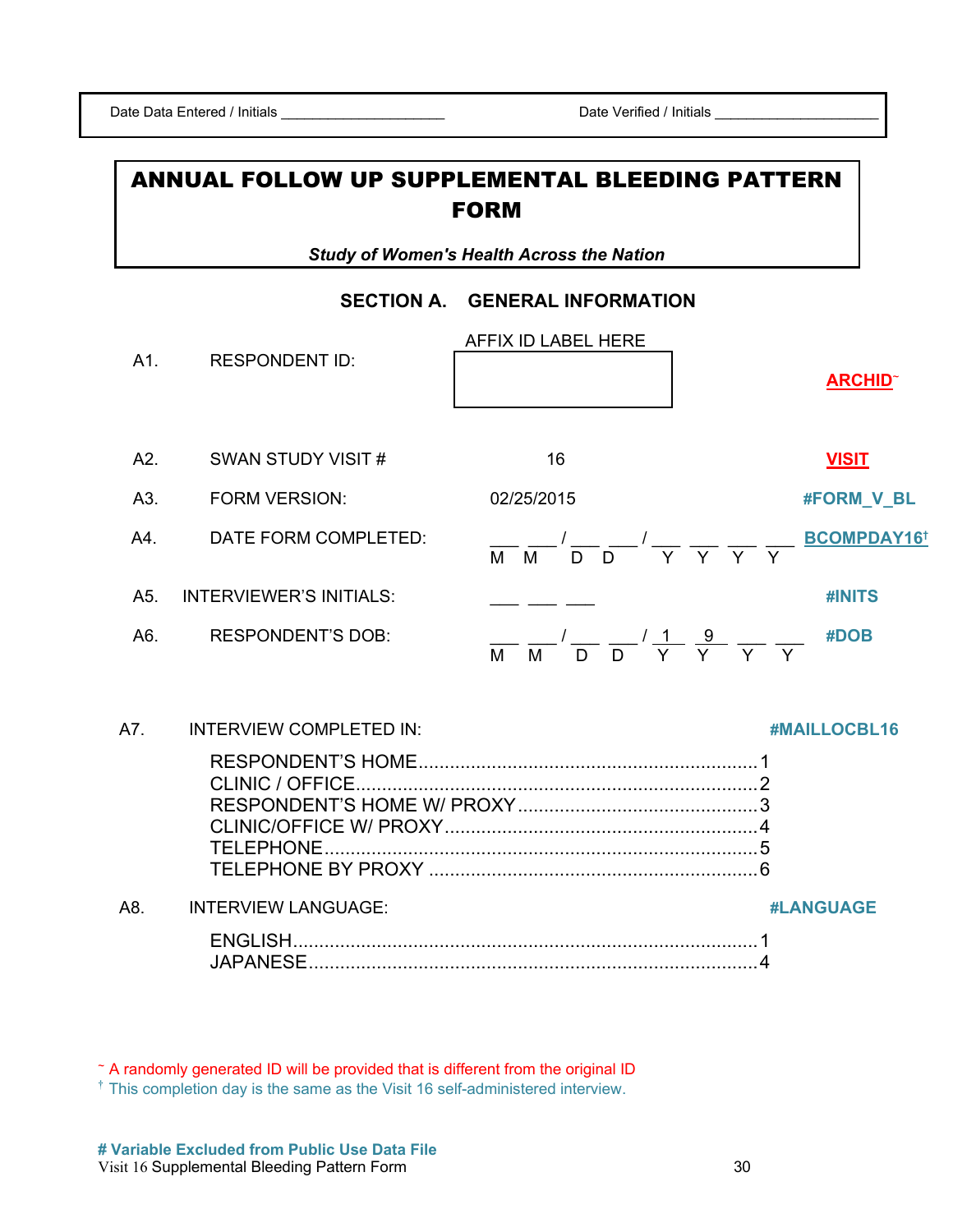Date Data Entered / Initials ____________________ Date Verified / Initials ____________________

# ANNUAL FOLLOW UP SUPPLEMENTAL BLEEDING PATTERN FORM

***Study of Women's Health Across the Nation***

## SECTION A. GENERAL INFORMATION

A1. RESPONDENT ID: AFFIX ID LABEL HERE **ARCHID~**

A2. SWAN STUDY VISIT # 16 **VISIT**

A3. FORM VERSION: 02/25/2015 **#FORM_V_BL**

A4. DATE FORM COMPLETED: ___ ___ / ___ ___ / ___ ___ ___ ___ (M M / D D / Y Y Y Y) **BCOMPDAY16†**

A5. INTERVIEWER'S INITIALS: ___ ___ ___ **#INITS**

A6. RESPONDENT'S DOB: ___ ___ / ___ ___ / 1 9 ___ ___ (M M / D D / Y Y Y Y) **#DOB**

A7. INTERVIEW COMPLETED IN: **#MAILLOCBL16**

- RESPONDENT'S HOME....................1
- CLINIC / OFFICE....................2
- RESPONDENT'S HOME W/ PROXY....................3
- CLINIC/OFFICE W/ PROXY....................4
- TELEPHONE....................5
- TELEPHONE BY PROXY....................6

A8. INTERVIEW LANGUAGE: **#LANGUAGE**

- ENGLISH....................1
- JAPANESE....................4

~ A randomly generated ID will be provided that is different from the original ID

† This completion day is the same as the Visit 16 self-administered interview.

**# Variable Excluded from Public Use Data File**

Visit 16 Supplemental Bleeding Pattern Form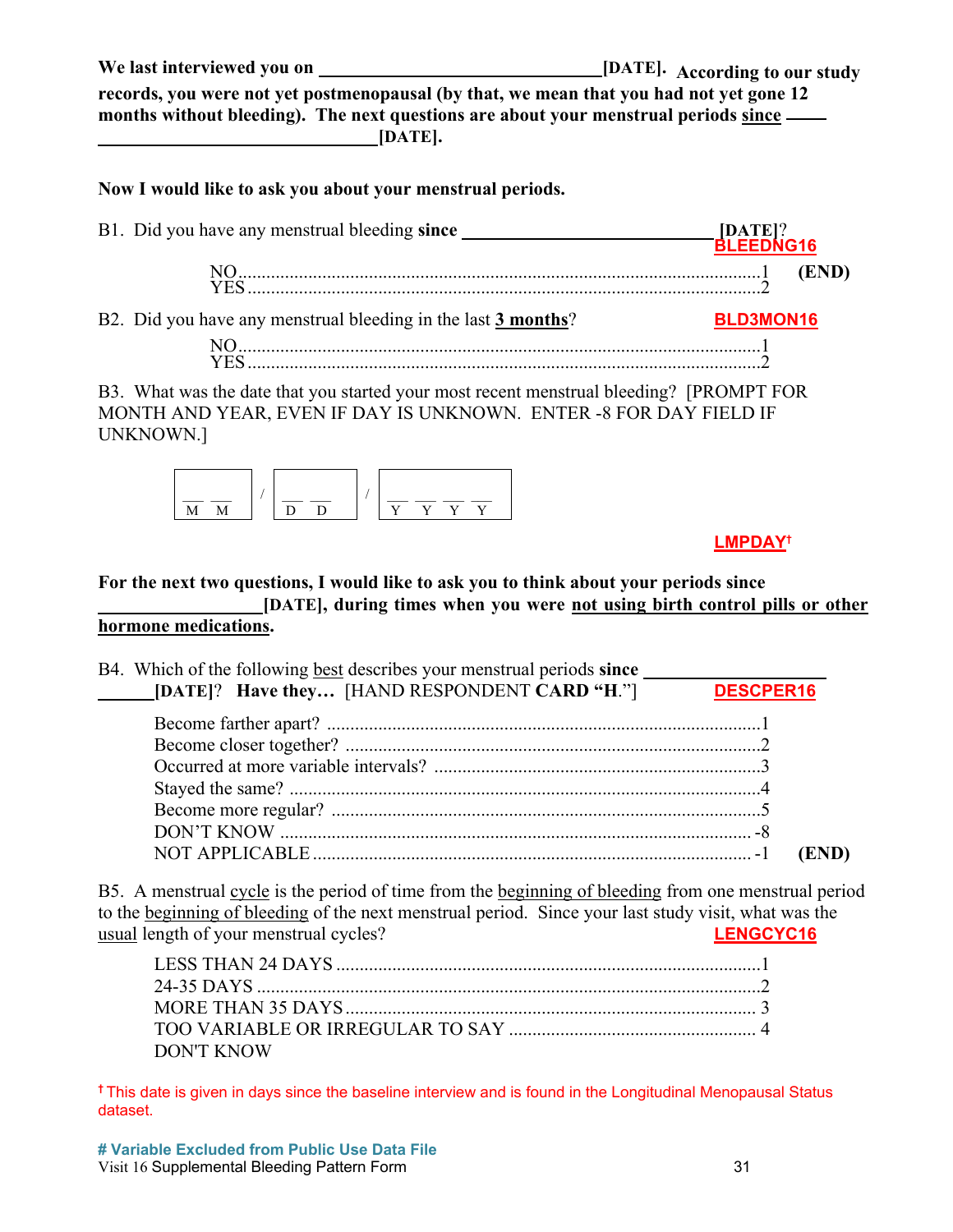**We last interviewed you on ______________________________[DATE]. According to our study records, you were not yet postmenopausal (by that, we mean that you had not yet gone 12 months without bleeding). The next questions are about your menstrual periods since ______________________________[DATE].**

**Now I would like to ask you about your menstrual periods.**

B1. Did you have any menstrual bleeding **since** ____________________________ **[DATE]**? **BLEEDNG16**

| | | |
|---|---|---|
| NO | 1 | **(END)** |
| YES | 2 | |

B2. Did you have any menstrual bleeding in the last **3 months**? **BLD3MON16**

| | |
|---|---|
| NO | 1 |
| YES | 2 |

B3. What was the date that you started your most recent menstrual bleeding? [PROMPT FOR MONTH AND YEAR, EVEN IF DAY IS UNKNOWN. ENTER -8 FOR DAY FIELD IF UNKNOWN.]

__ __ / __ __ / __ __ __ __
M M / D D / Y Y Y Y

**LMPDAY**†

**For the next two questions, I would like to ask you to think about your periods since ____________________[DATE], during times when you were not using birth control pills or other hormone medications.**

B4. Which of the following best describes your menstrual periods **since** ____________________ **[DATE]**? **Have they…** [HAND RESPONDENT **CARD "H."**] **DESCPER16**

| | | |
|---|---|---|
| Become farther apart? | 1 | |
| Become closer together? | 2 | |
| Occurred at more variable intervals? | 3 | |
| Stayed the same? | 4 | |
| Become more regular? | 5 | |
| DON'T KNOW | -8 | |
| NOT APPLICABLE | -1 | **(END)** |

B5. A menstrual cycle is the period of time from the beginning of bleeding from one menstrual period to the beginning of bleeding of the next menstrual period. Since your last study visit, what was the usual length of your menstrual cycles? **LENGCYC16**

| | |
|---|---|
| LESS THAN 24 DAYS | 1 |
| 24-35 DAYS | 2 |
| MORE THAN 35 DAYS | 3 |
| TOO VARIABLE OR IRREGULAR TO SAY | 4 |
| DON'T KNOW | |

† This date is given in days since the baseline interview and is found in the Longitudinal Menopausal Status dataset.

**# Variable Excluded from Public Use Data File**

Visit 16 Supplemental Bleeding Pattern Form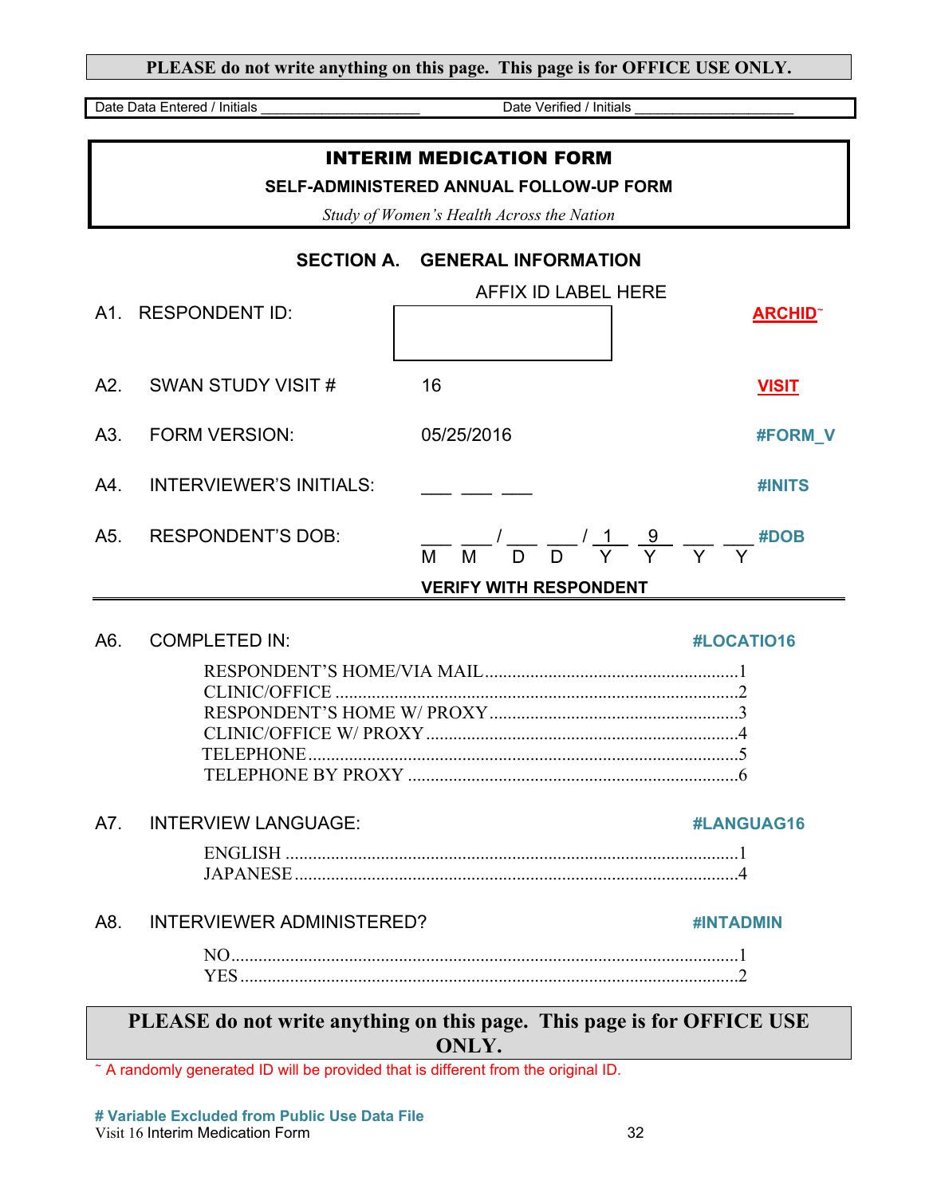**PLEASE do not write anything on this page. This page is for OFFICE USE ONLY.**

Date Data Entered / Initials ____________________ Date Verified / Initials ____________________

# INTERIM MEDICATION FORM

## SELF-ADMINISTERED ANNUAL FOLLOW-UP FORM

*Study of Women's Health Across the Nation*

## SECTION A. GENERAL INFORMATION

| | | | |
|---|---|---|---|
| A1. | RESPONDENT ID: | AFFIX ID LABEL HERE | **ARCHID~** |
| A2. | SWAN STUDY VISIT # | 16 | **VISIT** |
| A3. | FORM VERSION: | 05/25/2016 | **#FORM_V** |
| A4. | INTERVIEWER'S INITIALS: | ___ ___ ___ | **#INITS** |
| A5. | RESPONDENT'S DOB: | ___ ___ / ___ ___ / 1 9 ___ ___ (M M / D D / Y Y Y Y) | **#DOB** |

**VERIFY WITH RESPONDENT**

A6. COMPLETED IN: **#LOCATIO16**

- RESPONDENT'S HOME/VIA MAIL....................1
- CLINIC/OFFICE....................2
- RESPONDENT'S HOME W/ PROXY....................3
- CLINIC/OFFICE W/ PROXY....................4
- TELEPHONE....................5
- TELEPHONE BY PROXY....................6

A7. INTERVIEW LANGUAGE: **#LANGUAG16**

- ENGLISH....................1
- JAPANESE....................4

A8. INTERVIEWER ADMINISTERED? **#INTADMIN**

- NO....................1
- YES....................2

**PLEASE do not write anything on this page. This page is for OFFICE USE ONLY.**

~ A randomly generated ID will be provided that is different from the original ID.

**# Variable Excluded from Public Use Data File**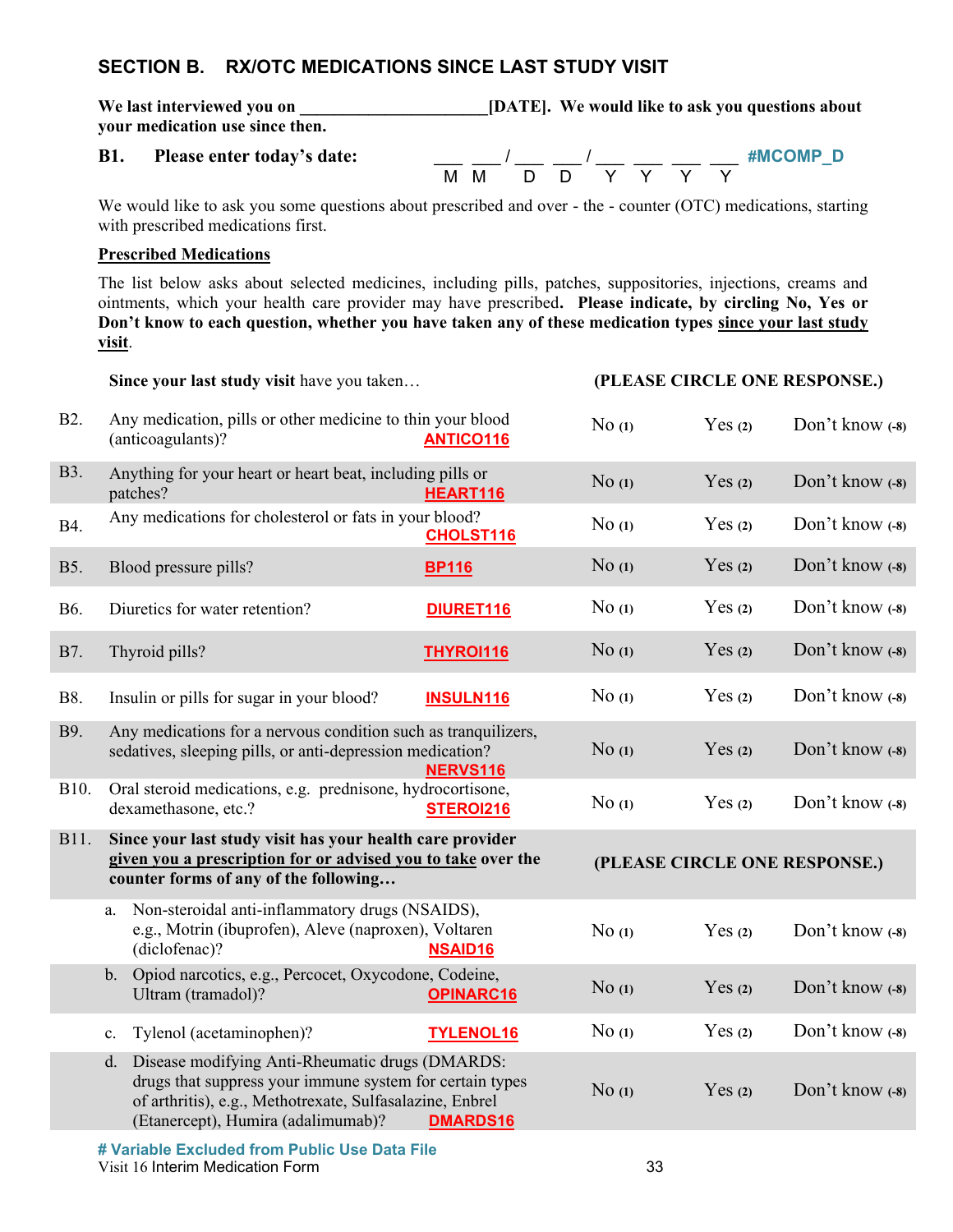## SECTION B. RX/OTC MEDICATIONS SINCE LAST STUDY VISIT

**We last interviewed you on ______________________[DATE]. We would like to ask you questions about your medication use since then.**

**B1. Please enter today's date:** ___ ___ / ___ ___ / ___ ___ ___ ___ (M M / D D / Y Y Y Y) **#MCOMP_D**

We would like to ask you some questions about prescribed and over - the - counter (OTC) medications, starting with prescribed medications first.

**Prescribed Medications**

The list below asks about selected medicines, including pills, patches, suppositories, injections, creams and ointments, which your health care provider may have prescribed. **Please indicate, by circling No, Yes or Don't know to each question, whether you have taken any of these medication types since your last study visit.**

| | **Since your last study visit** have you taken… | **(PLEASE CIRCLE ONE RESPONSE.)** | | |
|---|---|---|---|---|
| B2. | Any medication, pills or other medicine to thin your blood (anticoagulants)? **ANTICO116** | No (1) | Yes (2) | Don't know (-8) |
| B3. | Anything for your heart or heart beat, including pills or patches? **HEART116** | No (1) | Yes (2) | Don't know (-8) |
| B4. | Any medications for cholesterol or fats in your blood? **CHOLST116** | No (1) | Yes (2) | Don't know (-8) |
| B5. | Blood pressure pills? **BP116** | No (1) | Yes (2) | Don't know (-8) |
| B6. | Diuretics for water retention? **DIURET116** | No (1) | Yes (2) | Don't know (-8) |
| B7. | Thyroid pills? **THYROI116** | No (1) | Yes (2) | Don't know (-8) |
| B8. | Insulin or pills for sugar in your blood? **INSULN116** | No (1) | Yes (2) | Don't know (-8) |
| B9. | Any medications for a nervous condition such as tranquilizers, sedatives, sleeping pills, or anti-depression medication? **NERVS116** | No (1) | Yes (2) | Don't know (-8) |
| B10. | Oral steroid medications, e.g. prednisone, hydrocortisone, dexamethasone, etc.? **STEROI216** | No (1) | Yes (2) | Don't know (-8) |
| B11. | **Since your last study visit has your health care provider given you a prescription for or advised you to take over the counter forms of any of the following…** | **(PLEASE CIRCLE ONE RESPONSE.)** | | |
| | a. Non-steroidal anti-inflammatory drugs (NSAIDS), e.g., Motrin (ibuprofen), Aleve (naproxen), Voltaren (diclofenac)? **NSAID16** | No (1) | Yes (2) | Don't know (-8) |
| | b. Opiod narcotics, e.g., Percocet, Oxycodone, Codeine, Ultram (tramadol)? **OPINARC16** | No (1) | Yes (2) | Don't know (-8) |
| | c. Tylenol (acetaminophen)? **TYLENOL16** | No (1) | Yes (2) | Don't know (-8) |
| | d. Disease modifying Anti-Rheumatic drugs (DMARDS: drugs that suppress your immune system for certain types of arthritis), e.g., Methotrexate, Sulfasalazine, Enbrel (Etanercept), Humira (adalimumab)? **DMARDS16** | No (1) | Yes (2) | Don't know (-8) |

**# Variable Excluded from Public Use Data File**

Visit 16 Interim Medication Form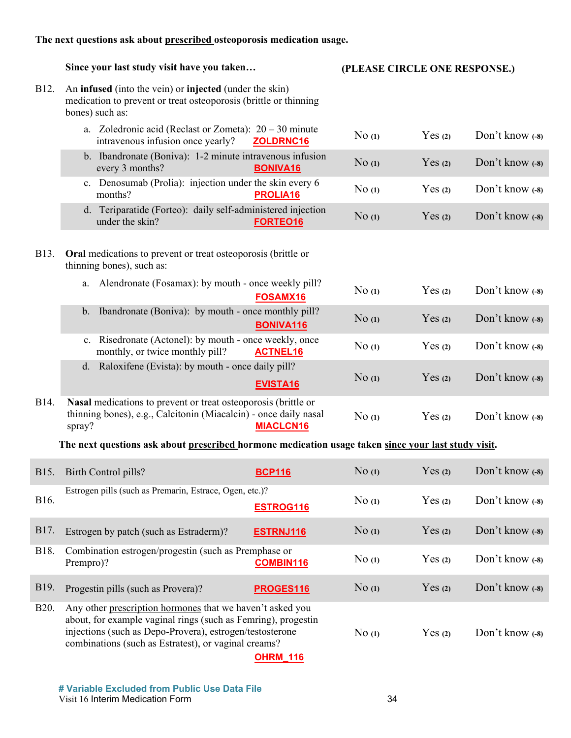**The next questions ask about <u>prescribed</u> osteoporosis medication usage.**

| | **Since your last study visit have you taken…** | **(PLEASE CIRCLE ONE RESPONSE.)** | | |
|---|---|---|---|---|
| B12. | An **infused** (into the vein) or **injected** (under the skin) medication to prevent or treat osteoporosis (brittle or thinning bones) such as: | | | |
| | a. Zoledronic acid (Reclast or Zometa): 20 – 30 minute intravenous infusion once yearly? ZOLDRNC16 | No (1) | Yes (2) | Don't know (-8) |
| | b. Ibandronate (Boniva): 1-2 minute intravenous infusion every 3 months? BONIVA16 | No (1) | Yes (2) | Don't know (-8) |
| | c. Denosumab (Prolia): injection under the skin every 6 months? PROLIA16 | No (1) | Yes (2) | Don't know (-8) |
| | d. Teriparatide (Forteo): daily self-administered injection under the skin? FORTEO16 | No (1) | Yes (2) | Don't know (-8) |
| B13. | **Oral** medications to prevent or treat osteoporosis (brittle or thinning bones), such as: | | | |
| | a. Alendronate (Fosamax): by mouth - once weekly pill? FOSAMX16 | No (1) | Yes (2) | Don't know (-8) |
| | b. Ibandronate (Boniva): by mouth - once monthly pill? BONIVA116 | No (1) | Yes (2) | Don't know (-8) |
| | c. Risedronate (Actonel): by mouth - once weekly, once monthly, or twice monthly pill? ACTNEL16 | No (1) | Yes (2) | Don't know (-8) |
| | d. Raloxifene (Evista): by mouth - once daily pill? EVISTA16 | No (1) | Yes (2) | Don't know (-8) |
| B14. | **Nasal** medications to prevent or treat osteoporosis (brittle or thinning bones), e.g., Calcitonin (Miacalcin) - once daily nasal spray? MIACLCN16 | No (1) | Yes (2) | Don't know (-8) |

**The next questions ask about <u>prescribed</u> hormone medication usage taken <u>since your last study visit</u>.**

| | | | | |
|---|---|---|---|---|
| B15. | Birth Control pills? BCP116 | No (1) | Yes (2) | Don't know (-8) |
| B16. | Estrogen pills (such as Premarin, Estrace, Ogen, etc.)? ESTROG116 | No (1) | Yes (2) | Don't know (-8) |
| B17. | Estrogen by patch (such as Estraderm)? ESTRNJ116 | No (1) | Yes (2) | Don't know (-8) |
| B18. | Combination estrogen/progestin (such as Premphase or Prempro)? COMBIN116 | No (1) | Yes (2) | Don't know (-8) |
| B19. | Progestin pills (such as Provera)? PROGES116 | No (1) | Yes (2) | Don't know (-8) |
| B20. | Any other <u>prescription hormones</u> that we haven't asked you about, for example vaginal rings (such as Femring), progestin injections (such as Depo-Provera), estrogen/testosterone combinations (such as Estratest), or vaginal creams? OHRM_116 | No (1) | Yes (2) | Don't know (-8) |

**# Variable Excluded from Public Use Data File**

Visit 16 Interim Medication Form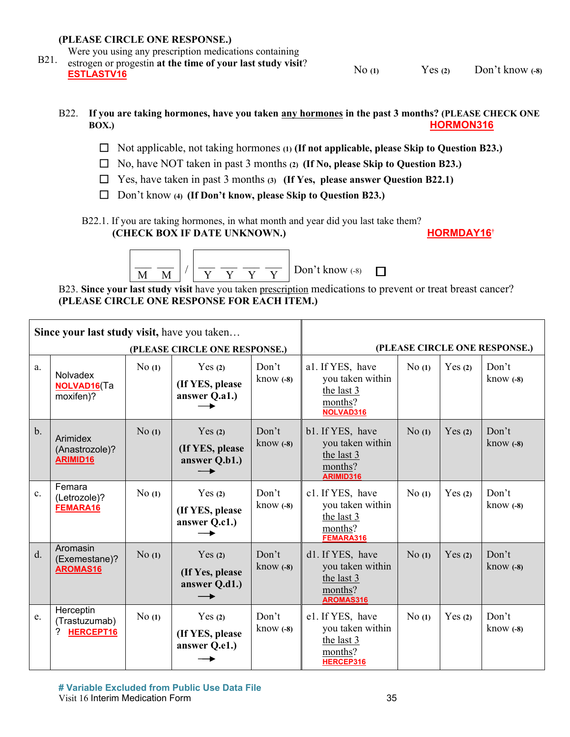**(PLEASE CIRCLE ONE RESPONSE.)**

B21. Were you using any prescription medications containing estrogen or progestin **at the time of your last study visit**? ESTLASTV16 — No (1) Yes (2) Don't know (-8)

B22. **If you are taking hormones, have you taken any hormones in the past 3 months? (PLEASE CHECK ONE BOX.)** HORMON316

- ☐ Not applicable, not taking hormones (1) **(If not applicable, please Skip to Question B23.)**
- ☐ No, have NOT taken in past 3 months (2) **(If No, please Skip to Question B23.)**
- ☐ Yes, have taken in past 3 months (3) **(If Yes, please answer Question B22.1)**
- ☐ Don't know (4) **(If Don't know, please Skip to Question B23.)**

B22.1. If you are taking hormones, in what month and year did you last take them? **(CHECK BOX IF DATE UNKNOWN.)** HORMDAY16†

__ __ M M / __ __ __ __ Y Y Y Y    Don't know (-8) ☐

B23. **Since your last study visit** have you taken prescription medications to prevent or treat breast cancer? **(PLEASE CIRCLE ONE RESPONSE FOR EACH ITEM.)**

| | **Since your last study visit,** have you taken… | **(PLEASE CIRCLE ONE RESPONSE.)** | | | **(PLEASE CIRCLE ONE RESPONSE.)** | | | |
|---|---|---|---|---|---|---|---|---|
| a. | Nolvadex NOLVAD16(Tamoxifen)? | No (1) | Yes (2) **(If YES, please answer Q.a1.)** → | Don't know (-8) | a1. If YES, have you taken within the last 3 months? NOLVAD316 | No (1) | Yes (2) | Don't know (-8) |
| b. | Arimidex (Anastrozole)? ARIMID16 | No (1) | Yes (2) **(If YES, please answer Q.b1.)** → | Don't know (-8) | b1. If YES, have you taken within the last 3 months? ARIMID316 | No (1) | Yes (2) | Don't know (-8) |
| c. | Femara (Letrozole)? FEMARA16 | No (1) | Yes (2) **(If YES, please answer Q.c1.)** → | Don't know (-8) | c1. If YES, have you taken within the last 3 months? FEMARA316 | No (1) | Yes (2) | Don't know (-8) |
| d. | Aromasin (Exemestane)? AROMAS16 | No (1) | Yes (2) **(If Yes, please answer Q.d1.)** → | Don't know (-8) | d1. If YES, have you taken within the last 3 months? AROMAS316 | No (1) | Yes (2) | Don't know (-8) |
| e. | Herceptin (Trastuzumab)? HERCEPT16 | No (1) | Yes (2) **(If YES, please answer Q.e1.)** → | Don't know (-8) | e1. If YES, have you taken within the last 3 months? HERCEP316 | No (1) | Yes (2) | Don't know (-8) |

# Variable Excluded from Public Use Data File

Visit 16 Interim Medication Form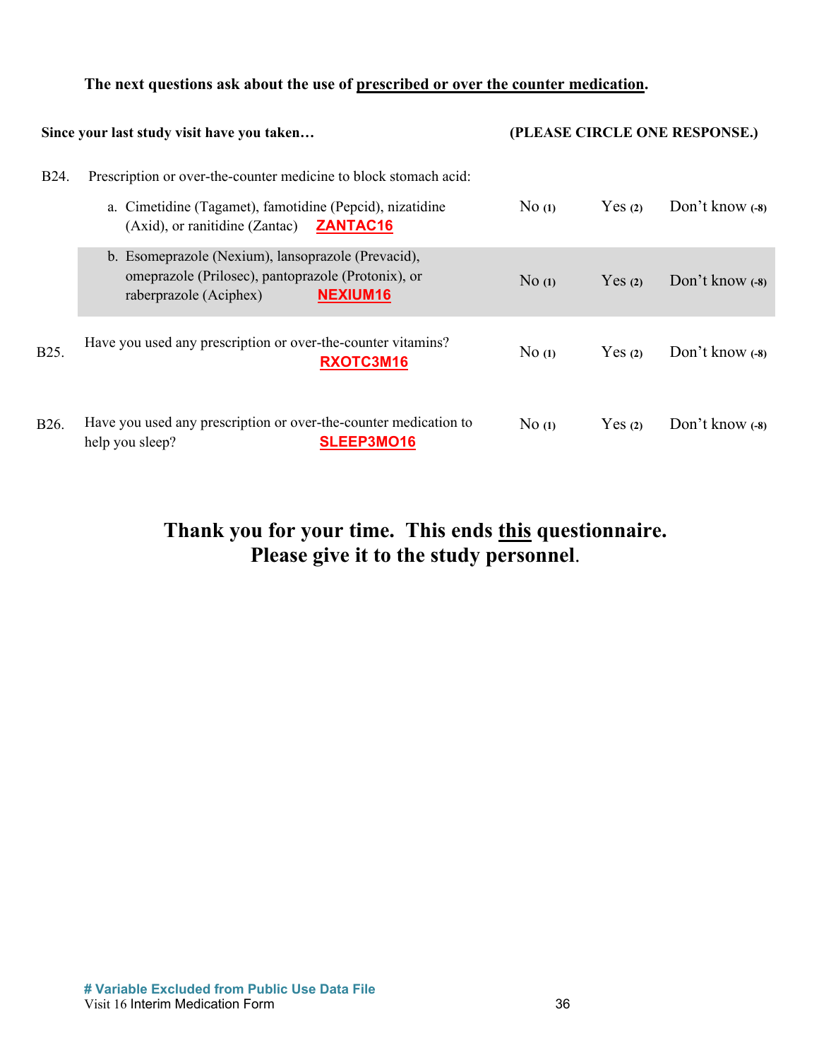**The next questions ask about the use of <u>prescribed or over the counter medication</u>.**

| **Since your last study visit have you taken…** | | **(PLEASE CIRCLE ONE RESPONSE.)** | | |
|---|---|---|---|---|
| B24. | Prescription or over-the-counter medicine to block stomach acid: | | | |
| | a. Cimetidine (Tagamet), famotidine (Pepcid), nizatidine (Axid), or ranitidine (Zantac) **ZANTAC16** | No (1) | Yes (2) | Don't know (-8) |
| | b. Esomeprazole (Nexium), lansoprazole (Prevacid), omeprazole (Prilosec), pantoprazole (Protonix), or raberprazole (Aciphex) **NEXIUM16** | No (1) | Yes (2) | Don't know (-8) |
| B25. | Have you used any prescription or over-the-counter vitamins? **RXOTC3M16** | No (1) | Yes (2) | Don't know (-8) |
| B26. | Have you used any prescription or over-the-counter medication to help you sleep? **SLEEP3MO16** | No (1) | Yes (2) | Don't know (-8) |

**Thank you for your time. This ends <u>this</u> questionnaire.**
**Please give it to the study personnel.**

**# Variable Excluded from Public Use Data File**
Visit 16 Interim Medication Form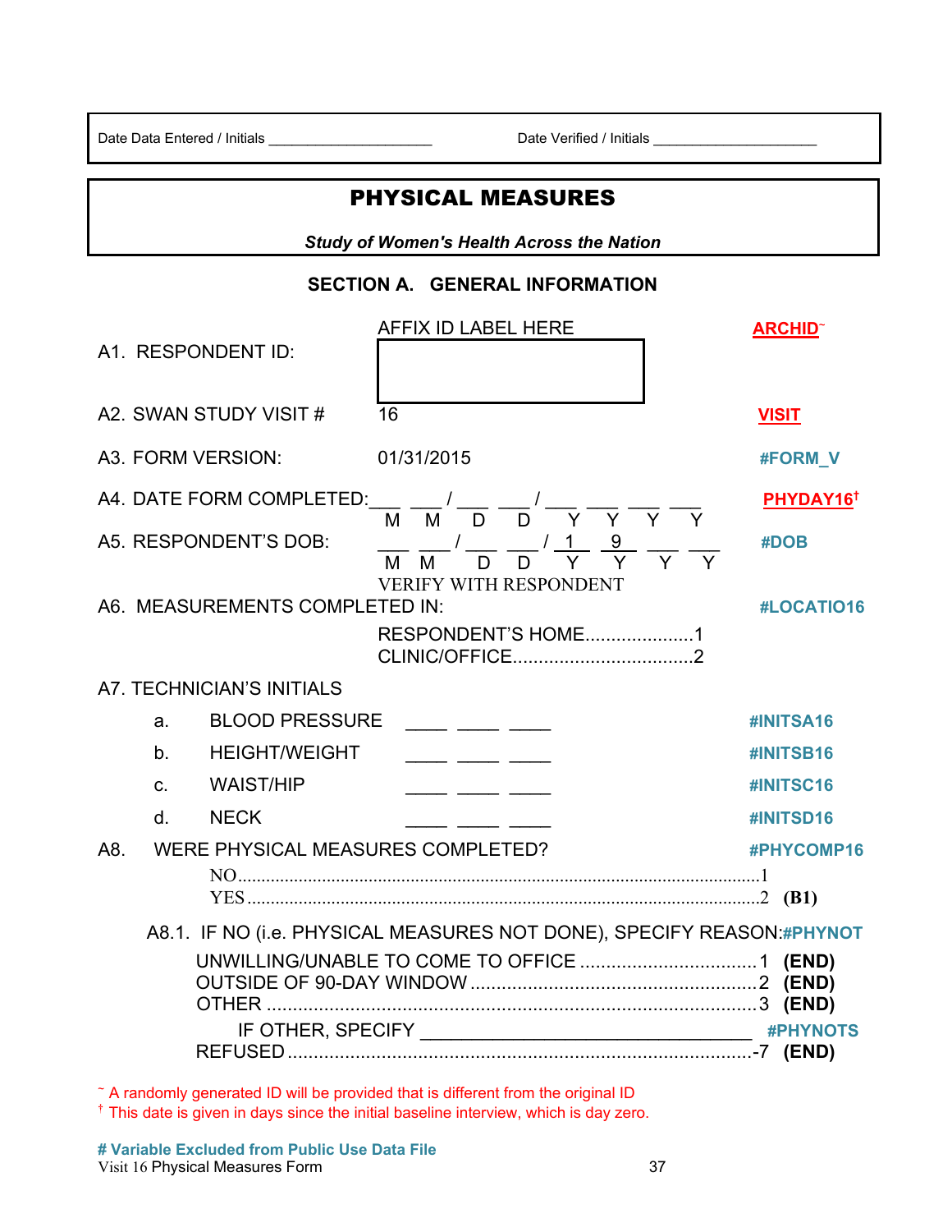Date Data Entered / Initials ____________________ Date Verified / Initials ____________________

# PHYSICAL MEASURES

***Study of Women's Health Across the Nation***

## SECTION A. GENERAL INFORMATION

A1. RESPONDENT ID: AFFIX ID LABEL HERE **ARCHID**~

A2. SWAN STUDY VISIT # 16 **VISIT**

A3. FORM VERSION: 01/31/2015 **#FORM_V**

A4. DATE FORM COMPLETED: ___ ___ / ___ ___ / ___ ___ ___ ___ **PHYDAY16**†
M M D D Y Y Y Y

A5. RESPONDENT'S DOB: ___ ___ / ___ ___ / 1 9 ___ ___ **#DOB**
M M D D Y Y Y Y
VERIFY WITH RESPONDENT

A6. MEASUREMENTS COMPLETED IN: **#LOCATIO16**

RESPONDENT'S HOME.....................1
CLINIC/OFFICE..................................2

A7. TECHNICIAN'S INITIALS

| | | | |
|---|---|---|---|
| a. | BLOOD PRESSURE | ____ ____ ____ | **#INITSA16** |
| b. | HEIGHT/WEIGHT | ____ ____ ____ | **#INITSB16** |
| c. | WAIST/HIP | ____ ____ ____ | **#INITSC16** |
| d. | NECK | ____ ____ ____ | **#INITSD16** |

A8. WERE PHYSICAL MEASURES COMPLETED? **#PHYCOMP16**

NO.............................................................................................................1
YES ...........................................................................................................2 **(B1)**

A8.1. IF NO (i.e. PHYSICAL MEASURES NOT DONE), SPECIFY REASON: **#PHYNOT**

UNWILLING/UNABLE TO COME TO OFFICE .................................1 **(END)**
OUTSIDE OF 90-DAY WINDOW .......................................................2 **(END)**
OTHER ..............................................................................................3 **(END)**
IF OTHER, SPECIFY ________________________________ **#PHYNOTS**
REFUSED.........................................................................................-7 **(END)**

~ A randomly generated ID will be provided that is different from the original ID
† This date is given in days since the initial baseline interview, which is day zero.

**# Variable Excluded from Public Use Data File**
Visit 16 Physical Measures Form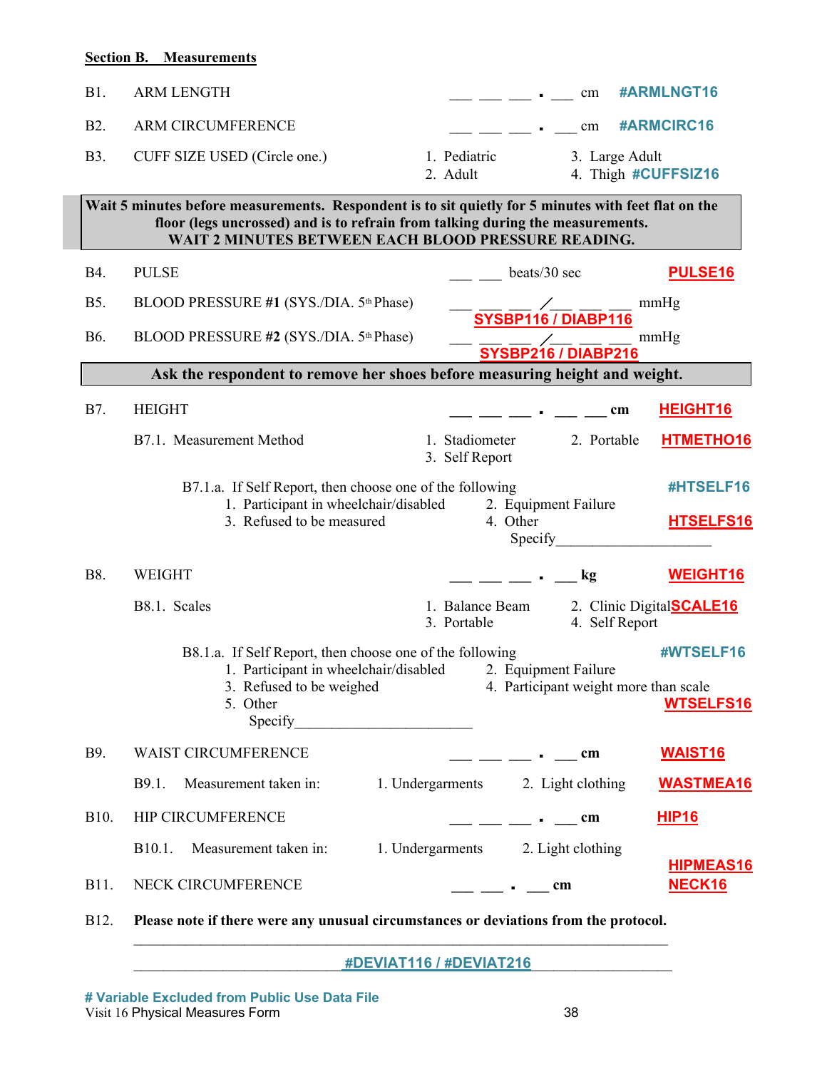## Section B. Measurements

B1. ARM LENGTH ___ ___ ___ . ___ cm **#ARMLNGT16**

B2. ARM CIRCUMFERENCE ___ ___ ___ . ___ cm **#ARMCIRC16**

B3. CUFF SIZE USED (Circle one.)
1. Pediatric
2. Adult
3. Large Adult
4. Thigh **#CUFFSIZ16**

**Wait 5 minutes before measurements. Respondent is to sit quietly for 5 minutes with feet flat on the floor (legs uncrossed) and is to refrain from talking during the measurements.**
**WAIT 2 MINUTES BETWEEN EACH BLOOD PRESSURE READING.**

B4. PULSE ___ ___ beats/30 sec **PULSE16**

B5. BLOOD PRESSURE **#1** (SYS./DIA. 5th Phase) ___ ___ ___ / ___ ___ ___ mmHg **SYSBP116 / DIABP116**

B6. BLOOD PRESSURE **#2** (SYS./DIA. 5th Phase) ___ ___ ___ / ___ ___ ___ mmHg **SYSBP216 / DIABP216**

**Ask the respondent to remove her shoes before measuring height and weight.**

B7. HEIGHT ___ ___ ___ . ___ ___ cm **HEIGHT16**

B7.1. Measurement Method
1. Stadiometer
2. Portable
3. Self Report

**HTMETHO16**

B7.1.a. If Self Report, then choose one of the following **#HTSELF16**
1. Participant in wheelchair/disabled
2. Equipment Failure
3. Refused to be measured
4. Other
Specify____________________ **HTSELFS16**

B8. WEIGHT ___ ___ ___ . ___ kg **WEIGHT16**

B8.1. Scales
1. Balance Beam
2. Clinic Digital
3. Portable
4. Self Report

**SCALE16**

B8.1.a. If Self Report, then choose one of the following **#WTSELF16**
1. Participant in wheelchair/disabled
2. Equipment Failure
3. Refused to be weighed
4. Participant weight more than scale
5. Other
Specify________________________ **WTSELFS16**

B9. WAIST CIRCUMFERENCE ___ ___ ___ . ___ cm **WAIST16**

B9.1. Measurement taken in:
1. Undergarments
2. Light clothing

**WASTMEA16**

B10. HIP CIRCUMFERENCE ___ ___ ___ . ___ cm **HIP16**

B10.1. Measurement taken in:
1. Undergarments
2. Light clothing

**HIPMEAS16**

B11. NECK CIRCUMFERENCE ___ ___ . ___ cm **NECK16**

B12. **Please note if there were any unusual circumstances or deviations from the protocol.**

_______________________________________________________________

___________________________ **#DEVIAT116 / #DEVIAT216** ___________________

**# Variable Excluded from Public Use Data File**

Visit 16 Physical Measures Form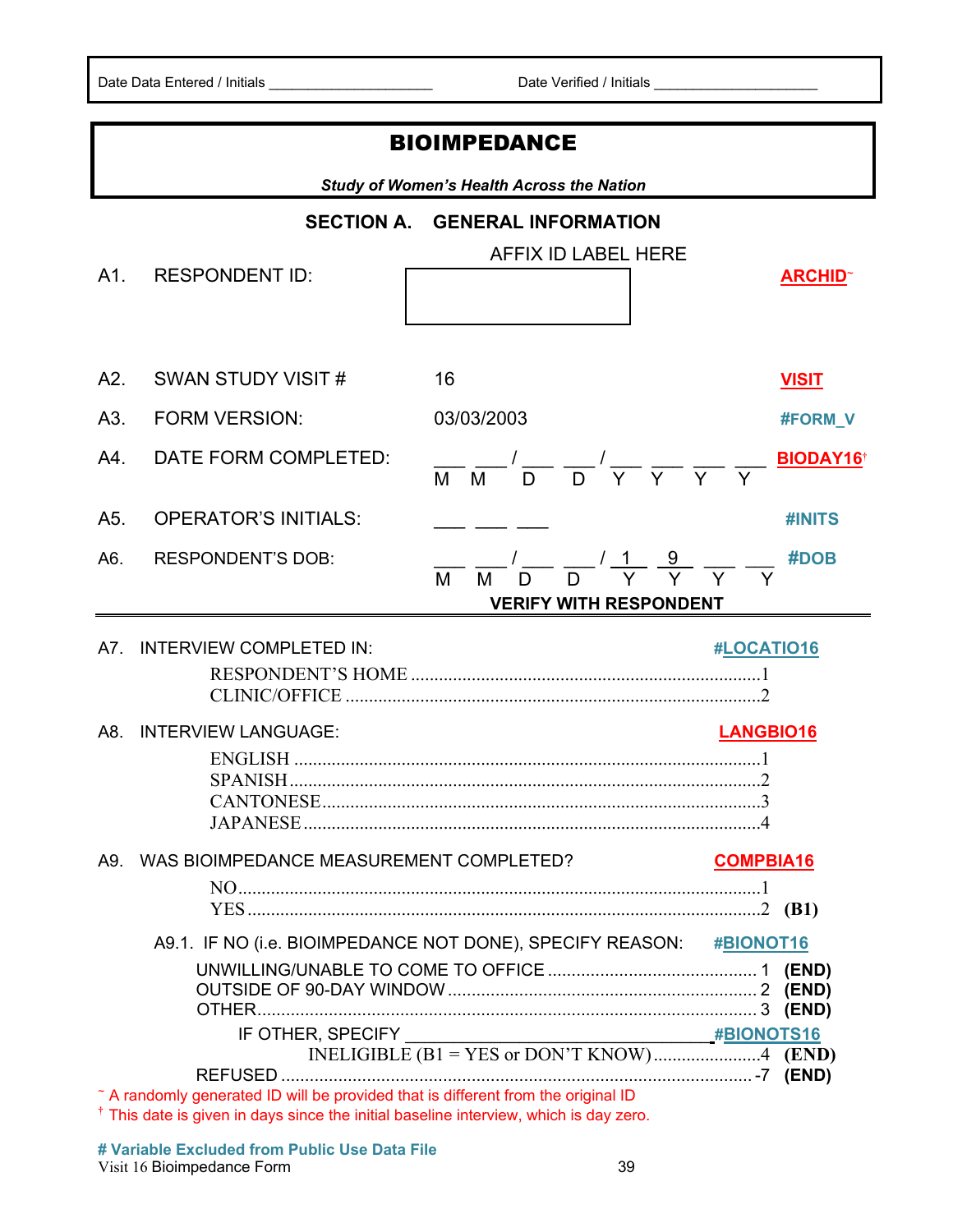Date Data Entered / Initials ____________________ Date Verified / Initials ____________________

# BIOIMPEDANCE

***Study of Women's Health Across the Nation***

## SECTION A. GENERAL INFORMATION

| | | | |
|---|---|---|---|
| A1. | RESPONDENT ID: | AFFIX ID LABEL HERE | ARCHID~ |
| A2. | SWAN STUDY VISIT # | 16 | VISIT |
| A3. | FORM VERSION: | 03/03/2003 | #FORM_V |
| A4. | DATE FORM COMPLETED: | ___ ___ / ___ ___ / ___ ___ ___ ___ (M M D D Y Y Y Y) | BIODAY16† |
| A5. | OPERATOR'S INITIALS: | ___ ___ ___ | #INITS |
| A6. | RESPONDENT'S DOB: | ___ ___ / ___ ___ / 1 9 ___ ___ (M M D D Y Y Y Y) | #DOB |

**VERIFY WITH RESPONDENT**

---

A7. INTERVIEW COMPLETED IN: **#LOCATIO16**

- RESPONDENT'S HOME .......... 1
- CLINIC/OFFICE .......... 2

A8. INTERVIEW LANGUAGE: **LANGBIO16**

- ENGLISH .......... 1
- SPANISH .......... 2
- CANTONESE .......... 3
- JAPANESE .......... 4

A9. WAS BIOIMPEDANCE MEASUREMENT COMPLETED? **COMPBIA16**

- NO .......... 1
- YES .......... 2 **(B1)**

A9.1. IF NO (i.e. BIOIMPEDANCE NOT DONE), SPECIFY REASON: **#BIONOT16**

- UNWILLING/UNABLE TO COME TO OFFICE .......... 1 **(END)**
- OUTSIDE OF 90-DAY WINDOW .......... 2 **(END)**
- OTHER .......... 3 **(END)**
  - IF OTHER, SPECIFY ________________________________ **#BIONOTS16**
- INELIGIBLE (B1 = YES or DON'T KNOW) .......... 4 **(END)**
- REFUSED .......... -7 **(END)**

~ A randomly generated ID will be provided that is different from the original ID

† This date is given in days since the initial baseline interview, which is day zero.

**# Variable Excluded from Public Use Data File**

Visit 16 Bioimpedance Form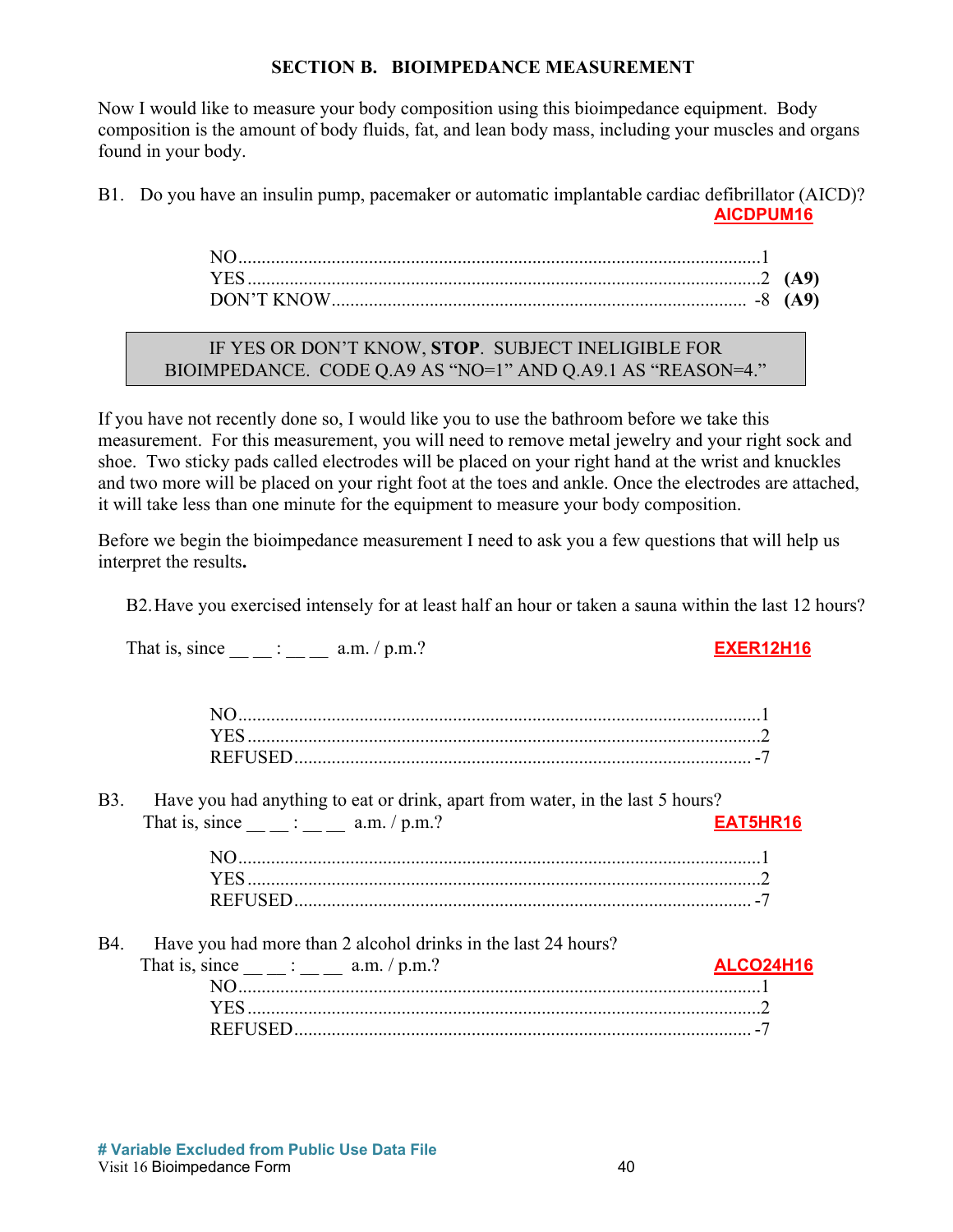## SECTION B. BIOIMPEDANCE MEASUREMENT

Now I would like to measure your body composition using this bioimpedance equipment. Body composition is the amount of body fluids, fat, and lean body mass, including your muscles and organs found in your body.

B1. Do you have an insulin pump, pacemaker or automatic implantable cardiac defibrillator (AICD)?

**AICDPUM16**

NO....................................................1
YES...................................................2 **(A9)**
DON'T KNOW.......................................-8 **(A9)**

> IF YES OR DON'T KNOW, **STOP**. SUBJECT INELIGIBLE FOR BIOIMPEDANCE. CODE Q.A9 AS "NO=1" AND Q.A9.1 AS "REASON=4."

If you have not recently done so, I would like you to use the bathroom before we take this measurement. For this measurement, you will need to remove metal jewelry and your right sock and shoe. Two sticky pads called electrodes will be placed on your right hand at the wrist and knuckles and two more will be placed on your right foot at the toes and ankle. Once the electrodes are attached, it will take less than one minute for the equipment to measure your body composition.

Before we begin the bioimpedance measurement I need to ask you a few questions that will help us interpret the results**.**

B2. Have you exercised intensely for at least half an hour or taken a sauna within the last 12 hours?

That is, since __ __ : __ __ a.m. / p.m.? **EXER12H16**

NO....................................................1
YES...................................................2
REFUSED.............................................-7

B3. Have you had anything to eat or drink, apart from water, in the last 5 hours?
That is, since __ __ : __ __ a.m. / p.m.? **EAT5HR16**

NO....................................................1
YES...................................................2
REFUSED.............................................-7

B4. Have you had more than 2 alcohol drinks in the last 24 hours?
That is, since __ __ : __ __ a.m. / p.m.? **ALCO24H16**

NO....................................................1
YES...................................................2
REFUSED.............................................-7

**# Variable Excluded from Public Use Data File**
Visit 16 Bioimpedance Form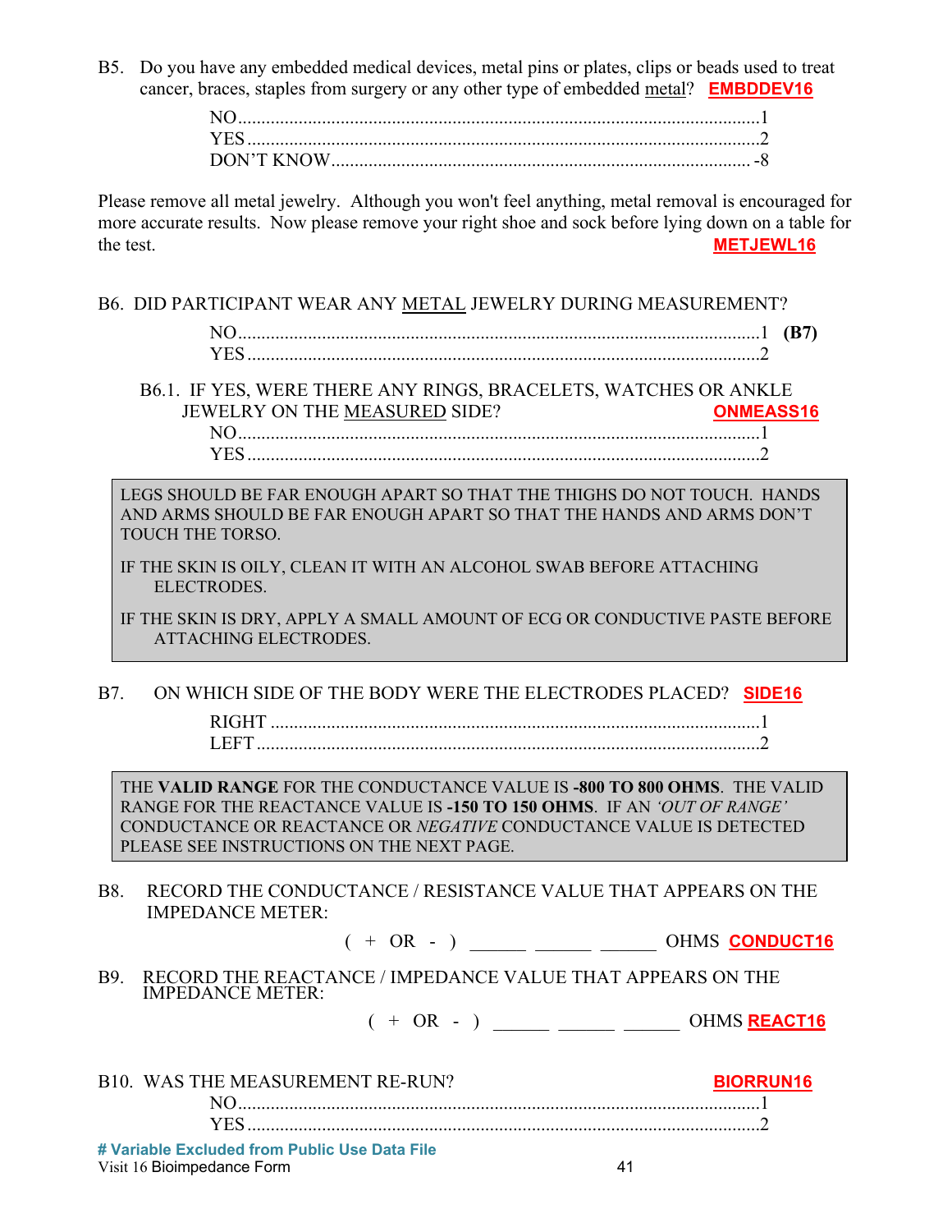B5. Do you have any embedded medical devices, metal pins or plates, clips or beads used to treat cancer, braces, staples from surgery or any other type of embedded metal? **EMBDDEV16**

NO.......................................................................................................1
YES.....................................................................................................2
DON'T KNOW.................................................................................... -8

Please remove all metal jewelry. Although you won't feel anything, metal removal is encouraged for more accurate results. Now please remove your right shoe and sock before lying down on a table for the test. **METJEWL16**

B6. DID PARTICIPANT WEAR ANY METAL JEWELRY DURING MEASUREMENT?

NO.......................................................................................................1 **(B7)**
YES.....................................................................................................2

B6.1. IF YES, WERE THERE ANY RINGS, BRACELETS, WATCHES OR ANKLE JEWELRY ON THE MEASURED SIDE? **ONMEASS16**

NO.......................................................................................................1
YES.....................................................................................................2

> LEGS SHOULD BE FAR ENOUGH APART SO THAT THE THIGHS DO NOT TOUCH. HANDS AND ARMS SHOULD BE FAR ENOUGH APART SO THAT THE HANDS AND ARMS DON'T TOUCH THE TORSO.
>
> IF THE SKIN IS OILY, CLEAN IT WITH AN ALCOHOL SWAB BEFORE ATTACHING ELECTRODES.
>
> IF THE SKIN IS DRY, APPLY A SMALL AMOUNT OF ECG OR CONDUCTIVE PASTE BEFORE ATTACHING ELECTRODES.

B7. ON WHICH SIDE OF THE BODY WERE THE ELECTRODES PLACED? **SIDE16**

RIGHT..................................................................................................1
LEFT....................................................................................................2

> THE **VALID RANGE** FOR THE CONDUCTANCE VALUE IS **-800 TO 800 OHMS**. THE VALID RANGE FOR THE REACTANCE VALUE IS **-150 TO 150 OHMS**. IF AN *'OUT OF RANGE'* CONDUCTANCE OR REACTANCE OR *NEGATIVE* CONDUCTANCE VALUE IS DETECTED PLEASE SEE INSTRUCTIONS ON THE NEXT PAGE.

B8. RECORD THE CONDUCTANCE / RESISTANCE VALUE THAT APPEARS ON THE IMPEDANCE METER:

( + OR - ) ______ ______ ______ OHMS **CONDUCT16**

B9. RECORD THE REACTANCE / IMPEDANCE VALUE THAT APPEARS ON THE IMPEDANCE METER:

( + OR - ) ______ ______ ______ OHMS **REACT16**

B10. WAS THE MEASUREMENT RE-RUN? **BIORRUN16**

NO.......................................................................................................1
YES.....................................................................................................2

**# Variable Excluded from Public Use Data File**

Visit 16 Bioimpedance Form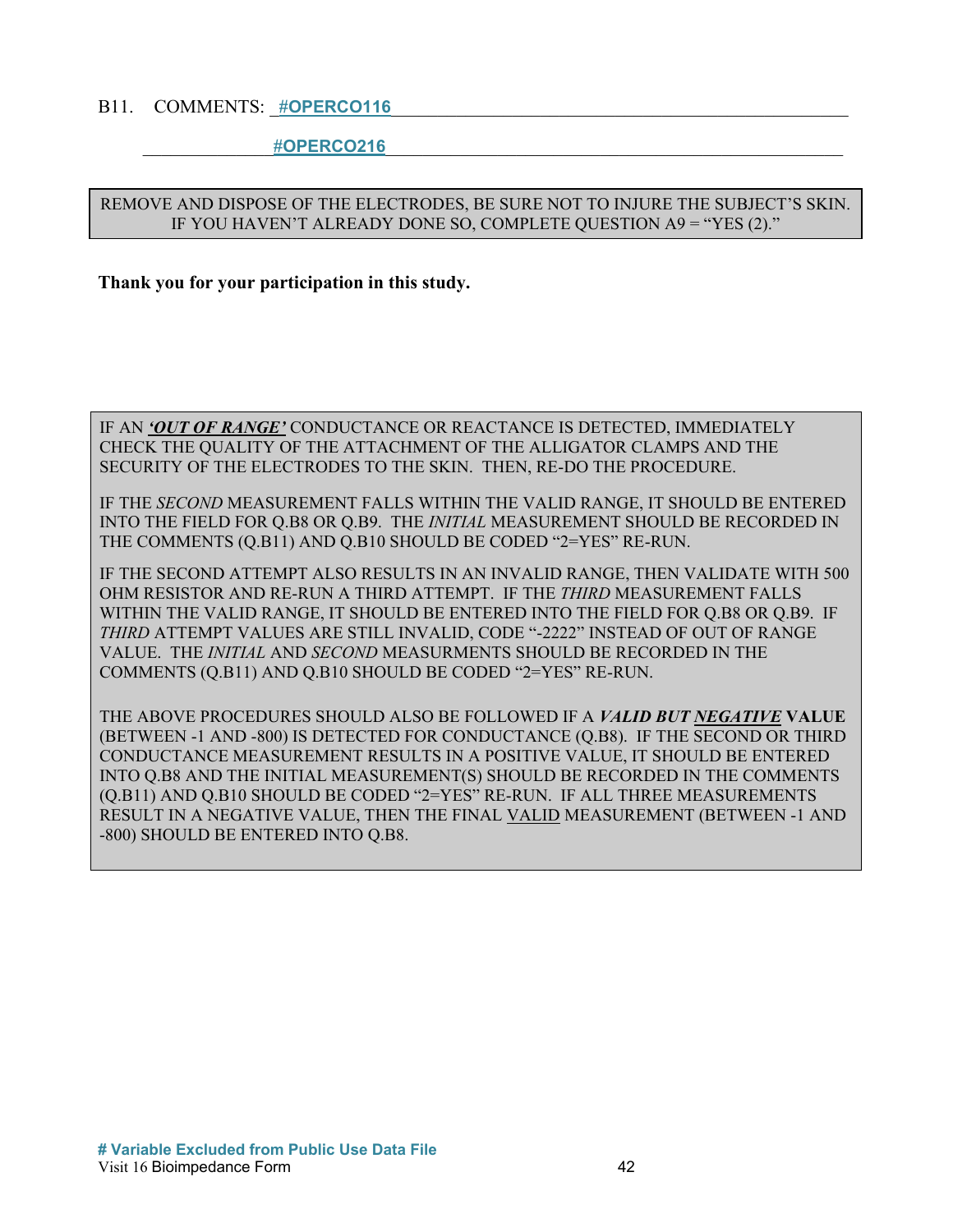B11. COMMENTS: **#OPERCO116**

**#OPERCO216**

> REMOVE AND DISPOSE OF THE ELECTRODES, BE SURE NOT TO INJURE THE SUBJECT'S SKIN. IF YOU HAVEN'T ALREADY DONE SO, COMPLETE QUESTION A9 = "YES (2)."

**Thank you for your participation in this study.**

> IF AN ***'OUT OF RANGE'*** CONDUCTANCE OR REACTANCE IS DETECTED, IMMEDIATELY CHECK THE QUALITY OF THE ATTACHMENT OF THE ALLIGATOR CLAMPS AND THE SECURITY OF THE ELECTRODES TO THE SKIN. THEN, RE-DO THE PROCEDURE.
>
> IF THE *SECOND* MEASUREMENT FALLS WITHIN THE VALID RANGE, IT SHOULD BE ENTERED INTO THE FIELD FOR Q.B8 OR Q.B9. THE *INITIAL* MEASUREMENT SHOULD BE RECORDED IN THE COMMENTS (Q.B11) AND Q.B10 SHOULD BE CODED "2=YES" RE-RUN.
>
> IF THE SECOND ATTEMPT ALSO RESULTS IN AN INVALID RANGE, THEN VALIDATE WITH 500 OHM RESISTOR AND RE-RUN A THIRD ATTEMPT. IF THE *THIRD* MEASUREMENT FALLS WITHIN THE VALID RANGE, IT SHOULD BE ENTERED INTO THE FIELD FOR Q.B8 OR Q.B9. IF *THIRD* ATTEMPT VALUES ARE STILL INVALID, CODE "-2222" INSTEAD OF OUT OF RANGE VALUE. THE *INITIAL* AND *SECOND* MEASURMENTS SHOULD BE RECORDED IN THE COMMENTS (Q.B11) AND Q.B10 SHOULD BE CODED "2=YES" RE-RUN.
>
> THE ABOVE PROCEDURES SHOULD ALSO BE FOLLOWED IF A ***VALID BUT NEGATIVE*** **VALUE** (BETWEEN -1 AND -800) IS DETECTED FOR CONDUCTANCE (Q.B8). IF THE SECOND OR THIRD CONDUCTANCE MEASUREMENT RESULTS IN A POSITIVE VALUE, IT SHOULD BE ENTERED INTO Q.B8 AND THE INITIAL MEASUREMENT(S) SHOULD BE RECORDED IN THE COMMENTS (Q.B11) AND Q.B10 SHOULD BE CODED "2=YES" RE-RUN. IF ALL THREE MEASUREMENTS RESULT IN A NEGATIVE VALUE, THEN THE FINAL VALID MEASUREMENT (BETWEEN -1 AND -800) SHOULD BE ENTERED INTO Q.B8.

**# Variable Excluded from Public Use Data File**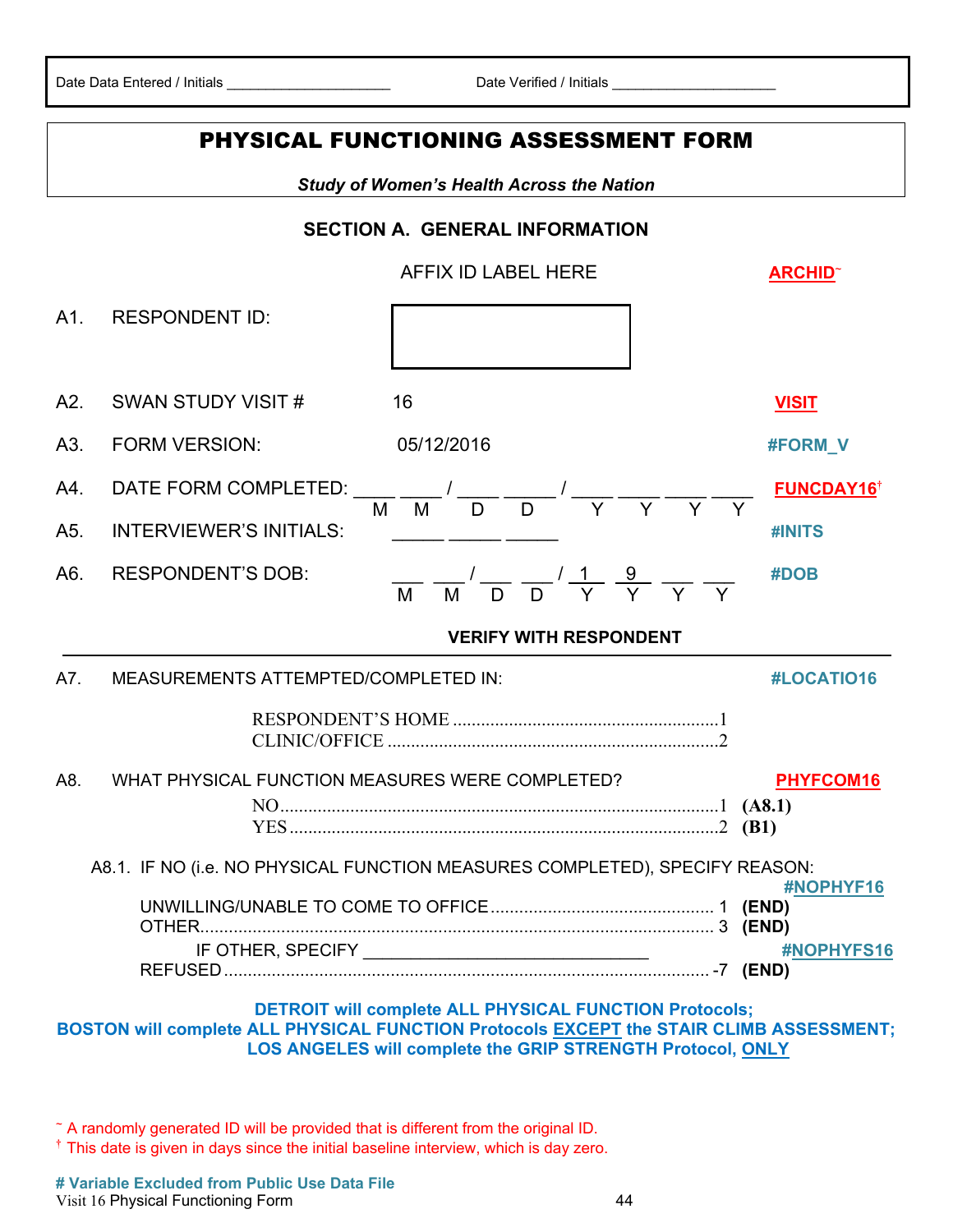Date Data Entered / Initials ____________________ Date Verified / Initials ____________________

# PHYSICAL FUNCTIONING ASSESSMENT FORM

***Study of Women's Health Across the Nation***

## SECTION A. GENERAL INFORMATION

AFFIX ID LABEL HERE **ARCHID~**

A1. RESPONDENT ID: [ ]

A2. SWAN STUDY VISIT # 16 **VISIT**

A3. FORM VERSION: 05/12/2016 **#FORM_V**

A4. DATE FORM COMPLETED: ___ ___ / ___ ___ / ___ ___ ___ ___ **FUNCDAY16†**
M M D D Y Y Y Y

A5. INTERVIEWER'S INITIALS: _____ _____ _____ **#INITS**

A6. RESPONDENT'S DOB: ___ ___ / ___ ___ / 1 9 ___ ___ **#DOB**
M M D D Y Y Y Y

**VERIFY WITH RESPONDENT**

---

A7. MEASUREMENTS ATTEMPTED/COMPLETED IN: **#LOCATIO16**

RESPONDENT'S HOME ........................................................1
CLINIC/OFFICE ....................................................................2

A8. WHAT PHYSICAL FUNCTION MEASURES WERE COMPLETED? **PHYFCOM16**

NO..........................................................................................1 **(A8.1)**
YES........................................................................................2 **(B1)**

A8.1. IF NO (i.e. NO PHYSICAL FUNCTION MEASURES COMPLETED), SPECIFY REASON: **#NOPHYF16**

UNWILLING/UNABLE TO COME TO OFFICE ............................................... 1 **(END)**
OTHER............................................................................................................ 3 **(END)**
IF OTHER, SPECIFY ______________________________ **#NOPHYFS16**
REFUSED ....................................................................................................... -7 **(END)**

**DETROIT will complete ALL PHYSICAL FUNCTION Protocols;**
**BOSTON will complete ALL PHYSICAL FUNCTION Protocols EXCEPT the STAIR CLIMB ASSESSMENT;**
**LOS ANGELES will complete the GRIP STRENGTH Protocol, ONLY**

~ A randomly generated ID will be provided that is different from the original ID.
† This date is given in days since the initial baseline interview, which is day zero.

**# Variable Excluded from Public Use Data File**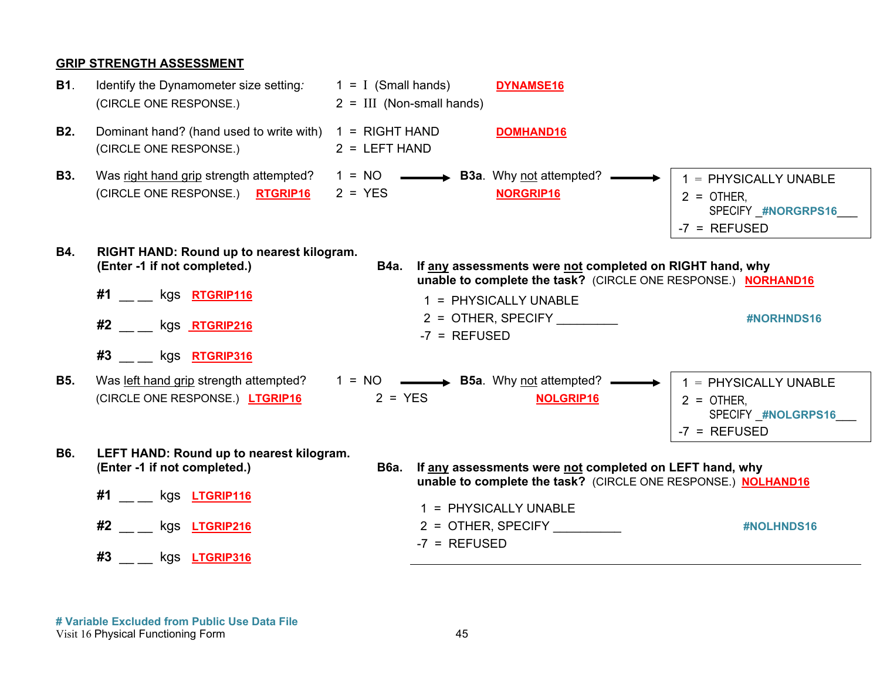## GRIP STRENGTH ASSESSMENT

**B1.** Identify the Dynamometer size setting: (CIRCLE ONE RESPONSE.)

1 = I (Small hands)
2 = III (Non-small hands)

**DYNAMSE16**

**B2.** Dominant hand? (hand used to write with) (CIRCLE ONE RESPONSE.)

1 = RIGHT HAND
2 = LEFT HAND

**DOMHAND16**

**B3.** Was right hand grip strength attempted? (CIRCLE ONE RESPONSE.) **RTGRIP16**

1 = NO → **B3a.** Why not attempted? **NORGRIP16** →

- 1 = PHYSICALLY UNABLE
- 2 = OTHER, SPECIFY _**#NORGRPS16**___
- -7 = REFUSED

2 = YES

**B4. RIGHT HAND: Round up to nearest kilogram. (Enter -1 if not completed.)**

**#1** __ __ kgs **RTGRIP116**

**#2** __ __ kgs **RTGRIP216**

**#3** __ __ kgs **RTGRIP316**

**B4a. If any assessments were not completed on RIGHT hand, why unable to complete the task?** (CIRCLE ONE RESPONSE.) **NORHAND16**

1 = PHYSICALLY UNABLE
2 = OTHER, SPECIFY _________ **#NORHNDS16**
-7 = REFUSED

**B5.** Was left hand grip strength attempted? (CIRCLE ONE RESPONSE.) **LTGRIP16**

1 = NO → **B5a.** Why not attempted? **NOLGRIP16** →

- 1 = PHYSICALLY UNABLE
- 2 = OTHER, SPECIFY _**#NOLGRPS16**___
- -7 = REFUSED

2 = YES

**B6. LEFT HAND: Round up to nearest kilogram. (Enter -1 if not completed.)**

**#1** __ __ kgs **LTGRIP116**

**#2** __ __ kgs **LTGRIP216**

**#3** __ __ kgs **LTGRIP316**

**B6a. If any assessments were not completed on LEFT hand, why unable to complete the task?** (CIRCLE ONE RESPONSE.) **NOLHAND16**

1 = PHYSICALLY UNABLE
2 = OTHER, SPECIFY __________ **#NOLHNDS16**
-7 = REFUSED

**# Variable Excluded from Public Use Data File**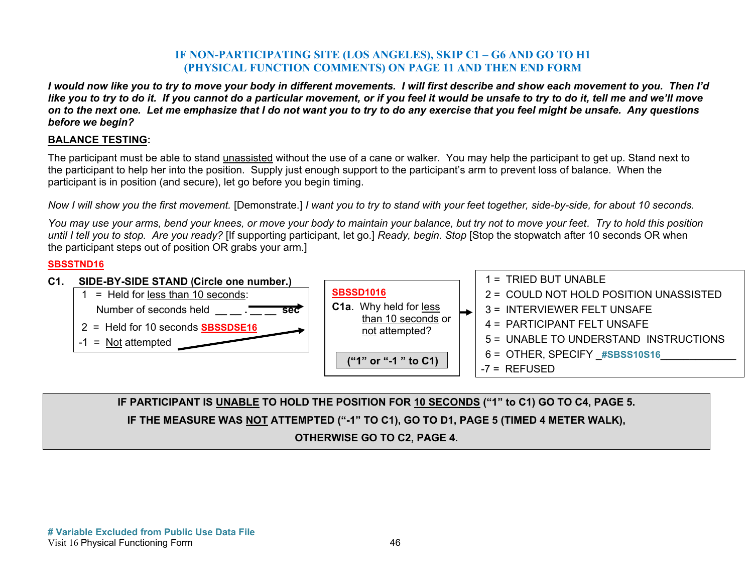**IF NON-PARTICIPATING SITE (LOS ANGELES), SKIP C1 – G6 AND GO TO H1 (PHYSICAL FUNCTION COMMENTS) ON PAGE 11 AND THEN END FORM**

***I would now like you to try to move your body in different movements. I will first describe and show each movement to you. Then I'd like you to try to do it. If you cannot do a particular movement, or if you feel it would be unsafe to try to do it, tell me and we'll move on to the next one. Let me emphasize that I do not want you to try to do any exercise that you feel might be unsafe. Any questions before we begin?***

**BALANCE TESTING:**

The participant must be able to stand unassisted without the use of a cane or walker. You may help the participant to get up. Stand next to the participant to help her into the position. Supply just enough support to the participant's arm to prevent loss of balance. When the participant is in position (and secure), let go before you begin timing.

*Now I will show you the first movement.* [Demonstrate.] *I want you to try to stand with your feet together, side-by-side, for about 10 seconds.*

*You may use your arms, bend your knees, or move your body to maintain your balance, but try not to move your feet. Try to hold this position until I tell you to stop. Are you ready?* [If supporting participant, let go.] *Ready, begin. Stop* [Stop the stopwatch after 10 seconds OR when the participant steps out of position OR grabs your arm.]

SBSSTND16

**C1. SIDE-BY-SIDE STAND (Circle one number.)**

1 = Held for less than 10 seconds:
Number of seconds held __ __ . __ __ sec → C1a

2 = Held for 10 seconds SBSSDSE16 → C1a

-1 = Not attempted → C1a

SBSSD1016

**C1a.** Why held for less than 10 seconds or not attempted?

**("1" or "-1" to C1)**

1 = TRIED BUT UNABLE
2 = COULD NOT HOLD POSITION UNASSISTED
3 = INTERVIEWER FELT UNSAFE
4 = PARTICIPANT FELT UNSAFE
5 = UNABLE TO UNDERSTAND INSTRUCTIONS
6 = OTHER, SPECIFY _#SBSS10S16_____________
-7 = REFUSED

**IF PARTICIPANT IS UNABLE TO HOLD THE POSITION FOR 10 SECONDS ("1" to C1) GO TO C4, PAGE 5.**
**IF THE MEASURE WAS NOT ATTEMPTED ("-1" TO C1), GO TO D1, PAGE 5 (TIMED 4 METER WALK),**
**OTHERWISE GO TO C2, PAGE 4.**

**# Variable Excluded from Public Use Data File**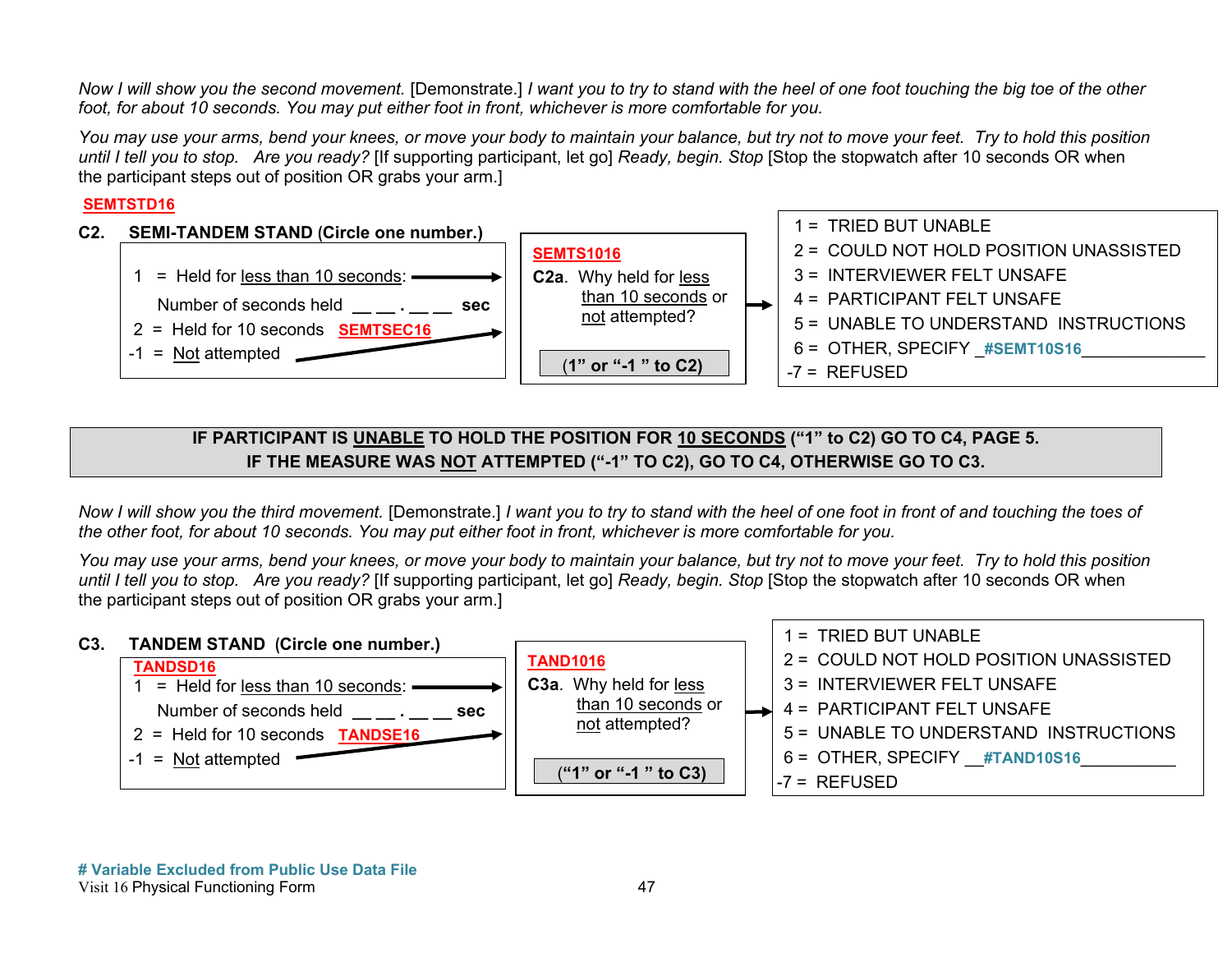*Now I will show you the second movement.* [Demonstrate.] *I want you to try to stand with the heel of one foot touching the big toe of the other foot, for about 10 seconds. You may put either foot in front, whichever is more comfortable for you.*

*You may use your arms, bend your knees, or move your body to maintain your balance, but try not to move your feet. Try to hold this position until I tell you to stop. Are you ready?* [If supporting participant, let go] *Ready, begin. Stop* [Stop the stopwatch after 10 seconds OR when the participant steps out of position OR grabs your arm.]

SEMTSTD16

**C2. SEMI-TANDEM STAND (Circle one number.)**

1 = Held for less than 10 seconds: → 
Number of seconds held __ __ . __ __ **sec**
2 = Held for 10 seconds SEMTSEC16 →
-1 = Not attempted →

SEMTS1016
**C2a.** Why held for less than 10 seconds or not attempted?
**(1" or "-1 " to C2)**

1 = TRIED BUT UNABLE
2 = COULD NOT HOLD POSITION UNASSISTED
3 = INTERVIEWER FELT UNSAFE
4 = PARTICIPANT FELT UNSAFE
5 = UNABLE TO UNDERSTAND INSTRUCTIONS
6 = OTHER, SPECIFY _#SEMT10S16_____________
-7 = REFUSED

**IF PARTICIPANT IS UNABLE TO HOLD THE POSITION FOR 10 SECONDS ("1" to C2) GO TO C4, PAGE 5.**
**IF THE MEASURE WAS NOT ATTEMPTED ("-1" TO C2), GO TO C4, OTHERWISE GO TO C3.**

*Now I will show you the third movement.* [Demonstrate.] *I want you to try to stand with the heel of one foot in front of and touching the toes of the other foot, for about 10 seconds. You may put either foot in front, whichever is more comfortable for you.*

*You may use your arms, bend your knees, or move your body to maintain your balance, but try not to move your feet. Try to hold this position until I tell you to stop. Are you ready?* [If supporting participant, let go] *Ready, begin. Stop* [Stop the stopwatch after 10 seconds OR when the participant steps out of position OR grabs your arm.]

**C3. TANDEM STAND (Circle one number.)**

TANDSD16
1 = Held for less than 10 seconds: →
Number of seconds held __ __ . __ __ **sec**
2 = Held for 10 seconds TANDSE16 →
-1 = Not attempted →

TAND1016
**C3a.** Why held for less than 10 seconds or not attempted?
**("1" or "-1 " to C3)**

1 = TRIED BUT UNABLE
2 = COULD NOT HOLD POSITION UNASSISTED
3 = INTERVIEWER FELT UNSAFE
4 = PARTICIPANT FELT UNSAFE
5 = UNABLE TO UNDERSTAND INSTRUCTIONS
6 = OTHER, SPECIFY __#TAND10S16__________
-7 = REFUSED

**# Variable Excluded from Public Use Data File**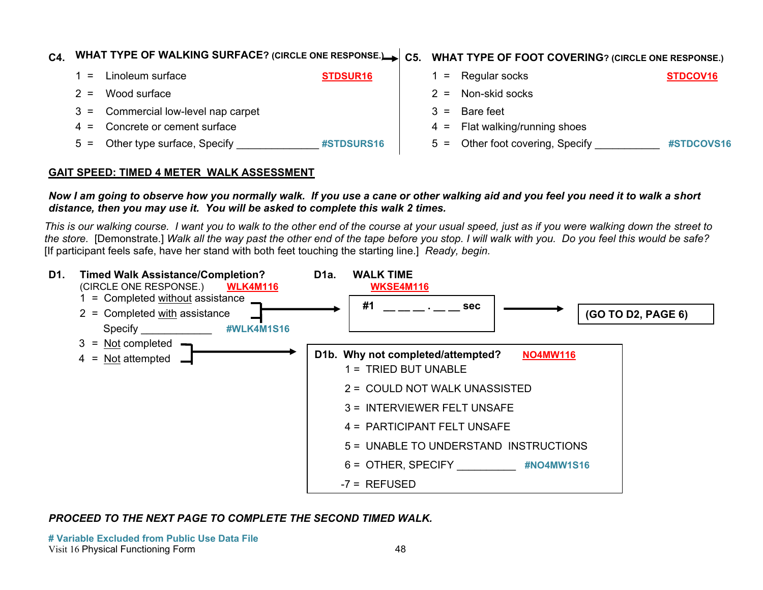**C4. WHAT TYPE OF WALKING SURFACE? (CIRCLE ONE RESPONSE.)** → 

1 = Linoleum surface **STDSUR16**
2 = Wood surface
3 = Commercial low-level nap carpet
4 = Concrete or cement surface
5 = Other type surface, Specify ______________ **#STDSURS16**

**C5. WHAT TYPE OF FOOT COVERING? (CIRCLE ONE RESPONSE.)**

1 = Regular socks **STDCOV16**
2 = Non-skid socks
3 = Bare feet
4 = Flat walking/running shoes
5 = Other foot covering, Specify ___________ **#STDCOVS16**

**GAIT SPEED: TIMED 4 METER WALK ASSESSMENT**

***Now I am going to observe how you normally walk. If you use a cane or other walking aid and you feel you need it to walk a short distance, then you may use it. You will be asked to complete this walk 2 times.***

*This is our walking course. I want you to walk to the other end of the course at your usual speed, just as if you were walking down the street to the store.* [Demonstrate.] *Walk all the way past the other end of the tape before you stop. I will walk with you. Do you feel this would be safe?* [If participant feels safe, have her stand with both feet touching the starting line.] *Ready, begin.*

**D1. Timed Walk Assistance/Completion?**
(CIRCLE ONE RESPONSE.) **WLK4M116**

1 = Completed without assistance
2 = Completed with assistance
 Specify ____________ **#WLK4M1S16**

→ (1, 2) go to D1a.

3 = Not completed
4 = Not attempted

→ (3, 4) go to D1b.

**D1a. WALK TIME** **WKSE4M116**

**#1** __ __ __ . __ __ **sec** → **(GO TO D2, PAGE 6)**

**D1b. Why not completed/attempted?** **NO4MW116**

1 = TRIED BUT UNABLE
2 = COULD NOT WALK UNASSISTED
3 = INTERVIEWER FELT UNSAFE
4 = PARTICIPANT FELT UNSAFE
5 = UNABLE TO UNDERSTAND INSTRUCTIONS
6 = OTHER, SPECIFY __________ **#NO4MW1S16**
-7 = REFUSED

***PROCEED TO THE NEXT PAGE TO COMPLETE THE SECOND TIMED WALK.***

**# Variable Excluded from Public Use Data File**
Visit 16 Physical Functioning Form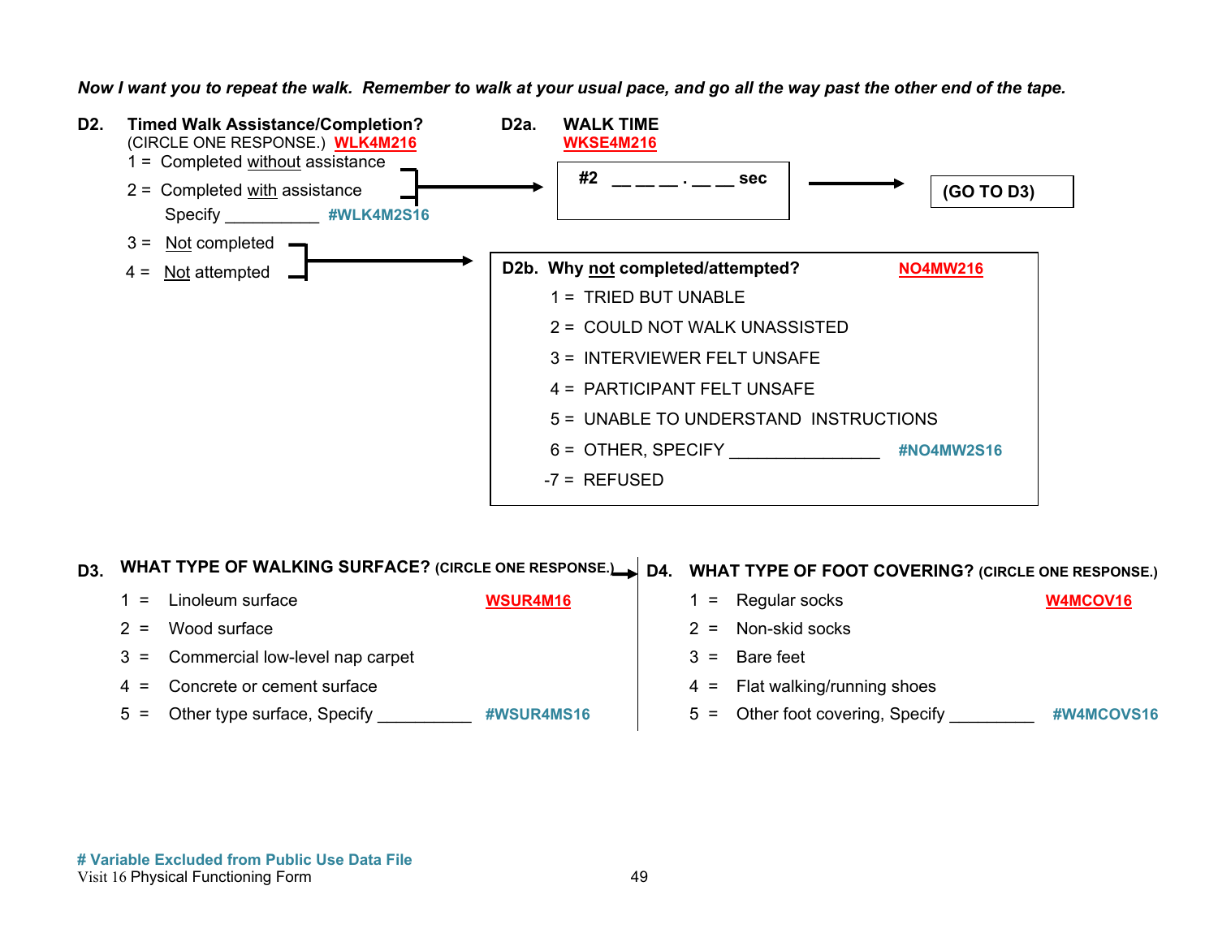***Now I want you to repeat the walk. Remember to walk at your usual pace, and go all the way past the other end of the tape.***

**D2. Timed Walk Assistance/Completion?**
(CIRCLE ONE RESPONSE.) WLK4M216

1 = Completed without assistance
2 = Completed with assistance
Specify ___________ #WLK4M2S16
→ D2a.

3 = Not completed
4 = Not attempted
→ D2b.

**D2a. WALK TIME**
WKSE4M216

#2 __ __ __ . __ __ sec → (GO TO D3)

**D2b. Why not completed/attempted?** NO4MW216

1 = TRIED BUT UNABLE
2 = COULD NOT WALK UNASSISTED
3 = INTERVIEWER FELT UNSAFE
4 = PARTICIPANT FELT UNSAFE
5 = UNABLE TO UNDERSTAND INSTRUCTIONS
6 = OTHER, SPECIFY ________________ #NO4MW2S16
-7 = REFUSED

**D3. WHAT TYPE OF WALKING SURFACE? (CIRCLE ONE RESPONSE.)** WSUR4M16

1 = Linoleum surface
2 = Wood surface
3 = Commercial low-level nap carpet
4 = Concrete or cement surface
5 = Other type surface, Specify ___________ #WSUR4MS16

→ D4.

**D4. WHAT TYPE OF FOOT COVERING? (CIRCLE ONE RESPONSE.)** W4MCOV16

1 = Regular socks
2 = Non-skid socks
3 = Bare feet
4 = Flat walking/running shoes
5 = Other foot covering, Specify __________ #W4MCOVS16

**# Variable Excluded from Public Use Data File**
Visit 16 Physical Functioning Form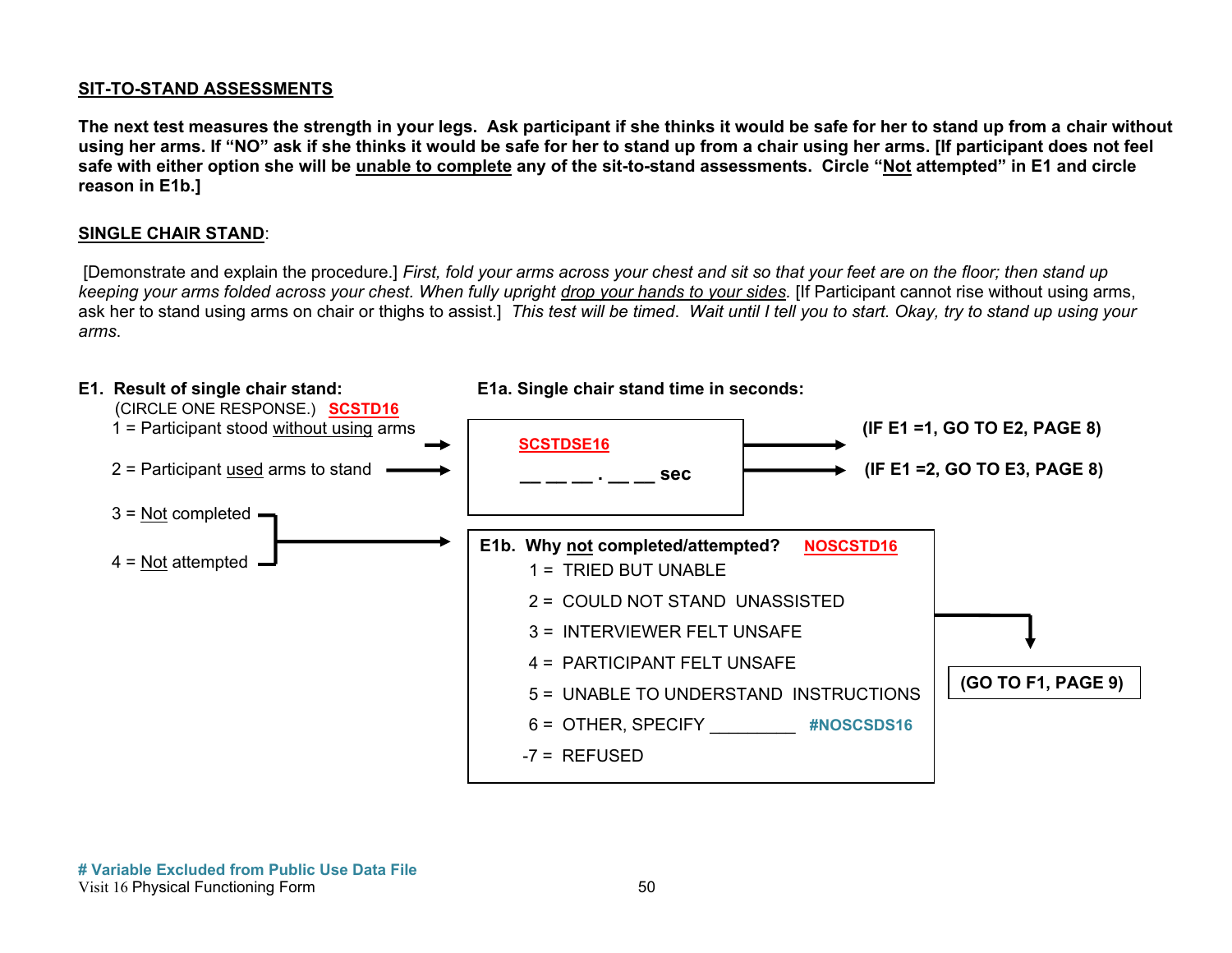**SIT-TO-STAND ASSESSMENTS**

**The next test measures the strength in your legs. Ask participant if she thinks it would be safe for her to stand up from a chair without using her arms. If "NO" ask if she thinks it would be safe for her to stand up from a chair using her arms. [If participant does not feel safe with either option she will be unable to complete any of the sit-to-stand assessments. Circle "Not attempted" in E1 and circle reason in E1b.]**

**SINGLE CHAIR STAND**:

[Demonstrate and explain the procedure.] *First, fold your arms across your chest and sit so that your feet are on the floor; then stand up keeping your arms folded across your chest. When fully upright drop your hands to your sides.* [If Participant cannot rise without using arms, ask her to stand using arms on chair or thighs to assist.] *This test will be timed. Wait until I tell you to start. Okay, try to stand up using your arms.*

**E1. Result of single chair stand:**
(CIRCLE ONE RESPONSE.) **SCSTD16**

1 = Participant stood without using arms → E1a
2 = Participant used arms to stand → E1a
3 = Not completed → E1b
4 = Not attempted → E1b

**E1a. Single chair stand time in seconds:**

**SCSTDSE16**

__ __ __ . __ __ sec

**(IF E1 =1, GO TO E2, PAGE 8)**
**(IF E1 =2, GO TO E3, PAGE 8)**

**E1b. Why not completed/attempted? NOSCSTD16**

1 = TRIED BUT UNABLE
2 = COULD NOT STAND UNASSISTED
3 = INTERVIEWER FELT UNSAFE
4 = PARTICIPANT FELT UNSAFE
5 = UNABLE TO UNDERSTAND INSTRUCTIONS
6 = OTHER, SPECIFY _________ **#NOSCSDS16**
-7 = REFUSED

**(GO TO F1, PAGE 9)**

**# Variable Excluded from Public Use Data File**
Visit 16 Physical Functioning Form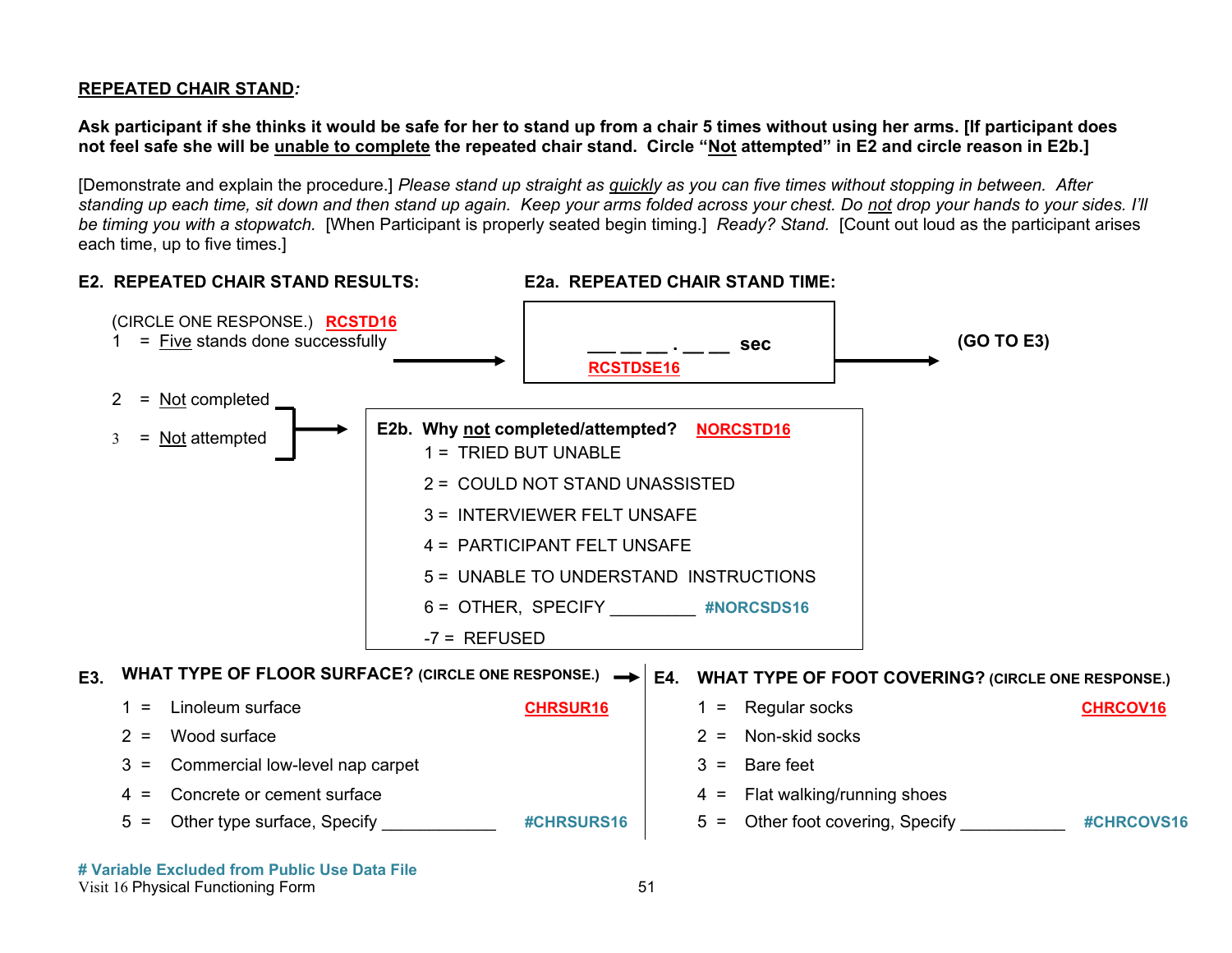**REPEATED CHAIR STAND:**

**Ask participant if she thinks it would be safe for her to stand up from a chair 5 times without using her arms. [If participant does not feel safe she will be unable to complete the repeated chair stand. Circle "Not attempted" in E2 and circle reason in E2b.]**

[Demonstrate and explain the procedure.] *Please stand up straight as quickly as you can five times without stopping in between. After standing up each time, sit down and then stand up again. Keep your arms folded across your chest. Do not drop your hands to your sides. I'll be timing you with a stopwatch.* [When Participant is properly seated begin timing.] *Ready? Stand.* [Count out loud as the participant arises each time, up to five times.]

**E2. REPEATED CHAIR STAND RESULTS:**

(CIRCLE ONE RESPONSE.) RCSTD16

1 = Five stands done successfully → **E2a. REPEATED CHAIR STAND TIME:** ___ ___ ___ . ___ ___ sec RCSTDSE16 → **(GO TO E3)**

2 = Not completed

3 = Not attempted

→ **E2b. Why not completed/attempted?** NORCSTD16

1 = TRIED BUT UNABLE

2 = COULD NOT STAND UNASSISTED

3 = INTERVIEWER FELT UNSAFE

4 = PARTICIPANT FELT UNSAFE

5 = UNABLE TO UNDERSTAND INSTRUCTIONS

6 = OTHER, SPECIFY _________ #NORCSDS16

-7 = REFUSED

**E3. WHAT TYPE OF FLOOR SURFACE?** (CIRCLE ONE RESPONSE.) CHRSUR16

1 = Linoleum surface

2 = Wood surface

3 = Commercial low-level nap carpet

4 = Concrete or cement surface

5 = Other type surface, Specify ____________ #CHRSURS16

**E4. WHAT TYPE OF FOOT COVERING?** (CIRCLE ONE RESPONSE.) CHRCOV16

1 = Regular socks

2 = Non-skid socks

3 = Bare feet

4 = Flat walking/running shoes

5 = Other foot covering, Specify ___________ #CHRCOVS16

# Variable Excluded from Public Use Data File

Visit 16 Physical Functioning Form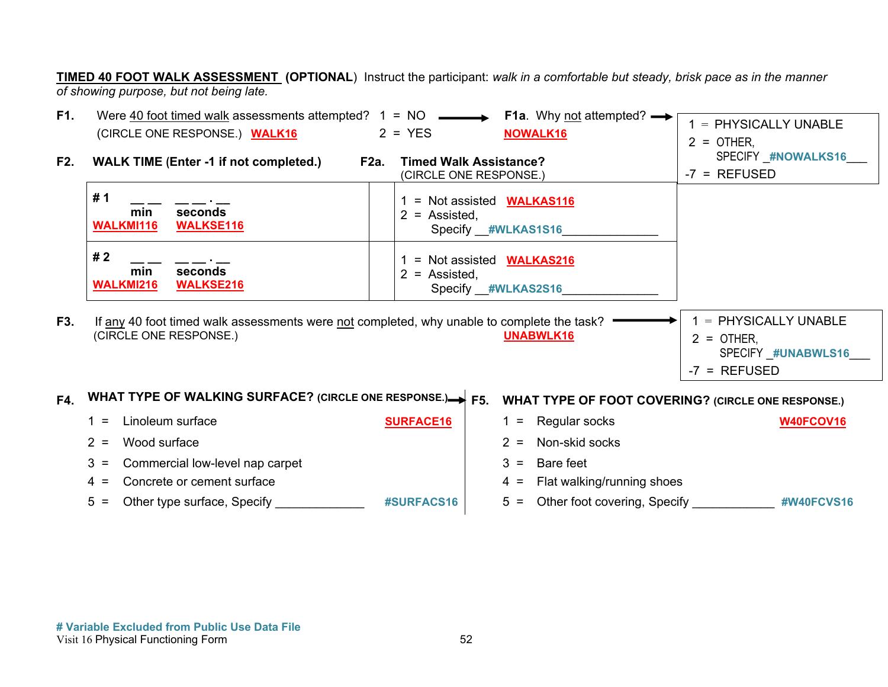**TIMED 40 FOOT WALK ASSESSMENT (OPTIONAL)** Instruct the participant: *walk in a comfortable but steady, brisk pace as in the manner of showing purpose, but not being late.*

**F1.** Were 40 foot timed walk assessments attempted? (CIRCLE ONE RESPONSE.) **WALK16**

- 1 = NO → **F1a.** Why not attempted? **NOWALK16** →
  - 1 = PHYSICALLY UNABLE
  - 2 = OTHER, SPECIFY _#NOWALKS16___
  - -7 = REFUSED
- 2 = YES

**F2. WALK TIME (Enter -1 if not completed.)**

**F2a. Timed Walk Assistance?** (CIRCLE ONE RESPONSE.)

| F2. Walk Time | | F2a. Timed Walk Assistance |
|---|---|---|
| # 1 __ __ min **WALKMI116** __ __ . __ seconds **WALKSE116** | | 1 = Not assisted **WALKAS116**<br>2 = Assisted, Specify __#WLKAS1S16______________ |
| # 2 __ __ min **WALKMI216** __ __ . __ seconds **WALKSE216** | | 1 = Not assisted **WALKAS216**<br>2 = Assisted, Specify __#WLKAS2S16______________ |

**F3.** If any 40 foot timed walk assessments were not completed, why unable to complete the task? (CIRCLE ONE RESPONSE.) **UNABWLK16** →

- 1 = PHYSICALLY UNABLE
- 2 = OTHER, SPECIFY _#UNABWLS16___
- -7 = REFUSED

**F4. WHAT TYPE OF WALKING SURFACE? (CIRCLE ONE RESPONSE.)** **SURFACE16**

1 = Linoleum surface
2 = Wood surface
3 = Commercial low-level nap carpet
4 = Concrete or cement surface
5 = Other type surface, Specify _____________ **#SURFACS16**

**F5. WHAT TYPE OF FOOT COVERING? (CIRCLE ONE RESPONSE.)** **W40FCOV16**

1 = Regular socks
2 = Non-skid socks
3 = Bare feet
4 = Flat walking/running shoes
5 = Other foot covering, Specify ____________ **#W40FCVS16**

**# Variable Excluded from Public Use Data File**
Visit 16 Physical Functioning Form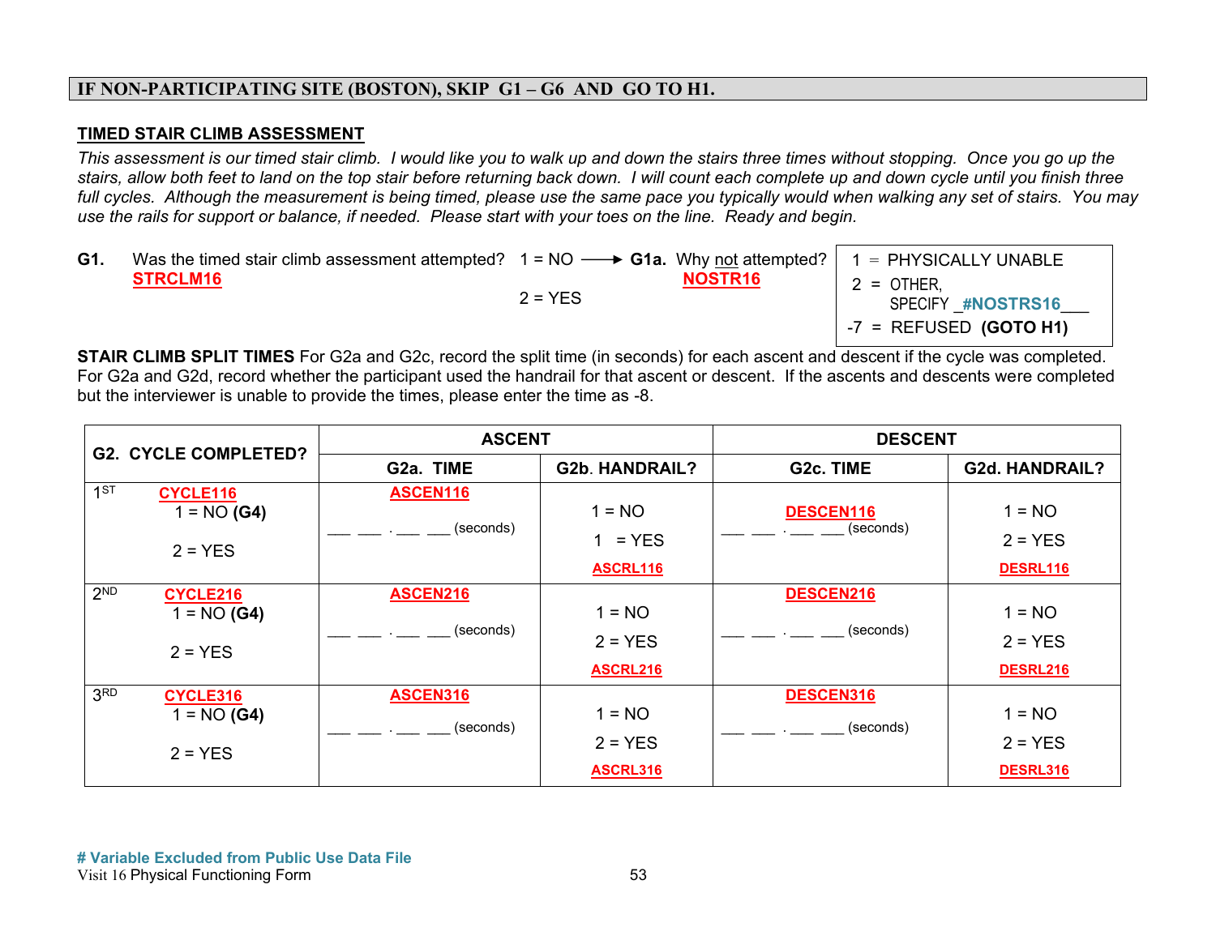**IF NON-PARTICIPATING SITE (BOSTON), SKIP G1 – G6 AND GO TO H1.**

## TIMED STAIR CLIMB ASSESSMENT

*This assessment is our timed stair climb. I would like you to walk up and down the stairs three times without stopping. Once you go up the stairs, allow both feet to land on the top stair before returning back down. I will count each complete up and down cycle until you finish three full cycles. Although the measurement is being timed, please use the same pace you typically would when walking any set of stairs. You may use the rails for support or balance, if needed. Please start with your toes on the line. Ready and begin.*

**G1.** Was the timed stair climb assessment attempted? **STRCLM16**

1 = NO ⟶ **G1a.** Why not attempted? **NOSTR16**

- 1 = PHYSICALLY UNABLE
- 2 = OTHER, SPECIFY _#NOSTRS16___
- -7 = REFUSED **(GOTO H1)**

2 = YES

**STAIR CLIMB SPLIT TIMES** For G2a and G2c, record the split time (in seconds) for each ascent and descent if the cycle was completed. For G2a and G2d, record whether the participant used the handrail for that ascent or descent. If the ascents and descents were completed but the interviewer is unable to provide the times, please enter the time as -8.

| G2. CYCLE COMPLETED? | ASCENT | | DESCENT | |
|---|---|---|---|---|
| | G2a. TIME | G2b. HANDRAIL? | G2c. TIME | G2d. HANDRAIL? |
| 1ST **CYCLE116** 1 = NO **(G4)** 2 = YES | **ASCEN116** ___ ___ . ___ ___ (seconds) | 1 = NO 1 = YES **ASCRL116** | **DESCEN116** ___ ___ . ___ ___ (seconds) | 1 = NO 2 = YES **DESRL116** |
| 2ND **CYCLE216** 1 = NO **(G4)** 2 = YES | **ASCEN216** ___ ___ . ___ ___ (seconds) | 1 = NO 2 = YES **ASCRL216** | **DESCEN216** ___ ___ . ___ ___ (seconds) | 1 = NO 2 = YES **DESRL216** |
| 3RD **CYCLE316** 1 = NO **(G4)** 2 = YES | **ASCEN316** ___ ___ . ___ ___ (seconds) | 1 = NO 2 = YES **ASCRL316** | **DESCEN316** ___ ___ . ___ ___ (seconds) | 1 = NO 2 = YES **DESRL316** |

**# Variable Excluded from Public Use Data File**

Visit 16 Physical Functioning Form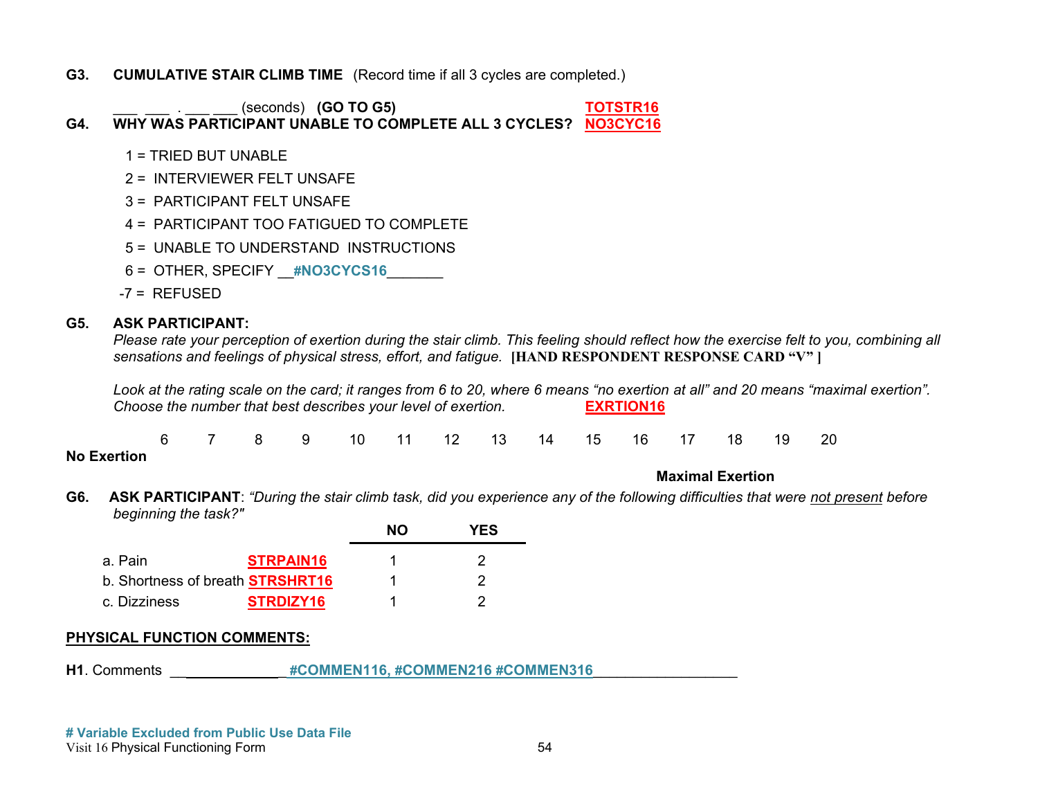**G3.** **CUMULATIVE STAIR CLIMB TIME** (Record time if all 3 cycles are completed.)

___ ___ . ___ ___ (seconds) **(GO TO G5)** **TOTSTR16**

**G4.** **WHY WAS PARTICIPANT UNABLE TO COMPLETE ALL 3 CYCLES?** **NO3CYC16**

1 = TRIED BUT UNABLE

2 = INTERVIEWER FELT UNSAFE

3 = PARTICIPANT FELT UNSAFE

4 = PARTICIPANT TOO FATIGUED TO COMPLETE

5 = UNABLE TO UNDERSTAND INSTRUCTIONS

6 = OTHER, SPECIFY __**#NO3CYCS16**_______

-7 = REFUSED

**G5.** **ASK PARTICIPANT:**
*Please rate your perception of exertion during the stair climb. This feeling should reflect how the exercise felt to you, combining all sensations and feelings of physical stress, effort, and fatigue.* **[HAND RESPONDENT RESPONSE CARD "V" ]**

*Look at the rating scale on the card; it ranges from 6 to 20, where 6 means "no exertion at all" and 20 means "maximal exertion". Choose the number that best describes your level of exertion.* **EXRTION16**

6 7 8 9 10 11 12 13 14 15 16 17 18 19 20

**No Exertion** **Maximal Exertion**

**G6.** **ASK PARTICIPANT**: *"During the stair climb task, did you experience any of the following difficulties that were not present before beginning the task?"*

| | | NO | YES |
|---|---|---|---|
| a. Pain | **STRPAIN16** | 1 | 2 |
| b. Shortness of breath | **STRSHRT16** | 1 | 2 |
| c. Dizziness | **STRDIZY16** | 1 | 2 |

**PHYSICAL FUNCTION COMMENTS:**

**H1**. Comments ______________**#COMMEN116, #COMMEN216 #COMMEN316**__________________

**# Variable Excluded from Public Use Data File**